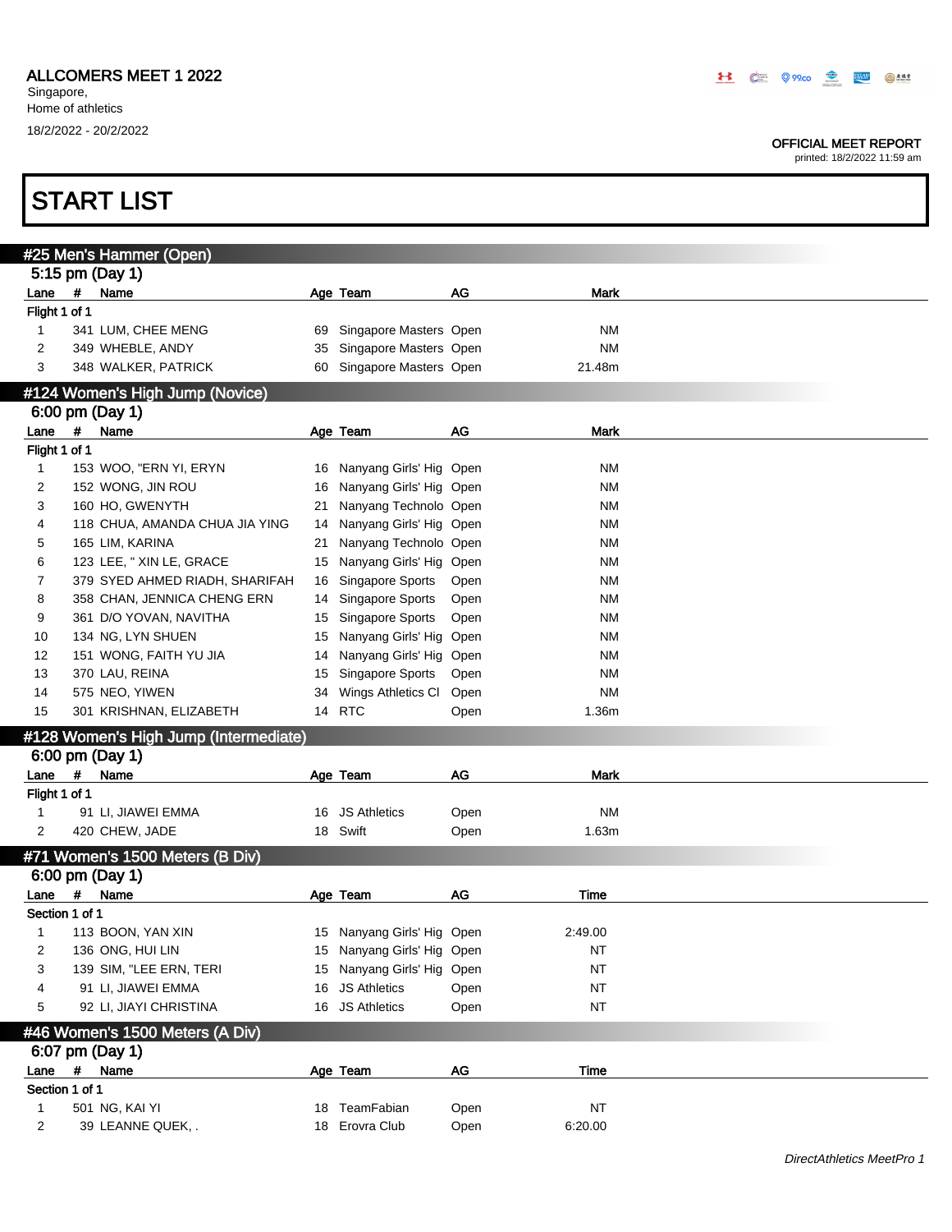ALLCOMERS MEET 1 2022
Singapore,
Home of athletics
18/2/2022 - 20/2/2022

OFFICIAL MEET REPORT
printed: 18/2/2022 11:59 am

# START LIST

## #25 Men's Hammer (Open)

### 5:15 pm (Day 1)

| Lane | # | Name | Age | Team | AG | Mark |
|---|---|---|---|---|---|---|
| **Flight 1 of 1** | | | | | | |
| 1 | 341 | LUM, CHEE MENG | 69 | Singapore Masters | Open | NM |
| 2 | 349 | WHEBLE, ANDY | 35 | Singapore Masters | Open | NM |
| 3 | 348 | WALKER, PATRICK | 60 | Singapore Masters | Open | 21.48m |

## #124 Women's High Jump (Novice)

### 6:00 pm (Day 1)

| Lane | # | Name | Age | Team | AG | Mark |
|---|---|---|---|---|---|---|
| **Flight 1 of 1** | | | | | | |
| 1 | 153 | WOO, "ERN YI, ERYN | 16 | Nanyang Girls' Hig | Open | NM |
| 2 | 152 | WONG, JIN ROU | 16 | Nanyang Girls' Hig | Open | NM |
| 3 | 160 | HO, GWENYTH | 21 | Nanyang Technolo | Open | NM |
| 4 | 118 | CHUA, AMANDA CHUA JIA YING | 14 | Nanyang Girls' Hig | Open | NM |
| 5 | 165 | LIM, KARINA | 21 | Nanyang Technolo | Open | NM |
| 6 | 123 | LEE, " XIN LE, GRACE | 15 | Nanyang Girls' Hig | Open | NM |
| 7 | 379 | SYED AHMED RIADH, SHARIFAH | 16 | Singapore Sports | Open | NM |
| 8 | 358 | CHAN, JENNICA CHENG ERN | 14 | Singapore Sports | Open | NM |
| 9 | 361 | D/O YOVAN, NAVITHA | 15 | Singapore Sports | Open | NM |
| 10 | 134 | NG, LYN SHUEN | 15 | Nanyang Girls' Hig | Open | NM |
| 12 | 151 | WONG, FAITH YU JIA | 14 | Nanyang Girls' Hig | Open | NM |
| 13 | 370 | LAU, REINA | 15 | Singapore Sports | Open | NM |
| 14 | 575 | NEO, YIWEN | 34 | Wings Athletics Cl | Open | NM |
| 15 | 301 | KRISHNAN, ELIZABETH | 14 | RTC | Open | 1.36m |

## #128 Women's High Jump (Intermediate)

### 6:00 pm (Day 1)

| Lane | # | Name | Age | Team | AG | Mark |
|---|---|---|---|---|---|---|
| **Flight 1 of 1** | | | | | | |
| 1 | 91 | LI, JIAWEI EMMA | 16 | JS Athletics | Open | NM |
| 2 | 420 | CHEW, JADE | 18 | Swift | Open | 1.63m |

## #71 Women's 1500 Meters (B Div)

### 6:00 pm (Day 1)

| Lane | # | Name | Age | Team | AG | Time |
|---|---|---|---|---|---|---|
| **Section 1 of 1** | | | | | | |
| 1 | 113 | BOON, YAN XIN | 15 | Nanyang Girls' Hig | Open | 2:49.00 |
| 2 | 136 | ONG, HUI LIN | 15 | Nanyang Girls' Hig | Open | NT |
| 3 | 139 | SIM, "LEE ERN, TERI | 15 | Nanyang Girls' Hig | Open | NT |
| 4 | 91 | LI, JIAWEI EMMA | 16 | JS Athletics | Open | NT |
| 5 | 92 | LI, JIAYI CHRISTINA | 16 | JS Athletics | Open | NT |

## #46 Women's 1500 Meters (A Div)

### 6:07 pm (Day 1)

| Lane | # | Name | Age | Team | AG | Time |
|---|---|---|---|---|---|---|
| **Section 1 of 1** | | | | | | |
| 1 | 501 | NG, KAI YI | 18 | TeamFabian | Open | NT |
| 2 | 39 | LEANNE QUEK, . | 18 | Erovra Club | Open | 6:20.00 |

*DirectAthletics MeetPro 1*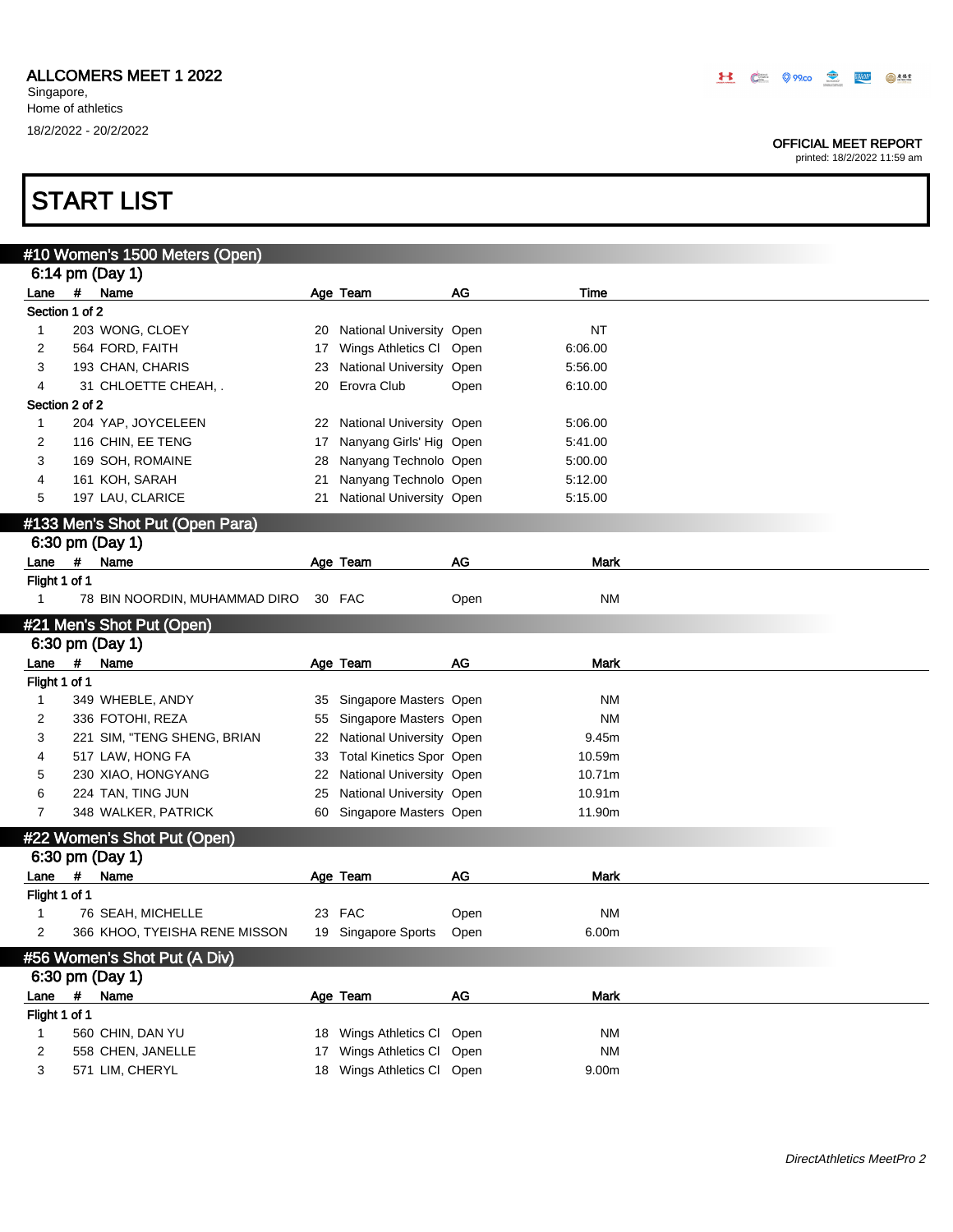ALLCOMERS MEET 1 2022

Singapore,
Home of athletics

18/2/2022 - 20/2/2022

OFFICIAL MEET REPORT
printed: 18/2/2022 11:59 am

# START LIST

## #10 Women's 1500 Meters (Open)

6:14 pm (Day 1)

| Lane | # | Name | Age | Team | AG | Time |
|---|---|---|---|---|---|---|
| **Section 1 of 2** | | | | | | |
| 1 | 203 | WONG, CLOEY | 20 | National University | Open | NT |
| 2 | 564 | FORD, FAITH | 17 | Wings Athletics Cl | Open | 6:06.00 |
| 3 | 193 | CHAN, CHARIS | 23 | National University | Open | 5:56.00 |
| 4 | 31 | CHLOETTE CHEAH, . | 20 | Erovra Club | Open | 6:10.00 |
| **Section 2 of 2** | | | | | | |
| 1 | 204 | YAP, JOYCELEEN | 22 | National University | Open | 5:06.00 |
| 2 | 116 | CHIN, EE TENG | 17 | Nanyang Girls' Hig | Open | 5:41.00 |
| 3 | 169 | SOH, ROMAINE | 28 | Nanyang Technolo | Open | 5:00.00 |
| 4 | 161 | KOH, SARAH | 21 | Nanyang Technolo | Open | 5:12.00 |
| 5 | 197 | LAU, CLARICE | 21 | National University | Open | 5:15.00 |

## #133 Men's Shot Put (Open Para)

6:30 pm (Day 1)

| Lane | # | Name | Age | Team | AG | Mark |
|---|---|---|---|---|---|---|
| **Flight 1 of 1** | | | | | | |
| 1 | 78 | BIN NOORDIN, MUHAMMAD DIRO | 30 | FAC | Open | NM |

## #21 Men's Shot Put (Open)

6:30 pm (Day 1)

| Lane | # | Name | Age | Team | AG | Mark |
|---|---|---|---|---|---|---|
| **Flight 1 of 1** | | | | | | |
| 1 | 349 | WHEBLE, ANDY | 35 | Singapore Masters | Open | NM |
| 2 | 336 | FOTOHI, REZA | 55 | Singapore Masters | Open | NM |
| 3 | 221 | SIM, "TENG SHENG, BRIAN | 22 | National University | Open | 9.45m |
| 4 | 517 | LAW, HONG FA | 33 | Total Kinetics Spor | Open | 10.59m |
| 5 | 230 | XIAO, HONGYANG | 22 | National University | Open | 10.71m |
| 6 | 224 | TAN, TING JUN | 25 | National University | Open | 10.91m |
| 7 | 348 | WALKER, PATRICK | 60 | Singapore Masters | Open | 11.90m |

## #22 Women's Shot Put (Open)

6:30 pm (Day 1)

| Lane | # | Name | Age | Team | AG | Mark |
|---|---|---|---|---|---|---|
| **Flight 1 of 1** | | | | | | |
| 1 | 76 | SEAH, MICHELLE | 23 | FAC | Open | NM |
| 2 | 366 | KHOO, TYEISHA RENE MISSON | 19 | Singapore Sports | Open | 6.00m |

## #56 Women's Shot Put (A Div)

6:30 pm (Day 1)

| Lane | # | Name | Age | Team | AG | Mark |
|---|---|---|---|---|---|---|
| **Flight 1 of 1** | | | | | | |
| 1 | 560 | CHIN, DAN YU | 18 | Wings Athletics Cl | Open | NM |
| 2 | 558 | CHEN, JANELLE | 17 | Wings Athletics Cl | Open | NM |
| 3 | 571 | LIM, CHERYL | 18 | Wings Athletics Cl | Open | 9.00m |

*DirectAthletics MeetPro 2*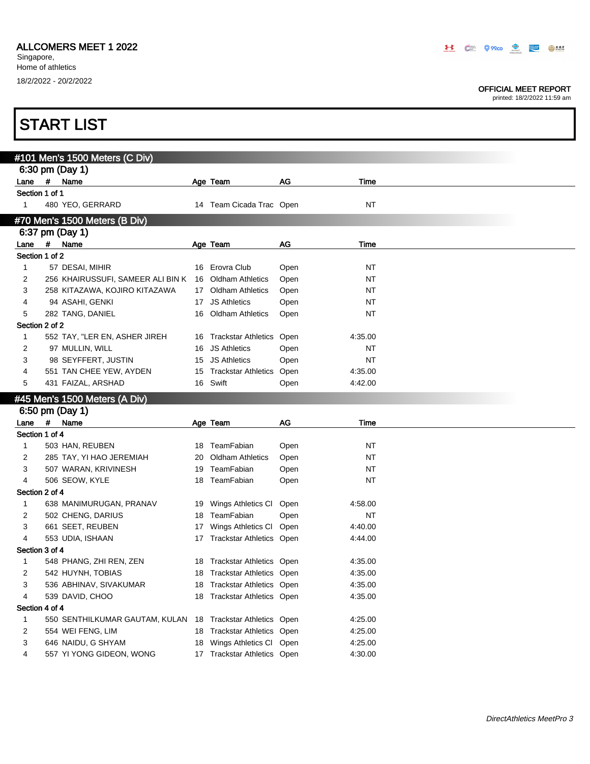ALLCOMERS MEET 1 2022
Singapore,
Home of athletics
18/2/2022 - 20/2/2022

OFFICIAL MEET REPORT
printed: 18/2/2022 11:59 am

# START LIST

## #101 Men's 1500 Meters (C Div)

6:30 pm (Day 1)

| Lane | # | Name | Age | Team | AG | Time |
|---|---|---|---|---|---|---|
| **Section 1 of 1** | | | | | | |
| 1 | 480 | YEO, GERRARD | 14 | Team Cicada Trac | Open | NT |

## #70 Men's 1500 Meters (B Div)

6:37 pm (Day 1)

| Lane | # | Name | Age | Team | AG | Time |
|---|---|---|---|---|---|---|
| **Section 1 of 2** | | | | | | |
| 1 | 57 | DESAI, MIHIR | 16 | Erovra Club | Open | NT |
| 2 | 256 | KHAIRUSSUFI, SAMEER ALI BIN K | 16 | Oldham Athletics | Open | NT |
| 3 | 258 | KITAZAWA, KOJIRO KITAZAWA | 17 | Oldham Athletics | Open | NT |
| 4 | 94 | ASAHI, GENKI | 17 | JS Athletics | Open | NT |
| 5 | 282 | TANG, DANIEL | 16 | Oldham Athletics | Open | NT |
| **Section 2 of 2** | | | | | | |
| 1 | 552 | TAY, "LER EN, ASHER JIREH | 16 | Trackstar Athletics | Open | 4:35.00 |
| 2 | 97 | MULLIN, WILL | 16 | JS Athletics | Open | NT |
| 3 | 98 | SEYFFERT, JUSTIN | 15 | JS Athletics | Open | NT |
| 4 | 551 | TAN CHEE YEW, AYDEN | 15 | Trackstar Athletics | Open | 4:35.00 |
| 5 | 431 | FAIZAL, ARSHAD | 16 | Swift | Open | 4:42.00 |

## #45 Men's 1500 Meters (A Div)

6:50 pm (Day 1)

| Lane | # | Name | Age | Team | AG | Time |
|---|---|---|---|---|---|---|
| **Section 1 of 4** | | | | | | |
| 1 | 503 | HAN, REUBEN | 18 | TeamFabian | Open | NT |
| 2 | 285 | TAY, YI HAO JEREMIAH | 20 | Oldham Athletics | Open | NT |
| 3 | 507 | WARAN, KRIVINESH | 19 | TeamFabian | Open | NT |
| 4 | 506 | SEOW, KYLE | 18 | TeamFabian | Open | NT |
| **Section 2 of 4** | | | | | | |
| 1 | 638 | MANIMURUGAN, PRANAV | 19 | Wings Athletics Cl | Open | 4:58.00 |
| 2 | 502 | CHENG, DARIUS | 18 | TeamFabian | Open | NT |
| 3 | 661 | SEET, REUBEN | 17 | Wings Athletics Cl | Open | 4:40.00 |
| 4 | 553 | UDIA, ISHAAN | 17 | Trackstar Athletics | Open | 4:44.00 |
| **Section 3 of 4** | | | | | | |
| 1 | 548 | PHANG, ZHI REN, ZEN | 18 | Trackstar Athletics | Open | 4:35.00 |
| 2 | 542 | HUYNH, TOBIAS | 18 | Trackstar Athletics | Open | 4:35.00 |
| 3 | 536 | ABHINAV, SIVAKUMAR | 18 | Trackstar Athletics | Open | 4:35.00 |
| 4 | 539 | DAVID, CHOO | 18 | Trackstar Athletics | Open | 4:35.00 |
| **Section 4 of 4** | | | | | | |
| 1 | 550 | SENTHILKUMAR GAUTAM, KULAN | 18 | Trackstar Athletics | Open | 4:25.00 |
| 2 | 554 | WEI FENG, LIM | 18 | Trackstar Athletics | Open | 4:25.00 |
| 3 | 646 | NAIDU, G SHYAM | 18 | Wings Athletics Cl | Open | 4:25.00 |
| 4 | 557 | YI YONG GIDEON, WONG | 17 | Trackstar Athletics | Open | 4:30.00 |

*DirectAthletics MeetPro 3*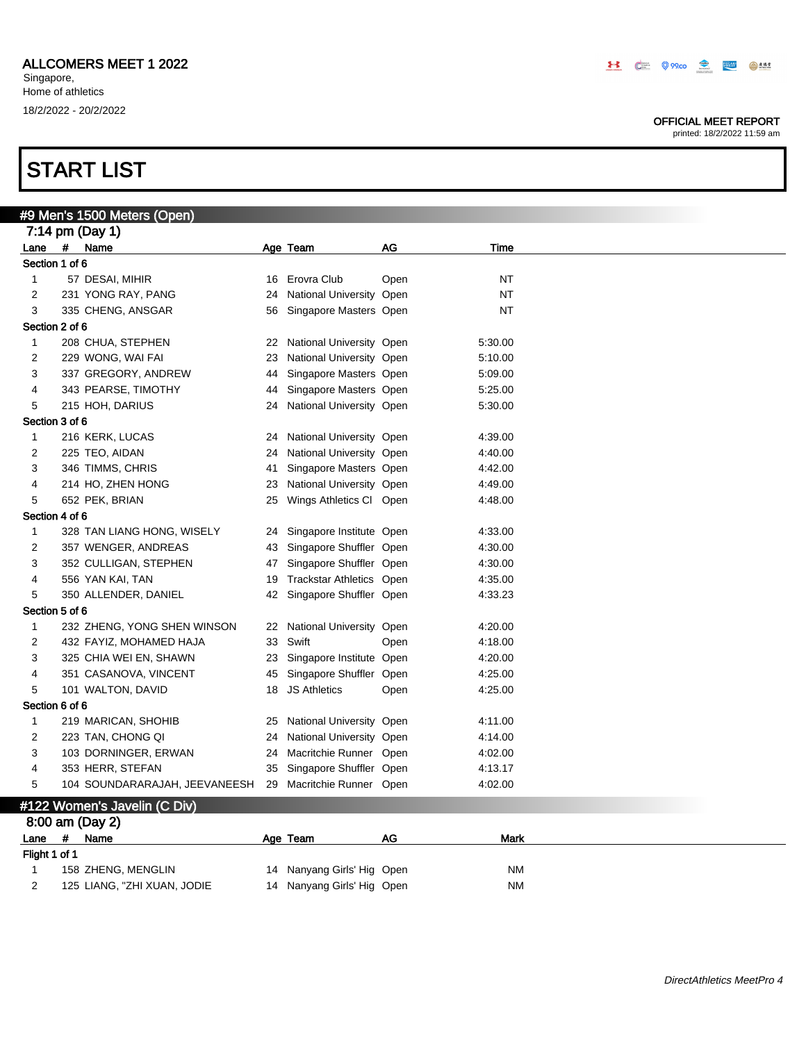ALLCOMERS MEET 1 2022
Singapore,
Home of athletics
18/2/2022 - 20/2/2022

OFFICIAL MEET REPORT
printed: 18/2/2022 11:59 am

# START LIST

## #9 Men's 1500 Meters (Open)

7:14 pm (Day 1)

| Lane | # | Name | Age | Team | AG | Time |
|---|---|---|---|---|---|---|
| **Section 1 of 6** | | | | | | |
| 1 | 57 | DESAI, MIHIR | 16 | Erovra Club | Open | NT |
| 2 | 231 | YONG RAY, PANG | 24 | National University | Open | NT |
| 3 | 335 | CHENG, ANSGAR | 56 | Singapore Masters | Open | NT |
| **Section 2 of 6** | | | | | | |
| 1 | 208 | CHUA, STEPHEN | 22 | National University | Open | 5:30.00 |
| 2 | 229 | WONG, WAI FAI | 23 | National University | Open | 5:10.00 |
| 3 | 337 | GREGORY, ANDREW | 44 | Singapore Masters | Open | 5:09.00 |
| 4 | 343 | PEARSE, TIMOTHY | 44 | Singapore Masters | Open | 5:25.00 |
| 5 | 215 | HOH, DARIUS | 24 | National University | Open | 5:30.00 |
| **Section 3 of 6** | | | | | | |
| 1 | 216 | KERK, LUCAS | 24 | National University | Open | 4:39.00 |
| 2 | 225 | TEO, AIDAN | 24 | National University | Open | 4:40.00 |
| 3 | 346 | TIMMS, CHRIS | 41 | Singapore Masters | Open | 4:42.00 |
| 4 | 214 | HO, ZHEN HONG | 23 | National University | Open | 4:49.00 |
| 5 | 652 | PEK, BRIAN | 25 | Wings Athletics Cl | Open | 4:48.00 |
| **Section 4 of 6** | | | | | | |
| 1 | 328 | TAN LIANG HONG, WISELY | 24 | Singapore Institute | Open | 4:33.00 |
| 2 | 357 | WENGER, ANDREAS | 43 | Singapore Shuffler | Open | 4:30.00 |
| 3 | 352 | CULLIGAN, STEPHEN | 47 | Singapore Shuffler | Open | 4:30.00 |
| 4 | 556 | YAN KAI, TAN | 19 | Trackstar Atletics | Open | 4:35.00 |
| 5 | 350 | ALLENDER, DANIEL | 42 | Singapore Shuffler | Open | 4:33.23 |
| **Section 5 of 6** | | | | | | |
| 1 | 232 | ZHENG, YONG SHEN WINSON | 22 | National University | Open | 4:20.00 |
| 2 | 432 | FAYIZ, MOHAMED HAJA | 33 | Swift | Open | 4:18.00 |
| 3 | 325 | CHIA WEI EN, SHAWN | 23 | Singapore Institute | Open | 4:20.00 |
| 4 | 351 | CASANOVA, VINCENT | 45 | Singapore Shuffler | Open | 4:25.00 |
| 5 | 101 | WALTON, DAVID | 18 | JS Athletics | Open | 4:25.00 |
| **Section 6 of 6** | | | | | | |
| 1 | 219 | MARICAN, SHOHIB | 25 | National University | Open | 4:11.00 |
| 2 | 223 | TAN, CHONG QI | 24 | National University | Open | 4:14.00 |
| 3 | 103 | DORNINGER, ERWAN | 24 | Macritchie Runner | Open | 4:02.00 |
| 4 | 353 | HERR, STEFAN | 35 | Singapore Shuffler | Open | 4:13.17 |
| 5 | 104 | SOUNDARARAJAH, JEEVANEESH | 29 | Macritchie Runner | Open | 4:02.00 |

## #122 Women's Javelin (C Div)

8:00 am (Day 2)

| Lane | # | Name | Age | Team | AG | Mark |
|---|---|---|---|---|---|---|
| **Flight 1 of 1** | | | | | | |
| 1 | 158 | ZHENG, MENGLIN | 14 | Nanyang Girls' Hig | Open | NM |
| 2 | 125 | LIANG, "ZHI XUAN, JODIE | 14 | Nanyang Girls' Hig | Open | NM |

*DirectAthletics MeetPro 4*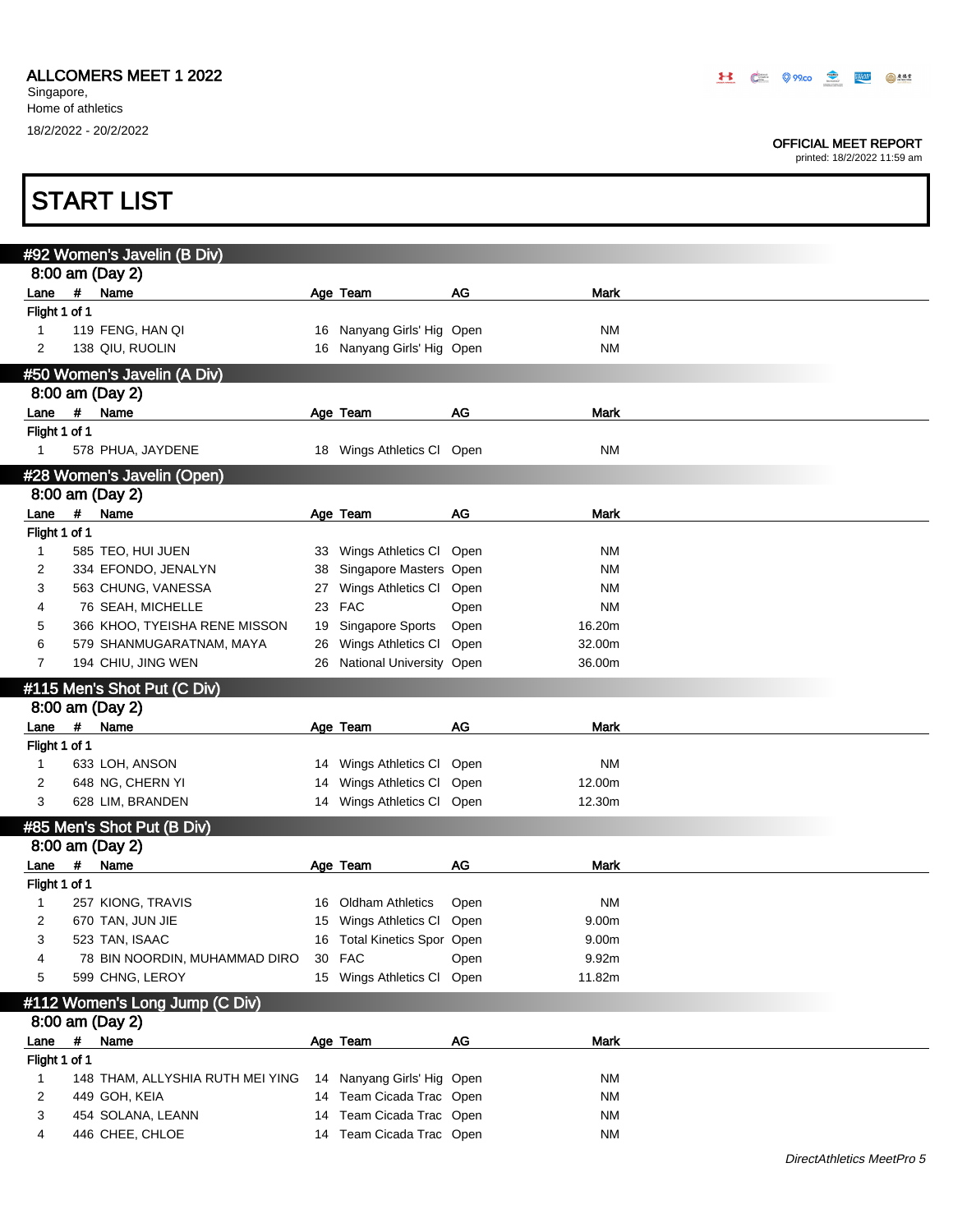ALLCOMERS MEET 1 2022
Singapore,
Home of athletics
18/2/2022 - 20/2/2022

OFFICIAL MEET REPORT
printed: 18/2/2022 11:59 am

# START LIST

## #92 Women's Javelin (B Div)

8:00 am (Day 2)

| Lane | # | Name | Age | Team | AG | Mark |
|---|---|---|---|---|---|---|
| Flight 1 of 1 | | | | | | |
| 1 | 119 | FENG, HAN QI | 16 | Nanyang Girls' Hig | Open | NM |
| 2 | 138 | QIU, RUOLIN | 16 | Nanyang Girls' Hig | Open | NM |

## #50 Women's Javelin (A Div)

8:00 am (Day 2)

| Lane | # | Name | Age | Team | AG | Mark |
|---|---|---|---|---|---|---|
| Flight 1 of 1 | | | | | | |
| 1 | 578 | PHUA, JAYDENE | 18 | Wings Athletics Cl | Open | NM |

## #28 Women's Javelin (Open)

8:00 am (Day 2)

| Lane | # | Name | Age | Team | AG | Mark |
|---|---|---|---|---|---|---|
| Flight 1 of 1 | | | | | | |
| 1 | 585 | TEO, HUI JUEN | 33 | Wings Athletics Cl | Open | NM |
| 2 | 334 | EFONDO, JENALYN | 38 | Singapore Masters | Open | NM |
| 3 | 563 | CHUNG, VANESSA | 27 | Wings Athletics Cl | Open | NM |
| 4 | 76 | SEAH, MICHELLE | 23 | FAC | Open | NM |
| 5 | 366 | KHOO, TYEISHA RENE MISSON | 19 | Singapore Sports | Open | 16.20m |
| 6 | 579 | SHANMUGARATNAM, MAYA | 26 | Wings Athletics Cl | Open | 32.00m |
| 7 | 194 | CHIU, JING WEN | 26 | National University | Open | 36.00m |

## #115 Men's Shot Put (C Div)

8:00 am (Day 2)

| Lane | # | Name | Age | Team | AG | Mark |
|---|---|---|---|---|---|---|
| Flight 1 of 1 | | | | | | |
| 1 | 633 | LOH, ANSON | 14 | Wings Athletics Cl | Open | NM |
| 2 | 648 | NG, CHERN YI | 14 | Wings Athletics Cl | Open | 12.00m |
| 3 | 628 | LIM, BRANDEN | 14 | Wings Athletics Cl | Open | 12.30m |

## #85 Men's Shot Put (B Div)

8:00 am (Day 2)

| Lane | # | Name | Age | Team | AG | Mark |
|---|---|---|---|---|---|---|
| Flight 1 of 1 | | | | | | |
| 1 | 257 | KIONG, TRAVIS | 16 | Oldham Athletics | Open | NM |
| 2 | 670 | TAN, JUN JIE | 15 | Wings Athletics Cl | Open | 9.00m |
| 3 | 523 | TAN, ISAAC | 16 | Total Kinetics Spor | Open | 9.00m |
| 4 | 78 | BIN NOORDIN, MUHAMMAD DIRO | 30 | FAC | Open | 9.92m |
| 5 | 599 | CHNG, LEROY | 15 | Wings Athletics Cl | Open | 11.82m |

## #112 Women's Long Jump (C Div)

8:00 am (Day 2)

| Lane | # | Name | Age | Team | AG | Mark |
|---|---|---|---|---|---|---|
| Flight 1 of 1 | | | | | | |
| 1 | 148 | THAM, ALLYSHIA RUTH MEI YING | 14 | Nanyang Girls' Hig | Open | NM |
| 2 | 449 | GOH, KEIA | 14 | Team Cicada Trac | Open | NM |
| 3 | 454 | SOLANA, LEANN | 14 | Team Cicada Trac | Open | NM |
| 4 | 446 | CHEE, CHLOE | 14 | Team Cicada Trac | Open | NM |

*DirectAthletics MeetPro 5*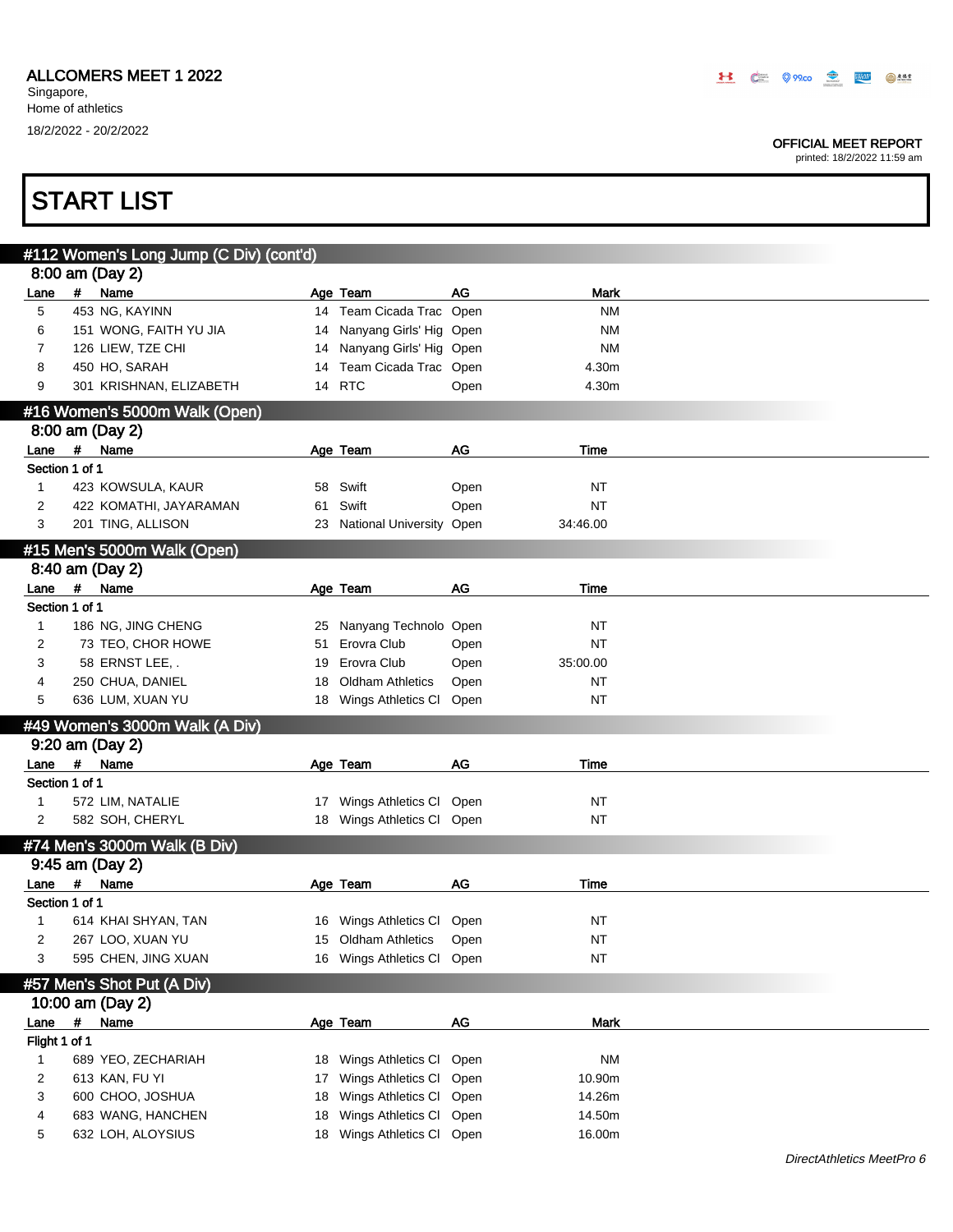ALLCOMERS MEET 1 2022
Singapore,
Home of athletics
18/2/2022 - 20/2/2022

OFFICIAL MEET REPORT
printed: 18/2/2022 11:59 am

# START LIST

## #112 Women's Long Jump (C Div) (cont'd)

### 8:00 am (Day 2)

| Lane | # | Name | Age | Team | AG | Mark |
|---|---|---|---|---|---|---|
| 5 | 453 | NG, KAYINN | 14 | Team Cicada Trac | Open | NM |
| 6 | 151 | WONG, FAITH YU JIA | 14 | Nanyang Girls' Hig | Open | NM |
| 7 | 126 | LIEW, TZE CHI | 14 | Nanyang Girls' Hig | Open | NM |
| 8 | 450 | HO, SARAH | 14 | Team Cicada Trac | Open | 4.30m |
| 9 | 301 | KRISHNAN, ELIZABETH | 14 | RTC | Open | 4.30m |

## #16 Women's 5000m Walk (Open)

### 8:00 am (Day 2)

Section 1 of 1

| Lane | # | Name | Age | Team | AG | Time |
|---|---|---|---|---|---|---|
| 1 | 423 | KOWSULA, KAUR | 58 | Swift | Open | NT |
| 2 | 422 | KOMATHI, JAYARAMAN | 61 | Swift | Open | NT |
| 3 | 201 | TING, ALLISON | 23 | National University | Open | 34:46.00 |

## #15 Men's 5000m Walk (Open)

### 8:40 am (Day 2)

Section 1 of 1

| Lane | # | Name | Age | Team | AG | Time |
|---|---|---|---|---|---|---|
| 1 | 186 | NG, JING CHENG | 25 | Nanyang Technolo | Open | NT |
| 2 | 73 | TEO, CHOR HOWE | 51 | Erovra Club | Open | NT |
| 3 | 58 | ERNST LEE, . | 19 | Erovra Club | Open | 35:00.00 |
| 4 | 250 | CHUA, DANIEL | 18 | Oldham Athletics | Open | NT |
| 5 | 636 | LUM, XUAN YU | 18 | Wings Athletics Cl | Open | NT |

## #49 Women's 3000m Walk (A Div)

### 9:20 am (Day 2)

Section 1 of 1

| Lane | # | Name | Age | Team | AG | Time |
|---|---|---|---|---|---|---|
| 1 | 572 | LIM, NATALIE | 17 | Wings Athletics Cl | Open | NT |
| 2 | 582 | SOH, CHERYL | 18 | Wings Athletics Cl | Open | NT |

## #74 Men's 3000m Walk (B Div)

### 9:45 am (Day 2)

Section 1 of 1

| Lane | # | Name | Age | Team | AG | Time |
|---|---|---|---|---|---|---|
| 1 | 614 | KHAI SHYAN, TAN | 16 | Wings Athletics Cl | Open | NT |
| 2 | 267 | LOO, XUAN YU | 15 | Oldham Athletics | Open | NT |
| 3 | 595 | CHEN, JING XUAN | 16 | Wings Athletics Cl | Open | NT |

## #57 Men's Shot Put (A Div)

### 10:00 am (Day 2)

Flight 1 of 1

| Lane | # | Name | Age | Team | AG | Mark |
|---|---|---|---|---|---|---|
| 1 | 689 | YEO, ZECHARIAH | 18 | Wings Athletics Cl | Open | NM |
| 2 | 613 | KAN, FU YI | 17 | Wings Athletics Cl | Open | 10.90m |
| 3 | 600 | CHOO, JOSHUA | 18 | Wings Athletics Cl | Open | 14.26m |
| 4 | 683 | WANG, HANCHEN | 18 | Wings Athletics Cl | Open | 14.50m |
| 5 | 632 | LOH, ALOYSIUS | 18 | Wings Athletics Cl | Open | 16.00m |

*DirectAthletics MeetPro 6*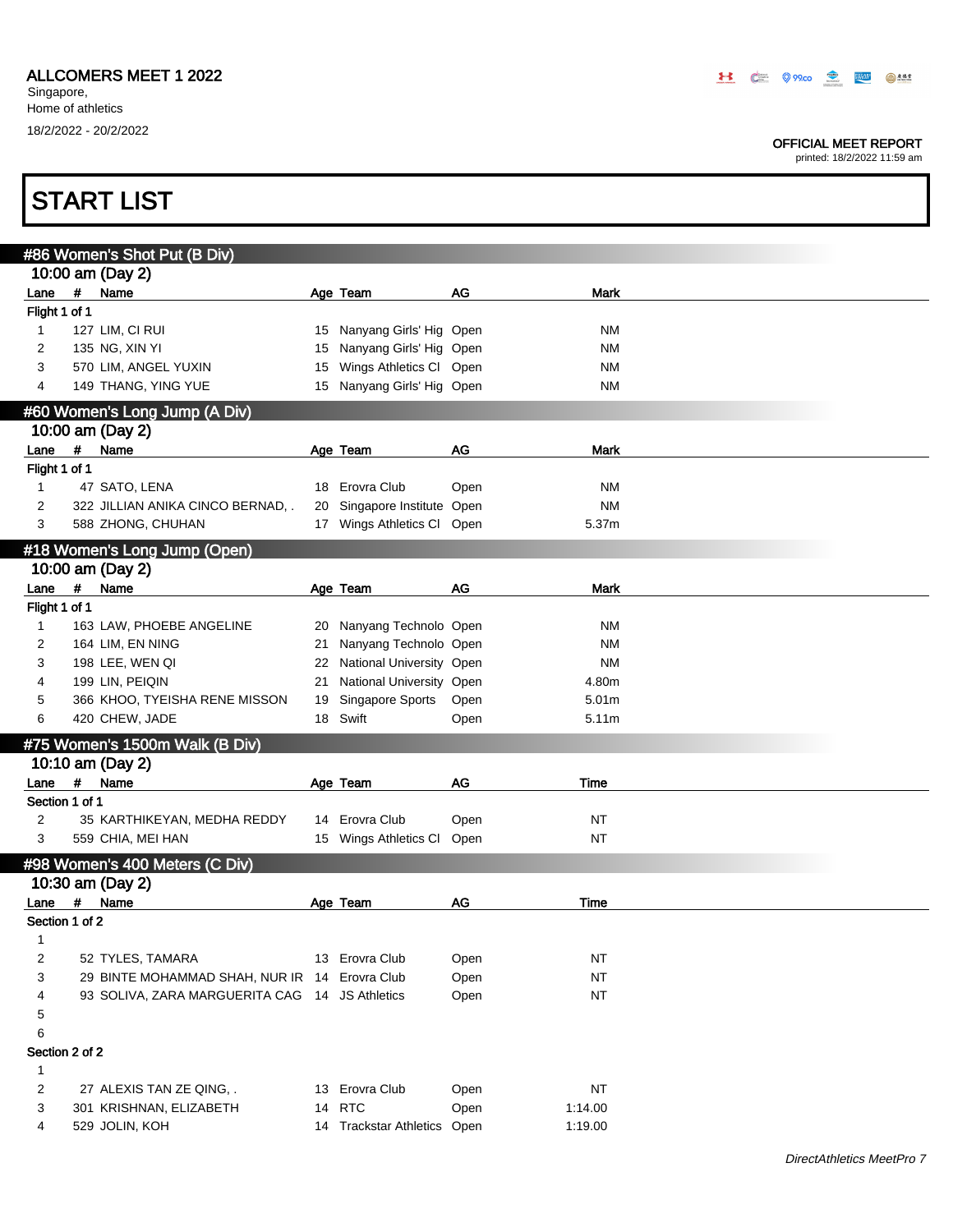ALLCOMERS MEET 1 2022

Singapore,
Home of athletics

18/2/2022 - 20/2/2022

OFFICIAL MEET REPORT
printed: 18/2/2022 11:59 am

# START LIST

## #86 Women's Shot Put (B Div)

10:00 am (Day 2)

| Lane | # | Name | Age | Team | AG | Mark |
|---|---|---|---|---|---|---|
| **Flight 1 of 1** | | | | | | |
| 1 | 127 | LIM, CI RUI | 15 | Nanyang Girls' Hig | Open | NM |
| 2 | 135 | NG, XIN YI | 15 | Nanyang Girls' Hig | Open | NM |
| 3 | 570 | LIM, ANGEL YUXIN | 15 | Wings Athletics Cl | Open | NM |
| 4 | 149 | THANG, YING YUE | 15 | Nanyang Girls' Hig | Open | NM |

## #60 Women's Long Jump (A Div)

10:00 am (Day 2)

| Lane | # | Name | Age | Team | AG | Mark |
|---|---|---|---|---|---|---|
| **Flight 1 of 1** | | | | | | |
| 1 | 47 | SATO, LENA | 18 | Erovra Club | Open | NM |
| 2 | 322 | JILLIAN ANIKA CINCO BERNAD, . | 20 | Singapore Institute | Open | NM |
| 3 | 588 | ZHONG, CHUHAN | 17 | Wings Athletics Cl | Open | 5.37m |

## #18 Women's Long Jump (Open)

10:00 am (Day 2)

| Lane | # | Name | Age | Team | AG | Mark |
|---|---|---|---|---|---|---|
| **Flight 1 of 1** | | | | | | |
| 1 | 163 | LAW, PHOEBE ANGELINE | 20 | Nanyang Technolo | Open | NM |
| 2 | 164 | LIM, EN NING | 21 | Nanyang Technolo | Open | NM |
| 3 | 198 | LEE, WEN QI | 22 | National University | Open | NM |
| 4 | 199 | LIN, PEIQIN | 21 | National University | Open | 4.80m |
| 5 | 366 | KHOO, TYEISHA RENE MISSON | 19 | Singapore Sports | Open | 5.01m |
| 6 | 420 | CHEW, JADE | 18 | Swift | Open | 5.11m |

## #75 Women's 1500m Walk (B Div)

10:10 am (Day 2)

| Lane | # | Name | Age | Team | AG | Time |
|---|---|---|---|---|---|---|
| **Section 1 of 1** | | | | | | |
| 2 | 35 | KARTHIKEYAN, MEDHA REDDY | 14 | Erovra Club | Open | NT |
| 3 | 559 | CHIA, MEI HAN | 15 | Wings Athletics Cl | Open | NT |

## #98 Women's 400 Meters (C Div)

10:30 am (Day 2)

| Lane | # | Name | Age | Team | AG | Time |
|---|---|---|---|---|---|---|
| **Section 1 of 2** | | | | | | |
| 1 | | | | | | |
| 2 | 52 | TYLES, TAMARA | 13 | Erovra Club | Open | NT |
| 3 | 29 | BINTE MOHAMMAD SHAH, NUR IR | 14 | Erovra Club | Open | NT |
| 4 | 93 | SOLIVA, ZARA MARGUERITA CAG | 14 | JS Athletics | Open | NT |
| 5 | | | | | | |
| 6 | | | | | | |
| **Section 2 of 2** | | | | | | |
| 1 | | | | | | |
| 2 | 27 | ALEXIS TAN ZE QING, . | 13 | Erovra Club | Open | NT |
| 3 | 301 | KRISHNAN, ELIZABETH | 14 | RTC | Open | 1:14.00 |
| 4 | 529 | JOLIN, KOH | 14 | Trackstar Athletics | Open | 1:19.00 |

*DirectAthletics MeetPro 7*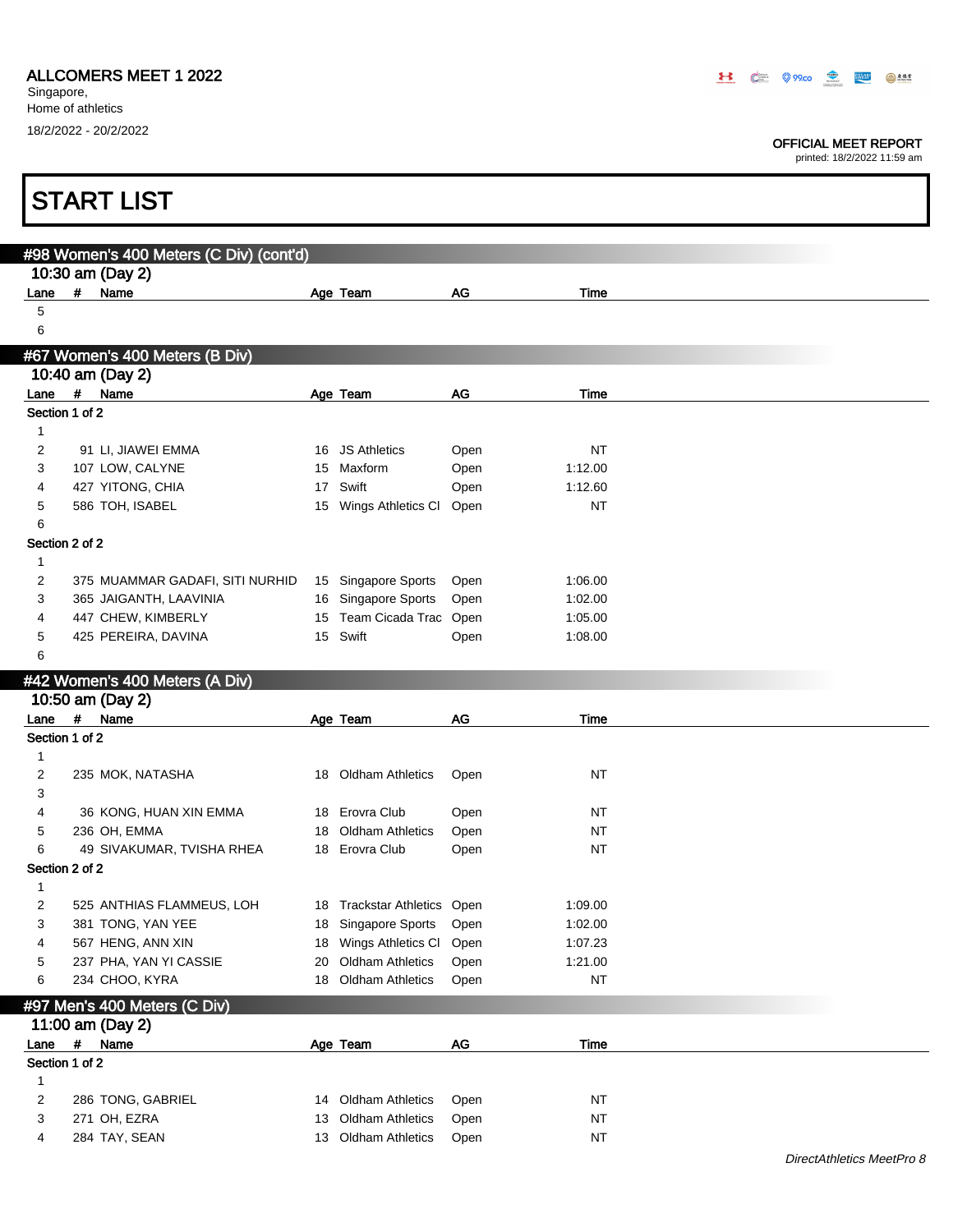ALLCOMERS MEET 1 2022
Singapore,
Home of athletics
18/2/2022 - 20/2/2022

OFFICIAL MEET REPORT
printed: 18/2/2022 11:59 am

# START LIST

## #98 Women's 400 Meters (C Div) (cont'd)

### 10:30 am (Day 2)

| Lane | # | Name | Age | Team | AG | Time |
|---|---|---|---|---|---|---|
| 5 | | | | | | |
| 6 | | | | | | |

## #67 Women's 400 Meters (B Div)

### 10:40 am (Day 2)

| Lane | # | Name | Age | Team | AG | Time |
|---|---|---|---|---|---|---|
| **Section 1 of 2** | | | | | | |
| 1 | | | | | | |
| 2 | 91 | LI, JIAWEI EMMA | 16 | JS Athletics | Open | NT |
| 3 | 107 | LOW, CALYNE | 15 | Maxform | Open | 1:12.00 |
| 4 | 427 | YITONG, CHIA | 17 | Swift | Open | 1:12.60 |
| 5 | 586 | TOH, ISABEL | 15 | Wings Athletics Cl | Open | NT |
| 6 | | | | | | |
| **Section 2 of 2** | | | | | | |
| 1 | | | | | | |
| 2 | 375 | MUAMMAR GADAFI, SITI NURHID | 15 | Singapore Sports | Open | 1:06.00 |
| 3 | 365 | JAIGANTH, LAAVINIA | 16 | Singapore Sports | Open | 1:02.00 |
| 4 | 447 | CHEW, KIMBERLY | 15 | Team Cicada Trac | Open | 1:05.00 |
| 5 | 425 | PEREIRA, DAVINA | 15 | Swift | Open | 1:08.00 |
| 6 | | | | | | |

## #42 Women's 400 Meters (A Div)

### 10:50 am (Day 2)

| Lane | # | Name | Age | Team | AG | Time |
|---|---|---|---|---|---|---|
| **Section 1 of 2** | | | | | | |
| 1 | | | | | | |
| 2 | 235 | MOK, NATASHA | 18 | Oldham Athletics | Open | NT |
| 3 | | | | | | |
| 4 | 36 | KONG, HUAN XIN EMMA | 18 | Erovra Club | Open | NT |
| 5 | 236 | OH, EMMA | 18 | Oldham Athletics | Open | NT |
| 6 | 49 | SIVAKUMAR, TVISHA RHEA | 18 | Erovra Club | Open | NT |
| **Section 2 of 2** | | | | | | |
| 1 | | | | | | |
| 2 | 525 | ANTHIAS FLAMMEUS, LOH | 18 | Trackstar Athletics | Open | 1:09.00 |
| 3 | 381 | TONG, YAN YEE | 18 | Singapore Sports | Open | 1:02.00 |
| 4 | 567 | HENG, ANN XIN | 18 | Wings Athletics Cl | Open | 1:07.23 |
| 5 | 237 | PHA, YAN YI CASSIE | 20 | Oldham Athletics | Open | 1:21.00 |
| 6 | 234 | CHOO, KYRA | 18 | Oldham Athletics | Open | NT |

## #97 Men's 400 Meters (C Div)

### 11:00 am (Day 2)

| Lane | # | Name | Age | Team | AG | Time |
|---|---|---|---|---|---|---|
| **Section 1 of 2** | | | | | | |
| 1 | | | | | | |
| 2 | 286 | TONG, GABRIEL | 14 | Oldham Athletics | Open | NT |
| 3 | 271 | OH, EZRA | 13 | Oldham Athletics | Open | NT |
| 4 | 284 | TAY, SEAN | 13 | Oldham Athletics | Open | NT |

*DirectAthletics MeetPro 8*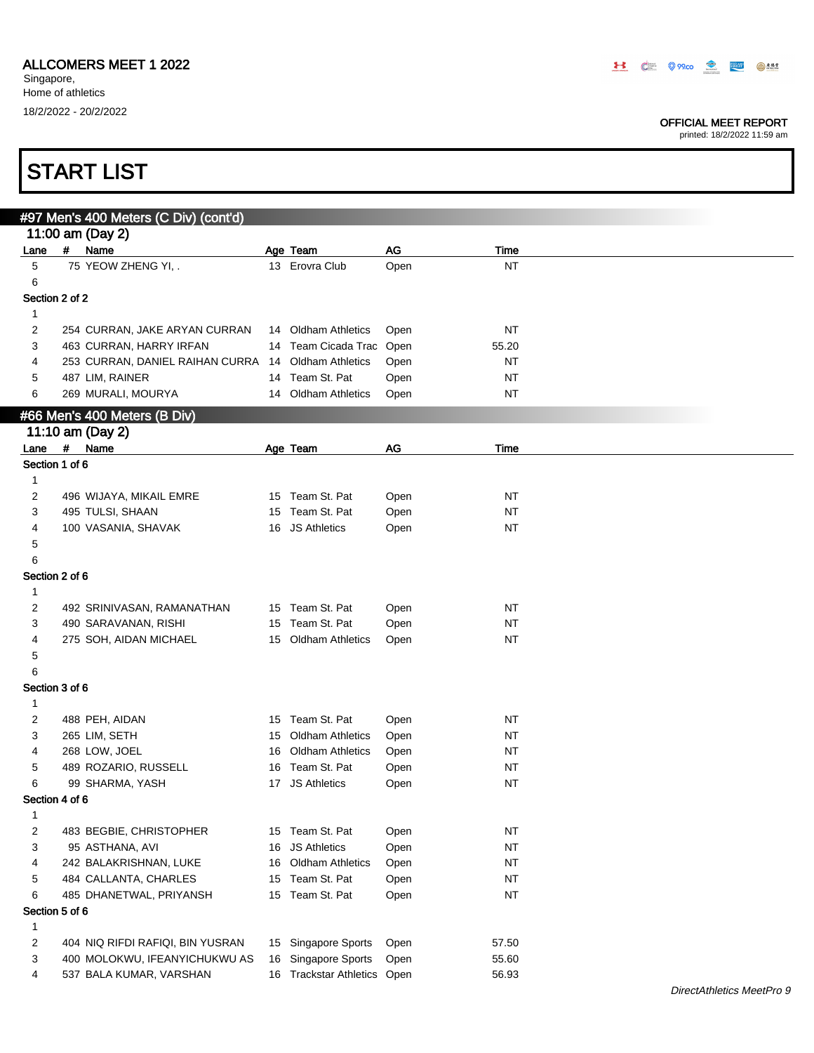# ALLCOMERS MEET 1 2022

Singapore,
Home of athletics
18/2/2022 - 20/2/2022

OFFICIAL MEET REPORT
printed: 18/2/2022 11:59 am

# START LIST

## #97 Men's 400 Meters (C Div) (cont'd)

### 11:00 am (Day 2)

| Lane | # | Name | Age | Team | AG | Time |
|---|---|---|---|---|---|---|
| 5 | 75 | YEOW ZHENG YI, . | 13 | Erovra Club | Open | NT |
| 6 | | | | | | |
| **Section 2 of 2** | | | | | | |
| 1 | | | | | | |
| 2 | 254 | CURRAN, JAKE ARYAN CURRAN | 14 | Oldham Athletics | Open | NT |
| 3 | 463 | CURRAN, HARRY IRFAN | 14 | Team Cicada Trac | Open | 55.20 |
| 4 | 253 | CURRAN, DANIEL RAIHAN CURRA | 14 | Oldham Athletics | Open | NT |
| 5 | 487 | LIM, RAINER | 14 | Team St. Pat | Open | NT |
| 6 | 269 | MURALI, MOURYA | 14 | Oldham Athletics | Open | NT |

## #66 Men's 400 Meters (B Div)

### 11:10 am (Day 2)

| Lane | # | Name | Age | Team | AG | Time |
|---|---|---|---|---|---|---|
| **Section 1 of 6** | | | | | | |
| 1 | | | | | | |
| 2 | 496 | WIJAYA, MIKAIL EMRE | 15 | Team St. Pat | Open | NT |
| 3 | 495 | TULSI, SHAAN | 15 | Team St. Pat | Open | NT |
| 4 | 100 | VASANIA, SHAVAK | 16 | JS Athletics | Open | NT |
| 5 | | | | | | |
| 6 | | | | | | |
| **Section 2 of 6** | | | | | | |
| 1 | | | | | | |
| 2 | 492 | SRINIVASAN, RAMANATHAN | 15 | Team St. Pat | Open | NT |
| 3 | 490 | SARAVANAN, RISHI | 15 | Team St. Pat | Open | NT |
| 4 | 275 | SOH, AIDAN MICHAEL | 15 | Oldham Athletics | Open | NT |
| 5 | | | | | | |
| 6 | | | | | | |
| **Section 3 of 6** | | | | | | |
| 1 | | | | | | |
| 2 | 488 | PEH, AIDAN | 15 | Team St. Pat | Open | NT |
| 3 | 265 | LIM, SETH | 15 | Oldham Athletics | Open | NT |
| 4 | 268 | LOW, JOEL | 16 | Oldham Athletics | Open | NT |
| 5 | 489 | ROZARIO, RUSSELL | 16 | Team St. Pat | Open | NT |
| 6 | 99 | SHARMA, YASH | 17 | JS Athletics | Open | NT |
| **Section 4 of 6** | | | | | | |
| 1 | | | | | | |
| 2 | 483 | BEGBIE, CHRISTOPHER | 15 | Team St. Pat | Open | NT |
| 3 | 95 | ASTHANA, AVI | 16 | JS Athletics | Open | NT |
| 4 | 242 | BALAKRISHNAN, LUKE | 16 | Oldham Athletics | Open | NT |
| 5 | 484 | CALLANTA, CHARLES | 15 | Team St. Pat | Open | NT |
| 6 | 485 | DHANETWAL, PRIYANSH | 15 | Team St. Pat | Open | NT |
| **Section 5 of 6** | | | | | | |
| 1 | | | | | | |
| 2 | 404 | NIQ RIFDI RAFIQI, BIN YUSRAN | 15 | Singapore Sports | Open | 57.50 |
| 3 | 400 | MOLOKWU, IFEANYICHUKWU AS | 16 | Singapore Sports | Open | 55.60 |
| 4 | 537 | BALA KUMAR, VARSHAN | 16 | Trackstar Athletics | Open | 56.93 |

*DirectAthletics MeetPro 9*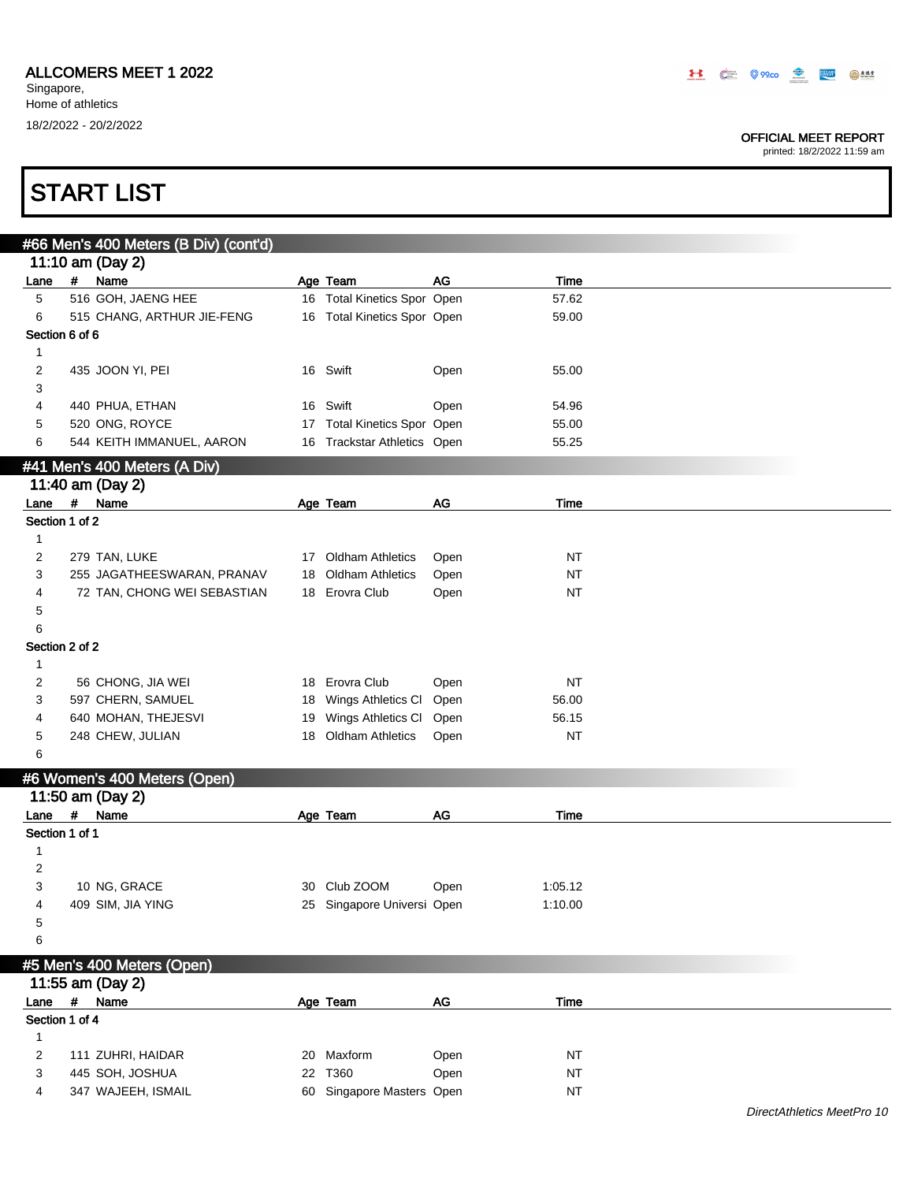ALLCOMERS MEET 1 2022
Singapore,
Home of athletics
18/2/2022 - 20/2/2022

OFFICIAL MEET REPORT
printed: 18/2/2022 11:59 am

# START LIST

## #66 Men's 400 Meters (B Div) (cont'd)

11:10 am (Day 2)

| Lane | # | Name | Age | Team | AG | Time |
|---|---|---|---|---|---|---|
| 5 | 516 | GOH, JAENG HEE | 16 | Total Kinetics Spor | Open | 57.62 |
| 6 | 515 | CHANG, ARTHUR JIE-FENG | 16 | Total Kinetics Spor | Open | 59.00 |
| **Section 6 of 6** | | | | | | |
| 1 | | | | | | |
| 2 | 435 | JOON YI, PEI | 16 | Swift | Open | 55.00 |
| 3 | | | | | | |
| 4 | 440 | PHUA, ETHAN | 16 | Swift | Open | 54.96 |
| 5 | 520 | ONG, ROYCE | 17 | Total Kinetics Spor | Open | 55.00 |
| 6 | 544 | KEITH IMMANUEL, AARON | 16 | Trackstar Athletics | Open | 55.25 |

## #41 Men's 400 Meters (A Div)

11:40 am (Day 2)

| Lane | # | Name | Age | Team | AG | Time |
|---|---|---|---|---|---|---|
| **Section 1 of 2** | | | | | | |
| 1 | | | | | | |
| 2 | 279 | TAN, LUKE | 17 | Oldham Athletics | Open | NT |
| 3 | 255 | JAGATHEESWARAN, PRANAV | 18 | Oldham Athletics | Open | NT |
| 4 | 72 | TAN, CHONG WEI SEBASTIAN | 18 | Erovra Club | Open | NT |
| 5 | | | | | | |
| 6 | | | | | | |
| **Section 2 of 2** | | | | | | |
| 1 | | | | | | |
| 2 | 56 | CHONG, JIA WEI | 18 | Erovra Club | Open | NT |
| 3 | 597 | CHERN, SAMUEL | 18 | Wings Athletics Cl | Open | 56.00 |
| 4 | 640 | MOHAN, THEJESVI | 19 | Wings Athletics Cl | Open | 56.15 |
| 5 | 248 | CHEW, JULIAN | 18 | Oldham Athletics | Open | NT |
| 6 | | | | | | |

## #6 Women's 400 Meters (Open)

11:50 am (Day 2)

| Lane | # | Name | Age | Team | AG | Time |
|---|---|---|---|---|---|---|
| **Section 1 of 1** | | | | | | |
| 1 | | | | | | |
| 2 | | | | | | |
| 3 | 10 | NG, GRACE | 30 | Club ZOOM | Open | 1:05.12 |
| 4 | 409 | SIM, JIA YING | 25 | Singapore Universi | Open | 1:10.00 |
| 5 | | | | | | |
| 6 | | | | | | |

## #5 Men's 400 Meters (Open)

11:55 am (Day 2)

| Lane | # | Name | Age | Team | AG | Time |
|---|---|---|---|---|---|---|
| **Section 1 of 4** | | | | | | |
| 1 | | | | | | |
| 2 | 111 | ZUHRI, HAIDAR | 20 | Maxform | Open | NT |
| 3 | 445 | SOH, JOSHUA | 22 | T360 | Open | NT |
| 4 | 347 | WAJEEH, ISMAIL | 60 | Singapore Masters | Open | NT |

*DirectAthletics MeetPro 10*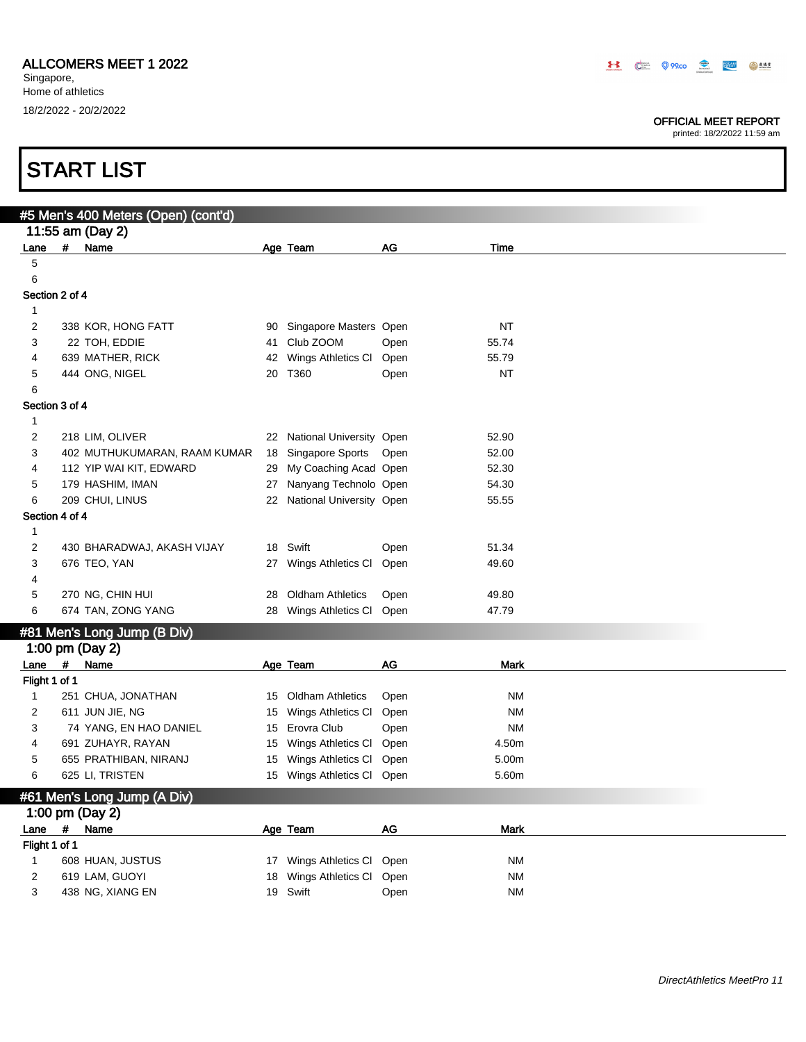ALLCOMERS MEET 1 2022
Singapore,
Home of athletics
18/2/2022 - 20/2/2022

OFFICIAL MEET REPORT
printed: 18/2/2022 11:59 am

# START LIST

## #5 Men's 400 Meters (Open) (cont'd)

### 11:55 am (Day 2)

| Lane | # | Name | Age | Team | AG | Time |
|---|---|---|---|---|---|---|
| 5 | | | | | | |
| 6 | | | | | | |
| **Section 2 of 4** | | | | | | |
| 1 | | | | | | |
| 2 | 338 | KOR, HONG FATT | 90 | Singapore Masters | Open | NT |
| 3 | 22 | TOH, EDDIE | 41 | Club ZOOM | Open | 55.74 |
| 4 | 639 | MATHER, RICK | 42 | Wings Athletics Cl | Open | 55.79 |
| 5 | 444 | ONG, NIGEL | 20 | T360 | Open | NT |
| 6 | | | | | | |
| **Section 3 of 4** | | | | | | |
| 1 | | | | | | |
| 2 | 218 | LIM, OLIVER | 22 | National University | Open | 52.90 |
| 3 | 402 | MUTHUKUMARAN, RAAM KUMAR | 18 | Singapore Sports | Open | 52.00 |
| 4 | 112 | YIP WAI KIT, EDWARD | 29 | My Coaching Acad | Open | 52.30 |
| 5 | 179 | HASHIM, IMAN | 27 | Nanyang Technolo | Open | 54.30 |
| 6 | 209 | CHUI, LINUS | 22 | National University | Open | 55.55 |
| **Section 4 of 4** | | | | | | |
| 1 | | | | | | |
| 2 | 430 | BHARADWAJ, AKASH VIJAY | 18 | Swift | Open | 51.34 |
| 3 | 676 | TEO, YAN | 27 | Wings Athletics Cl | Open | 49.60 |
| 4 | | | | | | |
| 5 | 270 | NG, CHIN HUI | 28 | Oldham Athletics | Open | 49.80 |
| 6 | 674 | TAN, ZONG YANG | 28 | Wings Athletics Cl | Open | 47.79 |

## #81 Men's Long Jump (B Div)

### 1:00 pm (Day 2)

| Lane | # | Name | Age | Team | AG | Mark |
|---|---|---|---|---|---|---|
| **Flight 1 of 1** | | | | | | |
| 1 | 251 | CHUA, JONATHAN | 15 | Oldham Athletics | Open | NM |
| 2 | 611 | JUN JIE, NG | 15 | Wings Athletics Cl | Open | NM |
| 3 | 74 | YANG, EN HAO DANIEL | 15 | Erovra Club | Open | NM |
| 4 | 691 | ZUHAYR, RAYAN | 15 | Wings Athletics Cl | Open | 4.50m |
| 5 | 655 | PRATHIBAN, NIRANJ | 15 | Wings Athletics Cl | Open | 5.00m |
| 6 | 625 | LI, TRISTEN | 15 | Wings Athletics Cl | Open | 5.60m |

## #61 Men's Long Jump (A Div)

### 1:00 pm (Day 2)

| Lane | # | Name | Age | Team | AG | Mark |
|---|---|---|---|---|---|---|
| **Flight 1 of 1** | | | | | | |
| 1 | 608 | HUAN, JUSTUS | 17 | Wings Athletics Cl | Open | NM |
| 2 | 619 | LAM, GUOYI | 18 | Wings Athletics Cl | Open | NM |
| 3 | 438 | NG, XIANG EN | 19 | Swift | Open | NM |

*DirectAthletics MeetPro 11*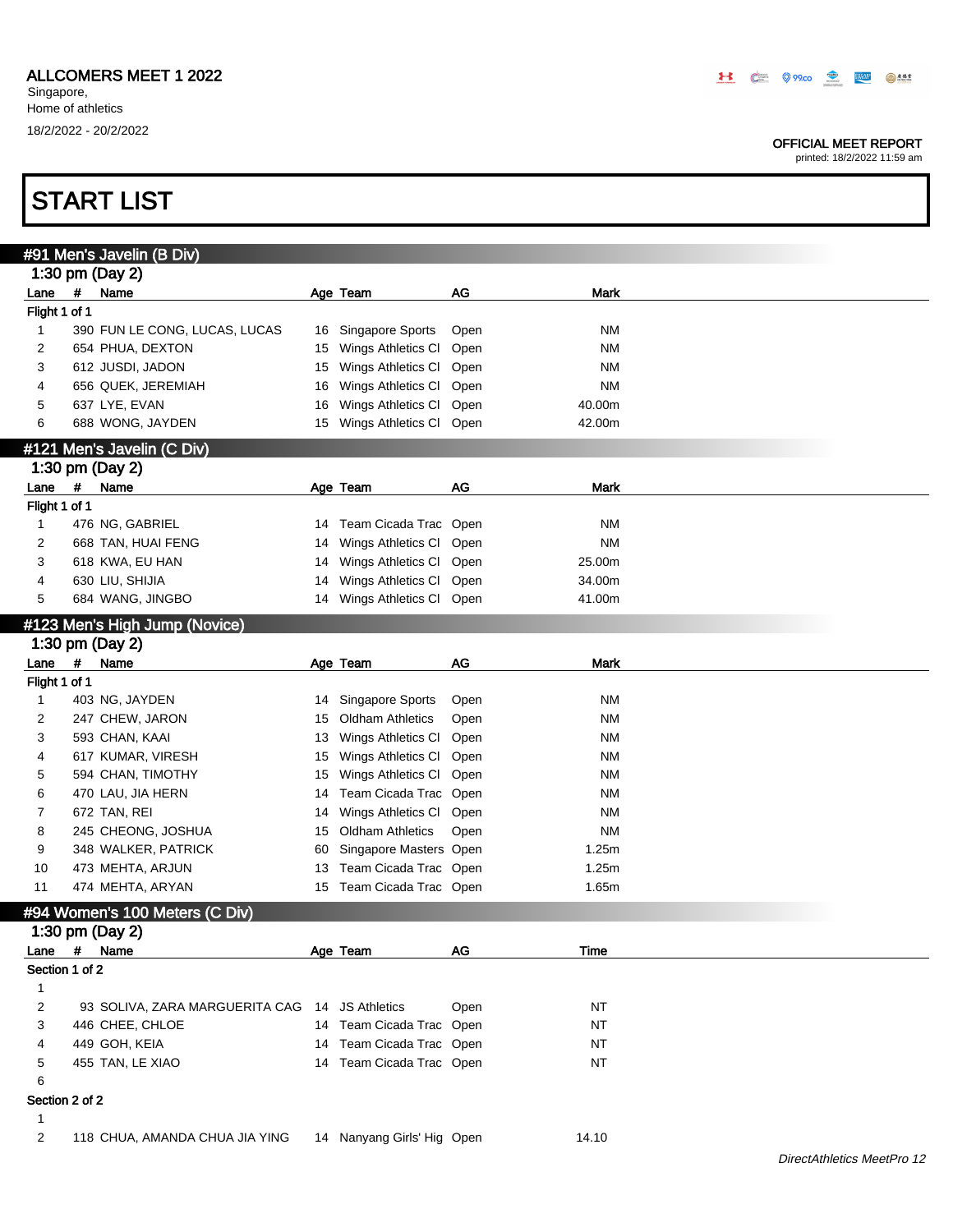ALLCOMERS MEET 1 2022
Singapore,
Home of athletics
18/2/2022 - 20/2/2022

OFFICIAL MEET REPORT
printed: 18/2/2022 11:59 am

# START LIST

## #91 Men's Javelin (B Div)

### 1:30 pm (Day 2)

| Lane | # | Name | Age | Team | AG | Mark |
|---|---|---|---|---|---|---|
| **Flight 1 of 1** | | | | | | |
| 1 | 390 | FUN LE CONG, LUCAS, LUCAS | 16 | Singapore Sports | Open | NM |
| 2 | 654 | PHUA, DEXTON | 15 | Wings Athletics Cl | Open | NM |
| 3 | 612 | JUSDI, JADON | 15 | Wings Athletics Cl | Open | NM |
| 4 | 656 | QUEK, JEREMIAH | 16 | Wings Athletics Cl | Open | NM |
| 5 | 637 | LYE, EVAN | 16 | Wings Athletics Cl | Open | 40.00m |
| 6 | 688 | WONG, JAYDEN | 15 | Wings Athletics Cl | Open | 42.00m |

## #121 Men's Javelin (C Div)

### 1:30 pm (Day 2)

| Lane | # | Name | Age | Team | AG | Mark |
|---|---|---|---|---|---|---|
| **Flight 1 of 1** | | | | | | |
| 1 | 476 | NG, GABRIEL | 14 | Team Cicada Trac | Open | NM |
| 2 | 668 | TAN, HUAI FENG | 14 | Wings Athletics Cl | Open | NM |
| 3 | 618 | KWA, EU HAN | 14 | Wings Athletics Cl | Open | 25.00m |
| 4 | 630 | LIU, SHIJIA | 14 | Wings Athletics Cl | Open | 34.00m |
| 5 | 684 | WANG, JINGBO | 14 | Wings Athletics Cl | Open | 41.00m |

## #123 Men's High Jump (Novice)

### 1:30 pm (Day 2)

| Lane | # | Name | Age | Team | AG | Mark |
|---|---|---|---|---|---|---|
| **Flight 1 of 1** | | | | | | |
| 1 | 403 | NG, JAYDEN | 14 | Singapore Sports | Open | NM |
| 2 | 247 | CHEW, JARON | 15 | Oldham Athletics | Open | NM |
| 3 | 593 | CHAN, KAAI | 13 | Wings Athletics Cl | Open | NM |
| 4 | 617 | KUMAR, VIRESH | 15 | Wings Athletics Cl | Open | NM |
| 5 | 594 | CHAN, TIMOTHY | 15 | Wings Athletics Cl | Open | NM |
| 6 | 470 | LAU, JIA HERN | 14 | Team Cicada Trac | Open | NM |
| 7 | 672 | TAN, REI | 14 | Wings Athletics Cl | Open | NM |
| 8 | 245 | CHEONG, JOSHUA | 15 | Oldham Athletics | Open | NM |
| 9 | 348 | WALKER, PATRICK | 60 | Singapore Masters | Open | 1.25m |
| 10 | 473 | MEHTA, ARJUN | 13 | Team Cicada Trac | Open | 1.25m |
| 11 | 474 | MEHTA, ARYAN | 15 | Team Cicada Trac | Open | 1.65m |

## #94 Women's 100 Meters (C Div)

### 1:30 pm (Day 2)

| Lane | # | Name | Age | Team | AG | Time |
|---|---|---|---|---|---|---|
| **Section 1 of 2** | | | | | | |
| 1 | | | | | | |
| 2 | 93 | SOLIVA, ZARA MARGUERITA CAG | 14 | JS Athletics | Open | NT |
| 3 | 446 | CHEE, CHLOE | 14 | Team Cicada Trac | Open | NT |
| 4 | 449 | GOH, KEIA | 14 | Team Cicada Trac | Open | NT |
| 5 | 455 | TAN, LE XIAO | 14 | Team Cicada Trac | Open | NT |
| 6 | | | | | | |
| **Section 2 of 2** | | | | | | |
| 1 | | | | | | |
| 2 | 118 | CHUA, AMANDA CHUA JIA YING | 14 | Nanyang Girls' Hig | Open | 14.10 |

*DirectAthletics MeetPro 12*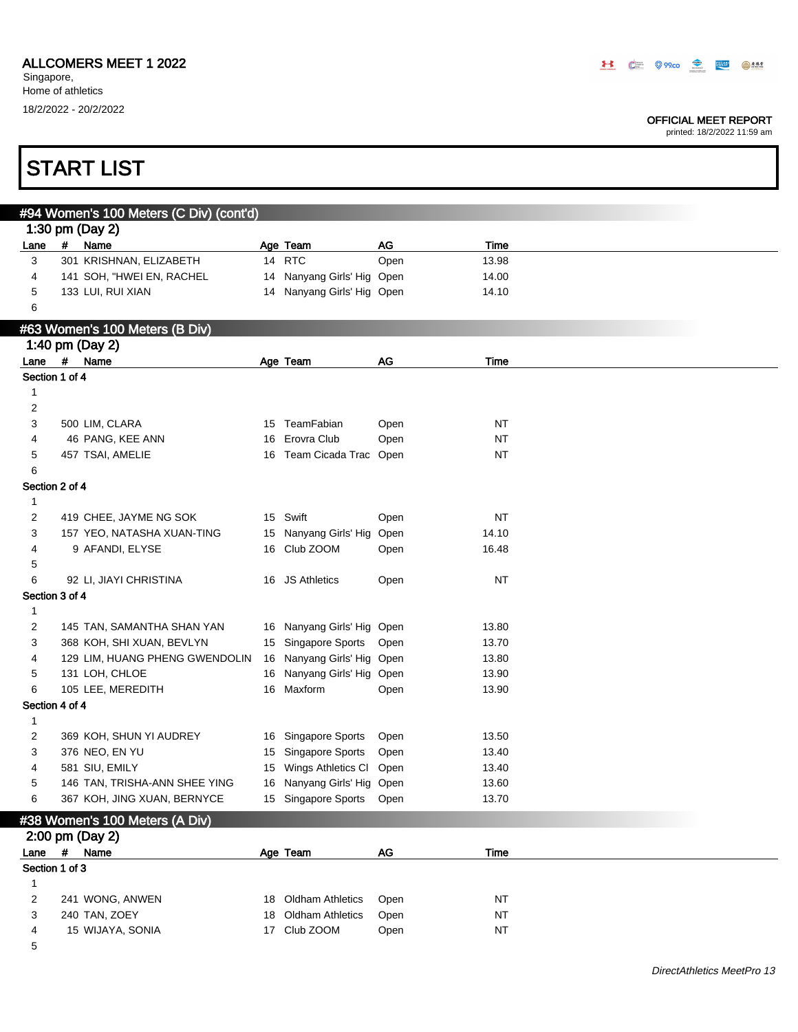# START LIST

## #94 Women's 100 Meters (C Div) (cont'd)

### 1:30 pm (Day 2)

| Lane | # | Name | Age | Team | AG | Time |
|---|---|---|---|---|---|---|
| 3 | 301 | KRISHNAN, ELIZABETH | 14 | RTC | Open | 13.98 |
| 4 | 141 | SOH, "HWEI EN, RACHEL | 14 | Nanyang Girls' Hig | Open | 14.00 |
| 5 | 133 | LUI, RUI XIAN | 14 | Nanyang Girls' Hig | Open | 14.10 |
| 6 | | | | | | |

## #63 Women's 100 Meters (B Div)

### 1:40 pm (Day 2)

| Lane | # | Name | Age | Team | AG | Time |
|---|---|---|---|---|---|---|
| **Section 1 of 4** | | | | | | |
| 1 | | | | | | |
| 2 | | | | | | |
| 3 | 500 | LIM, CLARA | 15 | TeamFabian | Open | NT |
| 4 | 46 | PANG, KEE ANN | 16 | Erovra Club | Open | NT |
| 5 | 457 | TSAI, AMELIE | 16 | Team Cicada Trac | Open | NT |
| 6 | | | | | | |
| **Section 2 of 4** | | | | | | |
| 1 | | | | | | |
| 2 | 419 | CHEE, JAYME NG SOK | 15 | Swift | Open | NT |
| 3 | 157 | YEO, NATASHA XUAN-TING | 15 | Nanyang Girls' Hig | Open | 14.10 |
| 4 | 9 | AFANDI, ELYSE | 16 | Club ZOOM | Open | 16.48 |
| 5 | | | | | | |
| 6 | 92 | LI, JIAYI CHRISTINA | 16 | JS Athletics | Open | NT |
| **Section 3 of 4** | | | | | | |
| 1 | | | | | | |
| 2 | 145 | TAN, SAMANTHA SHAN YAN | 16 | Nanyang Girls' Hig | Open | 13.80 |
| 3 | 368 | KOH, SHI XUAN, BEVLYN | 15 | Singapore Sports | Open | 13.70 |
| 4 | 129 | LIM, HUANG PHENG GWENDOLIN | 16 | Nanyang Girls' Hig | Open | 13.80 |
| 5 | 131 | LOH, CHLOE | 16 | Nanyang Girls' Hig | Open | 13.90 |
| 6 | 105 | LEE, MEREDITH | 16 | Maxform | Open | 13.90 |
| **Section 4 of 4** | | | | | | |
| 1 | | | | | | |
| 2 | 369 | KOH, SHUN YI AUDREY | 16 | Singapore Sports | Open | 13.50 |
| 3 | 376 | NEO, EN YU | 15 | Singapore Sports | Open | 13.40 |
| 4 | 581 | SIU, EMILY | 15 | Wings Athletics Cl | Open | 13.40 |
| 5 | 146 | TAN, TRISHA-ANN SHEE YING | 16 | Nanyang Girls' Hig | Open | 13.60 |
| 6 | 367 | KOH, JING XUAN, BERNYCE | 15 | Singapore Sports | Open | 13.70 |

## #38 Women's 100 Meters (A Div)

### 2:00 pm (Day 2)

| Lane | # | Name | Age | Team | AG | Time |
|---|---|---|---|---|---|---|
| **Section 1 of 3** | | | | | | |
| 1 | | | | | | |
| 2 | 241 | WONG, ANWEN | 18 | Oldham Athletics | Open | NT |
| 3 | 240 | TAN, ZOEY | 18 | Oldham Athletics | Open | NT |
| 4 | 15 | WIJAYA, SONIA | 17 | Club ZOOM | Open | NT |
| 5 | | | | | | |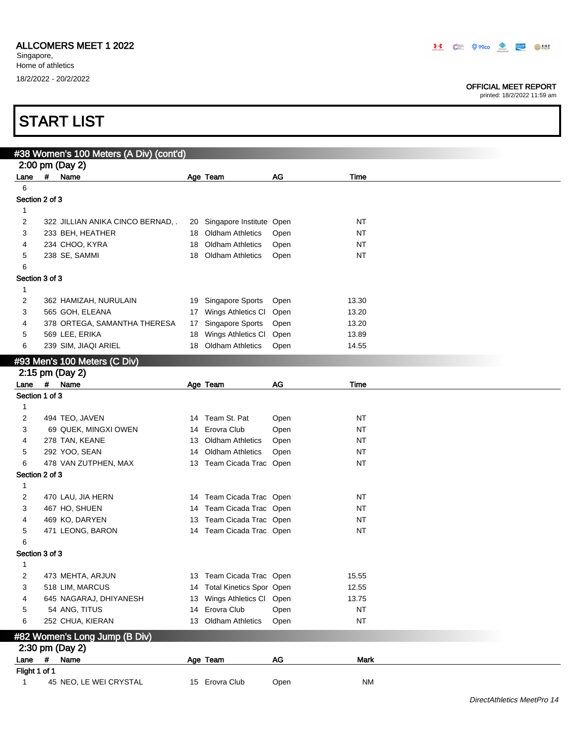ALLCOMERS MEET 1 2022
Singapore,
Home of athletics
18/2/2022 - 20/2/2022

OFFICIAL MEET REPORT
printed: 18/2/2022 11:59 am

# START LIST

## #38 Women's 100 Meters (A Div) (cont'd)

2:00 pm (Day 2)

| Lane | # | Name | Age | Team | AG | Time |
|---|---|---|---|---|---|---|
| 6 | | | | | | |
| **Section 2 of 3** | | | | | | |
| 1 | | | | | | |
| 2 | 322 | JILLIAN ANIKA CINCO BERNAD, . | 20 | Singapore Institute | Open | NT |
| 3 | 233 | BEH, HEATHER | 18 | Oldham Athletics | Open | NT |
| 4 | 234 | CHOO, KYRA | 18 | Oldham Athletics | Open | NT |
| 5 | 238 | SE, SAMMI | 18 | Oldham Athletics | Open | NT |
| 6 | | | | | | |
| **Section 3 of 3** | | | | | | |
| 1 | | | | | | |
| 2 | 362 | HAMIZAH, NURULAIN | 19 | Singapore Sports | Open | 13.30 |
| 3 | 565 | GOH, ELEANA | 17 | Wings Athletics Cl | Open | 13.20 |
| 4 | 378 | ORTEGA, SAMANTHA THERESA | 17 | Singapore Sports | Open | 13.20 |
| 5 | 569 | LEE, ERIKA | 18 | Wings Athletics Cl | Open | 13.89 |
| 6 | 239 | SIM, JIAQI ARIEL | 18 | Oldham Athletics | Open | 14.55 |

## #93 Men's 100 Meters (C Div)

2:15 pm (Day 2)

| Lane | # | Name | Age | Team | AG | Time |
|---|---|---|---|---|---|---|
| **Section 1 of 3** | | | | | | |
| 1 | | | | | | |
| 2 | 494 | TEO, JAVEN | 14 | Team St. Pat | Open | NT |
| 3 | 69 | QUEK, MINGXI OWEN | 14 | Erovra Club | Open | NT |
| 4 | 278 | TAN, KEANE | 13 | Oldham Athletics | Open | NT |
| 5 | 292 | YOO, SEAN | 14 | Oldham Athletics | Open | NT |
| 6 | 478 | VAN ZUTPHEN, MAX | 13 | Team Cicada Trac | Open | NT |
| **Section 2 of 3** | | | | | | |
| 1 | | | | | | |
| 2 | 470 | LAU, JIA HERN | 14 | Team Cicada Trac | Open | NT |
| 3 | 467 | HO, SHUEN | 14 | Team Cicada Trac | Open | NT |
| 4 | 469 | KO, DARYEN | 13 | Team Cicada Trac | Open | NT |
| 5 | 471 | LEONG, BARON | 14 | Team Cicada Trac | Open | NT |
| 6 | | | | | | |
| **Section 3 of 3** | | | | | | |
| 1 | | | | | | |
| 2 | 473 | MEHTA, ARJUN | 13 | Team Cicada Trac | Open | 15.55 |
| 3 | 518 | LIM, MARCUS | 14 | Total Kinetics Spor | Open | 12.55 |
| 4 | 645 | NAGARAJ, DHIYANESH | 13 | Wings Athletics Cl | Open | 13.75 |
| 5 | 54 | ANG, TITUS | 14 | Erovra Club | Open | NT |
| 6 | 252 | CHUA, KIERAN | 13 | Oldham Athletics | Open | NT |

## #82 Women's Long Jump (B Div)

2:30 pm (Day 2)

| Lane | # | Name | Age | Team | AG | Mark |
|---|---|---|---|---|---|---|
| **Flight 1 of 1** | | | | | | |
| 1 | 45 | NEO, LE WEI CRYSTAL | 15 | Erovra Club | Open | NM |

*DirectAthletics MeetPro 14*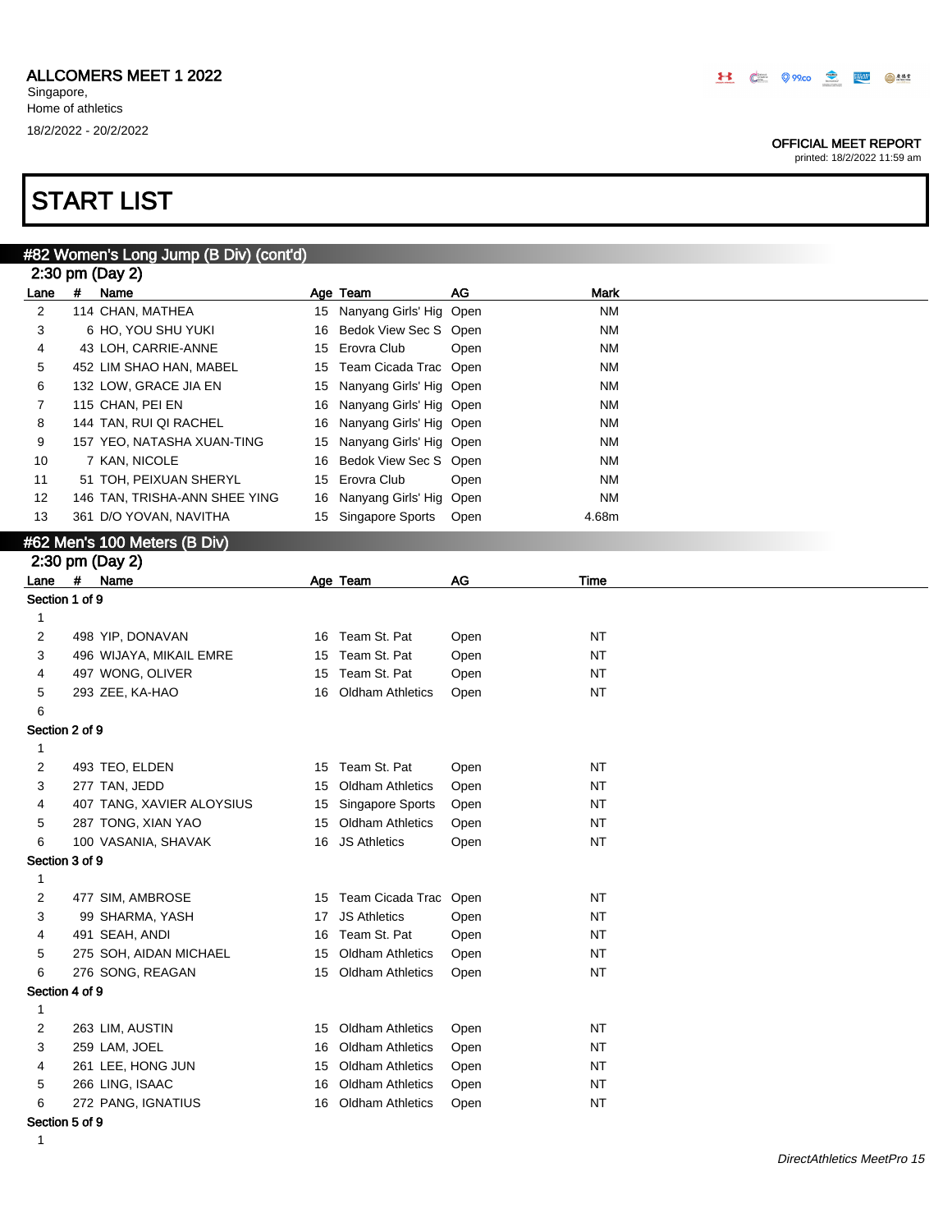## ALLCOMERS MEET 1 2022

Singapore,
Home of athletics
18/2/2022 - 20/2/2022

OFFICIAL MEET REPORT
printed: 18/2/2022 11:59 am

# START LIST

### #82 Women's Long Jump (B Div) (cont'd)

2:30 pm (Day 2)

| Lane | # | Name | Age | Team | AG | Mark |
|---|---|---|---|---|---|---|
| 2 | 114 | CHAN, MATHEA | 15 | Nanyang Girls' Hig | Open | NM |
| 3 | 6 | HO, YOU SHU YUKI | 16 | Bedok View Sec S | Open | NM |
| 4 | 43 | LOH, CARRIE-ANNE | 15 | Erovra Club | Open | NM |
| 5 | 452 | LIM SHAO HAN, MABEL | 15 | Team Cicada Trac | Open | NM |
| 6 | 132 | LOW, GRACE JIA EN | 15 | Nanyang Girls' Hig | Open | NM |
| 7 | 115 | CHAN, PEI EN | 16 | Nanyang Girls' Hig | Open | NM |
| 8 | 144 | TAN, RUI QI RACHEL | 16 | Nanyang Girls' Hig | Open | NM |
| 9 | 157 | YEO, NATASHA XUAN-TING | 15 | Nanyang Girls' Hig | Open | NM |
| 10 | 7 | KAN, NICOLE | 16 | Bedok View Sec S | Open | NM |
| 11 | 51 | TOH, PEIXUAN SHERYL | 15 | Erovra Club | Open | NM |
| 12 | 146 | TAN, TRISHA-ANN SHEE YING | 16 | Nanyang Girls' Hig | Open | NM |
| 13 | 361 | D/O YOVAN, NAVITHA | 15 | Singapore Sports | Open | 4.68m |

### #62 Men's 100 Meters (B Div)

2:30 pm (Day 2)

| Lane | # | Name | Age | Team | AG | Time |
|---|---|---|---|---|---|---|
| **Section 1 of 9** | | | | | | |
| 1 | | | | | | |
| 2 | 498 | YIP, DONAVAN | 16 | Team St. Pat | Open | NT |
| 3 | 496 | WIJAYA, MIKAIL EMRE | 15 | Team St. Pat | Open | NT |
| 4 | 497 | WONG, OLIVER | 15 | Team St. Pat | Open | NT |
| 5 | 293 | ZEE, KA-HAO | 16 | Oldham Athletics | Open | NT |
| 6 | | | | | | |
| **Section 2 of 9** | | | | | | |
| 1 | | | | | | |
| 2 | 493 | TEO, ELDEN | 15 | Team St. Pat | Open | NT |
| 3 | 277 | TAN, JEDD | 15 | Oldham Athletics | Open | NT |
| 4 | 407 | TANG, XAVIER ALOYSIUS | 15 | Singapore Sports | Open | NT |
| 5 | 287 | TONG, XIAN YAO | 15 | Oldham Athletics | Open | NT |
| 6 | 100 | VASANIA, SHAVAK | 16 | JS Athletics | Open | NT |
| **Section 3 of 9** | | | | | | |
| 1 | | | | | | |
| 2 | 477 | SIM, AMBROSE | 15 | Team Cicada Trac | Open | NT |
| 3 | 99 | SHARMA, YASH | 17 | JS Athletics | Open | NT |
| 4 | 491 | SEAH, ANDI | 16 | Team St. Pat | Open | NT |
| 5 | 275 | SOH, AIDAN MICHAEL | 15 | Oldham Athletics | Open | NT |
| 6 | 276 | SONG, REAGAN | 15 | Oldham Athletics | Open | NT |
| **Section 4 of 9** | | | | | | |
| 1 | | | | | | |
| 2 | 263 | LIM, AUSTIN | 15 | Oldham Athletics | Open | NT |
| 3 | 259 | LAM, JOEL | 16 | Oldham Athletics | Open | NT |
| 4 | 261 | LEE, HONG JUN | 15 | Oldham Athletics | Open | NT |
| 5 | 266 | LING, ISAAC | 16 | Oldham Athletics | Open | NT |
| 6 | 272 | PANG, IGNATIUS | 16 | Oldham Athletics | Open | NT |
| **Section 5 of 9** | | | | | | |
| 1 | | | | | | |

*DirectAthletics MeetPro 15*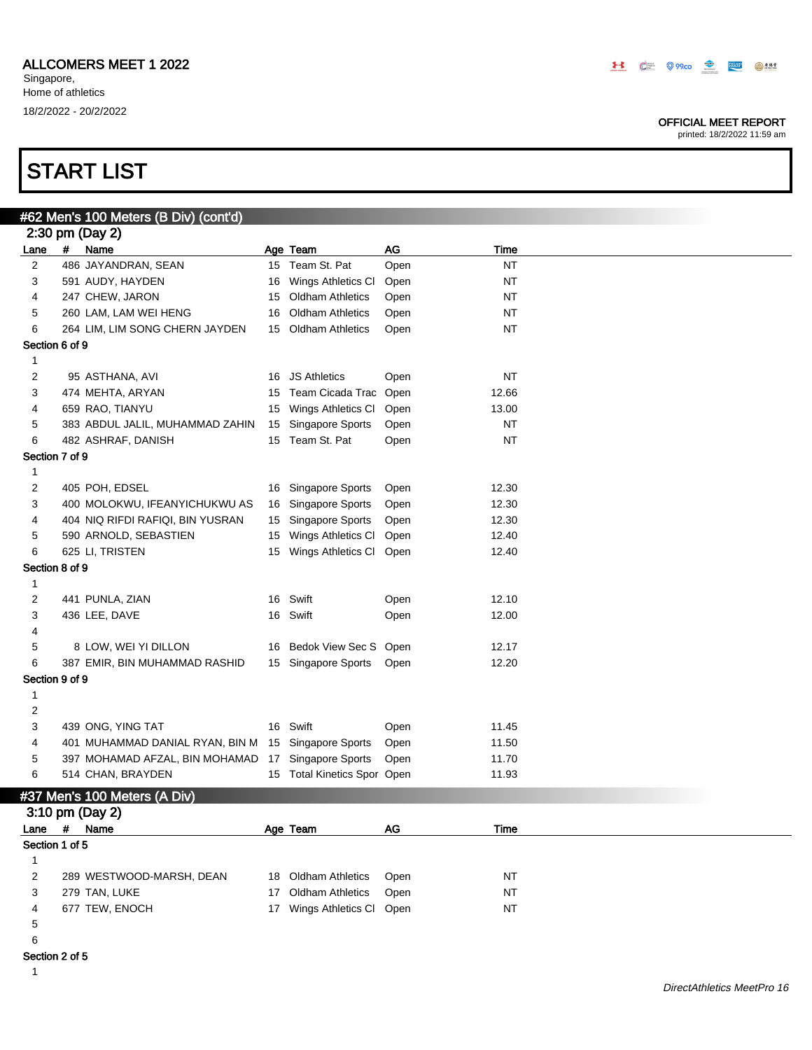ALLCOMERS MEET 1 2022
Singapore,
Home of athletics
18/2/2022 - 20/2/2022

OFFICIAL MEET REPORT
printed: 18/2/2022 11:59 am

# START LIST

## #62 Men's 100 Meters (B Div) (cont'd)

### 2:30 pm (Day 2)

| Lane | # | Name | Age | Team | AG | Time |
|---|---|---|---|---|---|---|
| 2 | 486 | JAYANDRAN, SEAN | 15 | Team St. Pat | Open | NT |
| 3 | 591 | AUDY, HAYDEN | 16 | Wings Athletics Cl | Open | NT |
| 4 | 247 | CHEW, JARON | 15 | Oldham Athletics | Open | NT |
| 5 | 260 | LAM, LAM WEI HENG | 16 | Oldham Athletics | Open | NT |
| 6 | 264 | LIM, LIM SONG CHERN JAYDEN | 15 | Oldham Athletics | Open | NT |
| **Section 6 of 9** | | | | | | |
| 1 | | | | | | |
| 2 | 95 | ASTHANA, AVI | 16 | JS Athletics | Open | NT |
| 3 | 474 | MEHTA, ARYAN | 15 | Team Cicada Trac | Open | 12.66 |
| 4 | 659 | RAO, TIANYU | 15 | Wings Athletics Cl | Open | 13.00 |
| 5 | 383 | ABDUL JALIL, MUHAMMAD ZAHIN | 15 | Singapore Sports | Open | NT |
| 6 | 482 | ASHRAF, DANISH | 15 | Team St. Pat | Open | NT |
| **Section 7 of 9** | | | | | | |
| 1 | | | | | | |
| 2 | 405 | POH, EDSEL | 16 | Singapore Sports | Open | 12.30 |
| 3 | 400 | MOLOKWU, IFEANYICHUKWU AS | 16 | Singapore Sports | Open | 12.30 |
| 4 | 404 | NIQ RIFDI RAFIQI, BIN YUSRAN | 15 | Singapore Sports | Open | 12.30 |
| 5 | 590 | ARNOLD, SEBASTIEN | 15 | Wings Athletics Cl | Open | 12.40 |
| 6 | 625 | LI, TRISTEN | 15 | Wings Athletics Cl | Open | 12.40 |
| **Section 8 of 9** | | | | | | |
| 1 | | | | | | |
| 2 | 441 | PUNLA, ZIAN | 16 | Swift | Open | 12.10 |
| 3 | 436 | LEE, DAVE | 16 | Swift | Open | 12.00 |
| 4 | | | | | | |
| 5 | 8 | LOW, WEI YI DILLON | 16 | Bedok View Sec S | Open | 12.17 |
| 6 | 387 | EMIR, BIN MUHAMMAD RASHID | 15 | Singapore Sports | Open | 12.20 |
| **Section 9 of 9** | | | | | | |
| 1 | | | | | | |
| 2 | | | | | | |
| 3 | 439 | ONG, YING TAT | 16 | Swift | Open | 11.45 |
| 4 | 401 | MUHAMMAD DANIAL RYAN, BIN M | 15 | Singapore Sports | Open | 11.50 |
| 5 | 397 | MOHAMAD AFZAL, BIN MOHAMAD | 17 | Singapore Sports | Open | 11.70 |
| 6 | 514 | CHAN, BRAYDEN | 15 | Total Kinetics Spor | Open | 11.93 |

## #37 Men's 100 Meters (A Div)

### 3:10 pm (Day 2)

| Lane | # | Name | Age | Team | AG | Time |
|---|---|---|---|---|---|---|
| **Section 1 of 5** | | | | | | |
| 1 | | | | | | |
| 2 | 289 | WESTWOOD-MARSH, DEAN | 18 | Oldham Athletics | Open | NT |
| 3 | 279 | TAN, LUKE | 17 | Oldham Athletics | Open | NT |
| 4 | 677 | TEW, ENOCH | 17 | Wings Athletics Cl | Open | NT |
| 5 | | | | | | |
| 6 | | | | | | |
| **Section 2 of 5** | | | | | | |
| 1 | | | | | | |

DirectAthletics MeetPro 16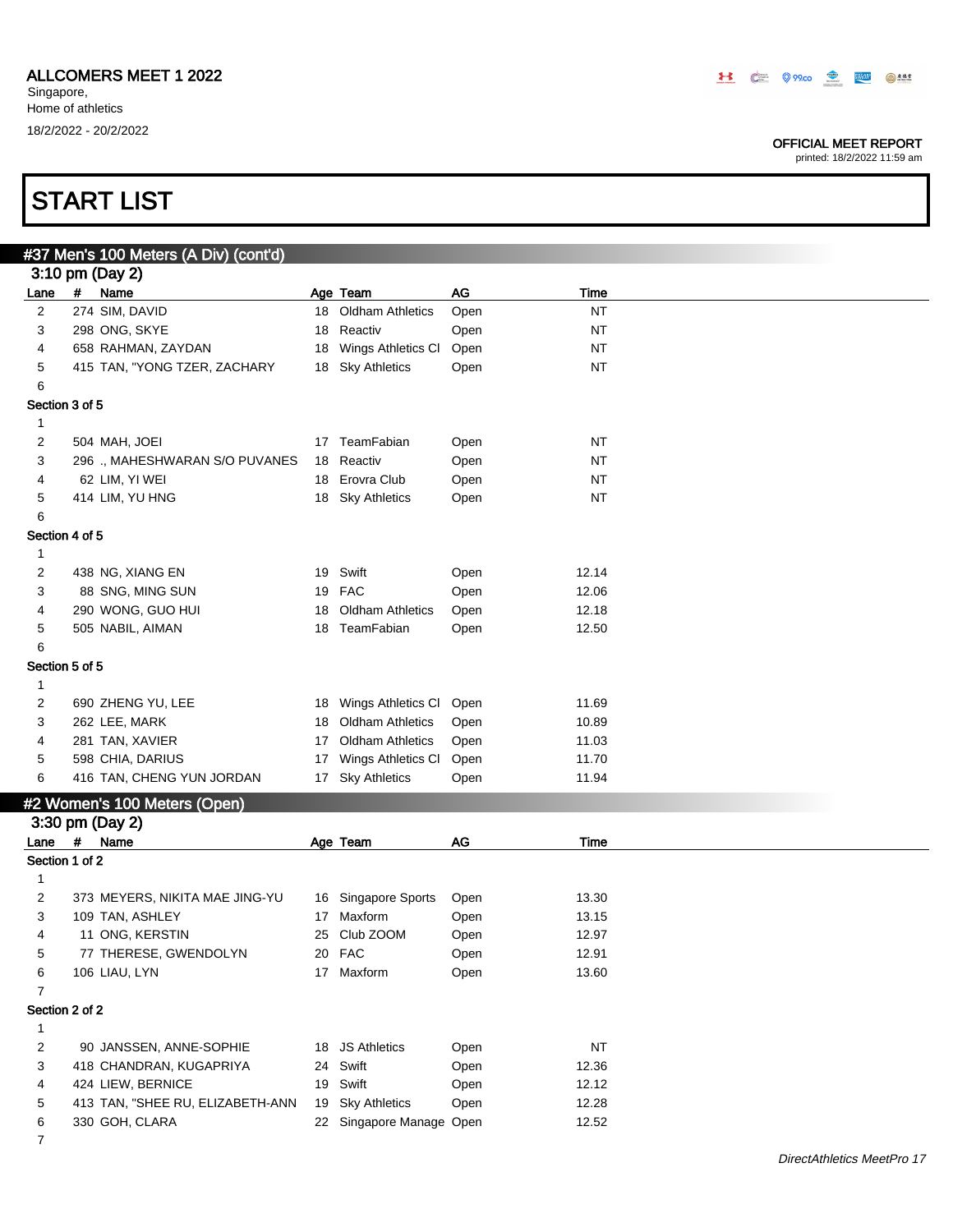# ALLCOMERS MEET 1 2022

Singapore,
Home of athletics
18/2/2022 - 20/2/2022

OFFICIAL MEET REPORT
printed: 18/2/2022 11:59 am

# START LIST

## #37 Men's 100 Meters (A Div) (cont'd)

3:10 pm (Day 2)

| Lane | # | Name | Age | Team | AG | Time |
|---|---|---|---|---|---|---|
| 2 | 274 | SIM, DAVID | 18 | Oldham Athletics | Open | NT |
| 3 | 298 | ONG, SKYE | 18 | Reactiv | Open | NT |
| 4 | 658 | RAHMAN, ZAYDAN | 18 | Wings Athletics Cl | Open | NT |
| 5 | 415 | TAN, "YONG TZER, ZACHARY | 18 | Sky Athletics | Open | NT |
| 6 | | | | | | |
| **Section 3 of 5** | | | | | | |
| 1 | | | | | | |
| 2 | 504 | MAH, JOEI | 17 | TeamFabian | Open | NT |
| 3 | 296 | ., MAHESHWARAN S/O PUVANES | 18 | Reactiv | Open | NT |
| 4 | 62 | LIM, YI WEI | 18 | Erovra Club | Open | NT |
| 5 | 414 | LIM, YU HNG | 18 | Sky Athletics | Open | NT |
| 6 | | | | | | |
| **Section 4 of 5** | | | | | | |
| 1 | | | | | | |
| 2 | 438 | NG, XIANG EN | 19 | Swift | Open | 12.14 |
| 3 | 88 | SNG, MING SUN | 19 | FAC | Open | 12.06 |
| 4 | 290 | WONG, GUO HUI | 18 | Oldham Athletics | Open | 12.18 |
| 5 | 505 | NABIL, AIMAN | 18 | TeamFabian | Open | 12.50 |
| 6 | | | | | | |
| **Section 5 of 5** | | | | | | |
| 1 | | | | | | |
| 2 | 690 | ZHENG YU, LEE | 18 | Wings Athletics Cl | Open | 11.69 |
| 3 | 262 | LEE, MARK | 18 | Oldham Athletics | Open | 10.89 |
| 4 | 281 | TAN, XAVIER | 17 | Oldham Athletics | Open | 11.03 |
| 5 | 598 | CHIA, DARIUS | 17 | Wings Athletics Cl | Open | 11.70 |
| 6 | 416 | TAN, CHENG YUN JORDAN | 17 | Sky Athletics | Open | 11.94 |

## #2 Women's 100 Meters (Open)

3:30 pm (Day 2)

| Lane | # | Name | Age | Team | AG | Time |
|---|---|---|---|---|---|---|
| **Section 1 of 2** | | | | | | |
| 1 | | | | | | |
| 2 | 373 | MEYERS, NIKITA MAE JING-YU | 16 | Singapore Sports | Open | 13.30 |
| 3 | 109 | TAN, ASHLEY | 17 | Maxform | Open | 13.15 |
| 4 | 11 | ONG, KERSTIN | 25 | Club ZOOM | Open | 12.97 |
| 5 | 77 | THERESE, GWENDOLYN | 20 | FAC | Open | 12.91 |
| 6 | 106 | LIAU, LYN | 17 | Maxform | Open | 13.60 |
| 7 | | | | | | |
| **Section 2 of 2** | | | | | | |
| 1 | | | | | | |
| 2 | 90 | JANSSEN, ANNE-SOPHIE | 18 | JS Athletics | Open | NT |
| 3 | 418 | CHANDRAN, KUGAPRIYA | 24 | Swift | Open | 12.36 |
| 4 | 424 | LIEW, BERNICE | 19 | Swift | Open | 12.12 |
| 5 | 413 | TAN, "SHEE RU, ELIZABETH-ANN | 19 | Sky Athletics | Open | 12.28 |
| 6 | 330 | GOH, CLARA | 22 | Singapore Manage | Open | 12.52 |
| 7 | | | | | | |

*DirectAthletics MeetPro 17*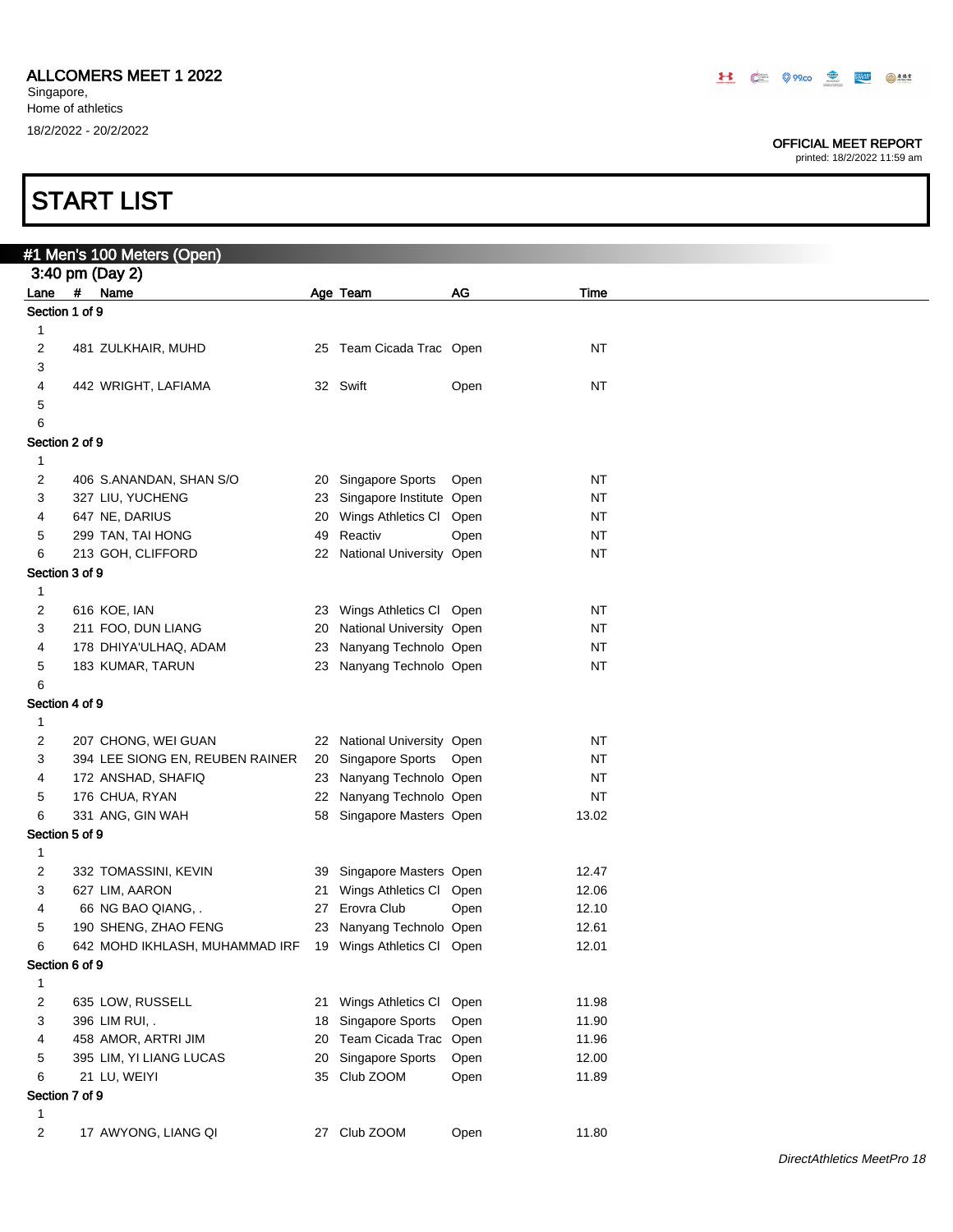ALLCOMERS MEET 1 2022
Singapore,
Home of athletics
18/2/2022 - 20/2/2022

OFFICIAL MEET REPORT
printed: 18/2/2022 11:59 am

# START LIST

## #1 Men's 100 Meters (Open)

3:40 pm (Day 2)

| Lane | # | Name | Age | Team | AG | Time |
|---|---|---|---|---|---|---|
| **Section 1 of 9** | | | | | | |
| 1 | | | | | | |
| 2 | 481 | ZULKHAIR, MUHD | 25 | Team Cicada Trac | Open | NT |
| 3 | | | | | | |
| 4 | 442 | WRIGHT, LAFIAMA | 32 | Swift | Open | NT |
| 5 | | | | | | |
| 6 | | | | | | |
| **Section 2 of 9** | | | | | | |
| 1 | | | | | | |
| 2 | 406 | S.ANANDAN, SHAN S/O | 20 | Singapore Sports | Open | NT |
| 3 | 327 | LIU, YUCHENG | 23 | Singapore Institute | Open | NT |
| 4 | 647 | NE, DARIUS | 20 | Wings Athletics Cl | Open | NT |
| 5 | 299 | TAN, TAI HONG | 49 | Reactiv | Open | NT |
| 6 | 213 | GOH, CLIFFORD | 22 | National University | Open | NT |
| **Section 3 of 9** | | | | | | |
| 1 | | | | | | |
| 2 | 616 | KOE, IAN | 23 | Wings Athletics Cl | Open | NT |
| 3 | 211 | FOO, DUN LIANG | 20 | National University | Open | NT |
| 4 | 178 | DHIYA'ULHAQ, ADAM | 23 | Nanyang Technolo | Open | NT |
| 5 | 183 | KUMAR, TARUN | 23 | Nanyang Technolo | Open | NT |
| 6 | | | | | | |
| **Section 4 of 9** | | | | | | |
| 1 | | | | | | |
| 2 | 207 | CHONG, WEI GUAN | 22 | National University | Open | NT |
| 3 | 394 | LEE SIONG EN, REUBEN RAINER | 20 | Singapore Sports | Open | NT |
| 4 | 172 | ANSHAD, SHAFIQ | 23 | Nanyang Technolo | Open | NT |
| 5 | 176 | CHUA, RYAN | 22 | Nanyang Technolo | Open | NT |
| 6 | 331 | ANG, GIN WAH | 58 | Singapore Masters | Open | 13.02 |
| **Section 5 of 9** | | | | | | |
| 1 | | | | | | |
| 2 | 332 | TOMASSINI, KEVIN | 39 | Singapore Masters | Open | 12.47 |
| 3 | 627 | LIM, AARON | 21 | Wings Athletics Cl | Open | 12.06 |
| 4 | 66 | NG BAO QIANG, . | 27 | Erovra Club | Open | 12.10 |
| 5 | 190 | SHENG, ZHAO FENG | 23 | Nanyang Technolo | Open | 12.61 |
| 6 | 642 | MOHD IKHLASH, MUHAMMAD IRF | 19 | Wings Athletics Cl | Open | 12.01 |
| **Section 6 of 9** | | | | | | |
| 1 | | | | | | |
| 2 | 635 | LOW, RUSSELL | 21 | Wings Athletics Cl | Open | 11.98 |
| 3 | 396 | LIM RUI, . | 18 | Singapore Sports | Open | 11.90 |
| 4 | 458 | AMOR, ARTRI JIM | 20 | Team Cicada Trac | Open | 11.96 |
| 5 | 395 | LIM, YI LIANG LUCAS | 20 | Singapore Sports | Open | 12.00 |
| 6 | 21 | LU, WEIYI | 35 | Club ZOOM | Open | 11.89 |
| **Section 7 of 9** | | | | | | |
| 1 | | | | | | |
| 2 | 17 | AWYONG, LIANG QI | 27 | Club ZOOM | Open | 11.80 |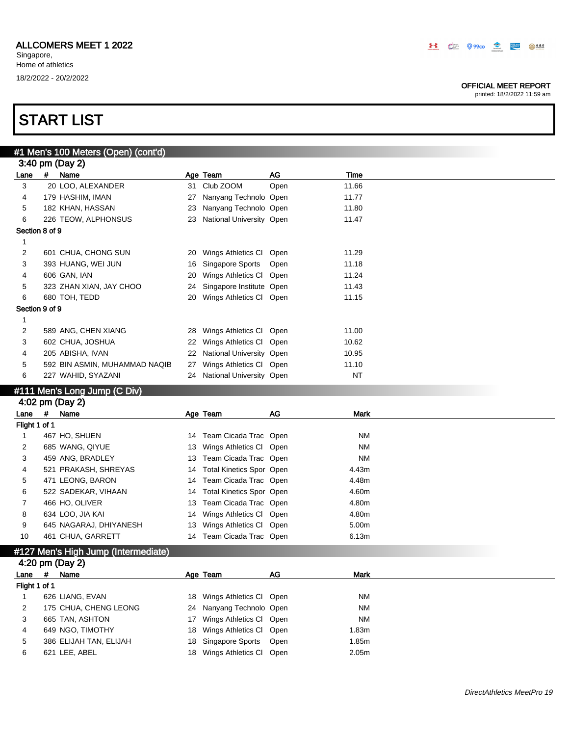ALLCOMERS MEET 1 2022
Singapore,
Home of athletics
18/2/2022 - 20/2/2022

OFFICIAL MEET REPORT
printed: 18/2/2022 11:59 am

# START LIST

## #1 Men's 100 Meters (Open) (cont'd)

3:40 pm (Day 2)

| Lane | # | Name | Age | Team | AG | Time |
|---|---|---|---|---|---|---|
| 3 | 20 | LOO, ALEXANDER | 31 | Club ZOOM | Open | 11.66 |
| 4 | 179 | HASHIM, IMAN | 27 | Nanyang Technolo | Open | 11.77 |
| 5 | 182 | KHAN, HASSAN | 23 | Nanyang Technolo | Open | 11.80 |
| 6 | 226 | TEOW, ALPHONSUS | 23 | National University | Open | 11.47 |
| **Section 8 of 9** | | | | | | |
| 1 | | | | | | |
| 2 | 601 | CHUA, CHONG SUN | 20 | Wings Athletics Cl | Open | 11.29 |
| 3 | 393 | HUANG, WEI JUN | 16 | Singapore Sports | Open | 11.18 |
| 4 | 606 | GAN, IAN | 20 | Wings Athletics Cl | Open | 11.24 |
| 5 | 323 | ZHAN XIAN, JAY CHOO | 24 | Singapore Institute | Open | 11.43 |
| 6 | 680 | TOH, TEDD | 20 | Wings Athletics Cl | Open | 11.15 |
| **Section 9 of 9** | | | | | | |
| 1 | | | | | | |
| 2 | 589 | ANG, CHEN XIANG | 28 | Wings Athletics Cl | Open | 11.00 |
| 3 | 602 | CHUA, JOSHUA | 22 | Wings Athletics Cl | Open | 10.62 |
| 4 | 205 | ABISHA, IVAN | 22 | National University | Open | 10.95 |
| 5 | 592 | BIN ASMIN, MUHAMMAD NAQIB | 27 | Wings Athletics Cl | Open | 11.10 |
| 6 | 227 | WAHID, SYAZANI | 24 | National University | Open | NT |

## #111 Men's Long Jump (C Div)

4:02 pm (Day 2)

| Lane | # | Name | Age | Team | AG | Mark |
|---|---|---|---|---|---|---|
| **Flight 1 of 1** | | | | | | |
| 1 | 467 | HO, SHUEN | 14 | Team Cicada Trac | Open | NM |
| 2 | 685 | WANG, QIYUE | 13 | Wings Athletics Cl | Open | NM |
| 3 | 459 | ANG, BRADLEY | 13 | Team Cicada Trac | Open | NM |
| 4 | 521 | PRAKASH, SHREYAS | 14 | Total Kinetics Spor | Open | 4.43m |
| 5 | 471 | LEONG, BARON | 14 | Team Cicada Trac | Open | 4.48m |
| 6 | 522 | SADEKAR, VIHAAN | 14 | Total Kinetics Spor | Open | 4.60m |
| 7 | 466 | HO, OLIVER | 13 | Team Cicada Trac | Open | 4.80m |
| 8 | 634 | LOO, JIA KAI | 14 | Wings Athletics Cl | Open | 4.80m |
| 9 | 645 | NAGARAJ, DHIYANESH | 13 | Wings Athletics Cl | Open | 5.00m |
| 10 | 461 | CHUA, GARRETT | 14 | Team Cicada Trac | Open | 6.13m |

## #127 Men's High Jump (Intermediate)

4:20 pm (Day 2)

| Lane | # | Name | Age | Team | AG | Mark |
|---|---|---|---|---|---|---|
| **Flight 1 of 1** | | | | | | |
| 1 | 626 | LIANG, EVAN | 18 | Wings Athletics Cl | Open | NM |
| 2 | 175 | CHUA, CHENG LEONG | 24 | Nanyang Technolo | Open | NM |
| 3 | 665 | TAN, ASHTON | 17 | Wings Athletics Cl | Open | NM |
| 4 | 649 | NGO, TIMOTHY | 18 | Wings Athletics Cl | Open | 1.83m |
| 5 | 386 | ELIJAH TAN, ELIJAH | 18 | Singapore Sports | Open | 1.85m |
| 6 | 621 | LEE, ABEL | 18 | Wings Athletics Cl | Open | 2.05m |

*DirectAthletics MeetPro 19*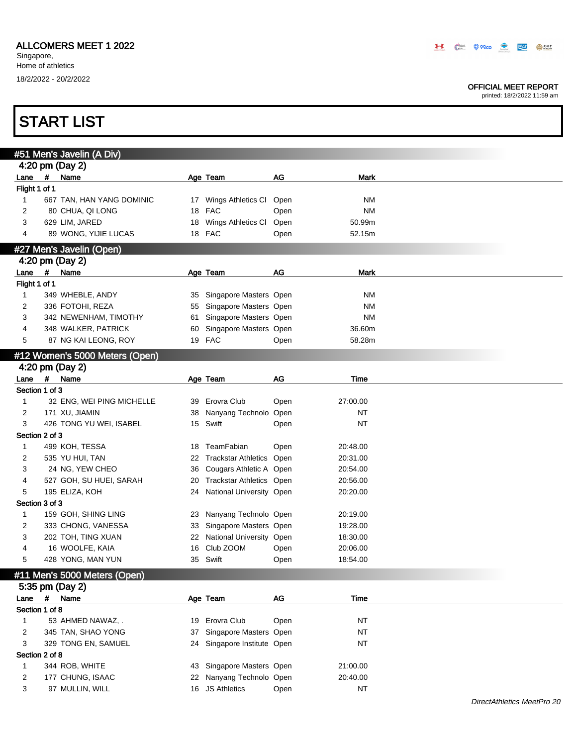ALLCOMERS MEET 1 2022
Singapore,
Home of athletics
18/2/2022 - 20/2/2022

OFFICIAL MEET REPORT
printed: 18/2/2022 11:59 am

# START LIST

## #51 Men's Javelin (A Div)

### 4:20 pm (Day 2)

| Lane | # | Name | Age | Team | AG | Mark |
|---|---|---|---|---|---|---|
| **Flight 1 of 1** | | | | | | |
| 1 | 667 | TAN, HAN YANG DOMINIC | 17 | Wings Athletics Cl | Open | NM |
| 2 | 80 | CHUA, QI LONG | 18 | FAC | Open | NM |
| 3 | 629 | LIM, JARED | 18 | Wings Athletics Cl | Open | 50.99m |
| 4 | 89 | WONG, YIJIE LUCAS | 18 | FAC | Open | 52.15m |

## #27 Men's Javelin (Open)

### 4:20 pm (Day 2)

| Lane | # | Name | Age | Team | AG | Mark |
|---|---|---|---|---|---|---|
| **Flight 1 of 1** | | | | | | |
| 1 | 349 | WHEBLE, ANDY | 35 | Singapore Masters | Open | NM |
| 2 | 336 | FOTOHI, REZA | 55 | Singapore Masters | Open | NM |
| 3 | 342 | NEWENHAM, TIMOTHY | 61 | Singapore Masters | Open | NM |
| 4 | 348 | WALKER, PATRICK | 60 | Singapore Masters | Open | 36.60m |
| 5 | 87 | NG KAI LEONG, ROY | 19 | FAC | Open | 58.28m |

## #12 Women's 5000 Meters (Open)

### 4:20 pm (Day 2)

| Lane | # | Name | Age | Team | AG | Time |
|---|---|---|---|---|---|---|
| **Section 1 of 3** | | | | | | |
| 1 | 32 | ENG, WEI PING MICHELLE | 39 | Erovra Club | Open | 27:00.00 |
| 2 | 171 | XU, JIAMIN | 38 | Nanyang Technolo | Open | NT |
| 3 | 426 | TONG YU WEI, ISABEL | 15 | Swift | Open | NT |
| **Section 2 of 3** | | | | | | |
| 1 | 499 | KOH, TESSA | 18 | TeamFabian | Open | 20:48.00 |
| 2 | 535 | YU HUI, TAN | 22 | Trackstar Athletics | Open | 20:31.00 |
| 3 | 24 | NG, YEW CHEO | 36 | Cougars Athletic A | Open | 20:54.00 |
| 4 | 527 | GOH, SU HUEI, SARAH | 20 | Trackstar Athletics | Open | 20:56.00 |
| 5 | 195 | ELIZA, KOH | 24 | National University | Open | 20:20.00 |
| **Section 3 of 3** | | | | | | |
| 1 | 159 | GOH, SHING LING | 23 | Nanyang Technolo | Open | 20:19.00 |
| 2 | 333 | CHONG, VANESSA | 33 | Singapore Masters | Open | 19:28.00 |
| 3 | 202 | TOH, TING XUAN | 22 | National University | Open | 18:30.00 |
| 4 | 16 | WOOLFE, KAIA | 16 | Club ZOOM | Open | 20:06.00 |
| 5 | 428 | YONG, MAN YUN | 35 | Swift | Open | 18:54.00 |

## #11 Men's 5000 Meters (Open)

### 5:35 pm (Day 2)

| Lane | # | Name | Age | Team | AG | Time |
|---|---|---|---|---|---|---|
| **Section 1 of 8** | | | | | | |
| 1 | 53 | AHMED NAWAZ, . | 19 | Erovra Club | Open | NT |
| 2 | 345 | TAN, SHAO YONG | 37 | Singapore Masters | Open | NT |
| 3 | 329 | TONG EN, SAMUEL | 24 | Singapore Institute | Open | NT |
| **Section 2 of 8** | | | | | | |
| 1 | 344 | ROB, WHITE | 43 | Singapore Masters | Open | 21:00.00 |
| 2 | 177 | CHUNG, ISAAC | 22 | Nanyang Technolo | Open | 20:40.00 |
| 3 | 97 | MULLIN, WILL | 16 | JS Athletics | Open | NT |

*DirectAthletics MeetPro 20*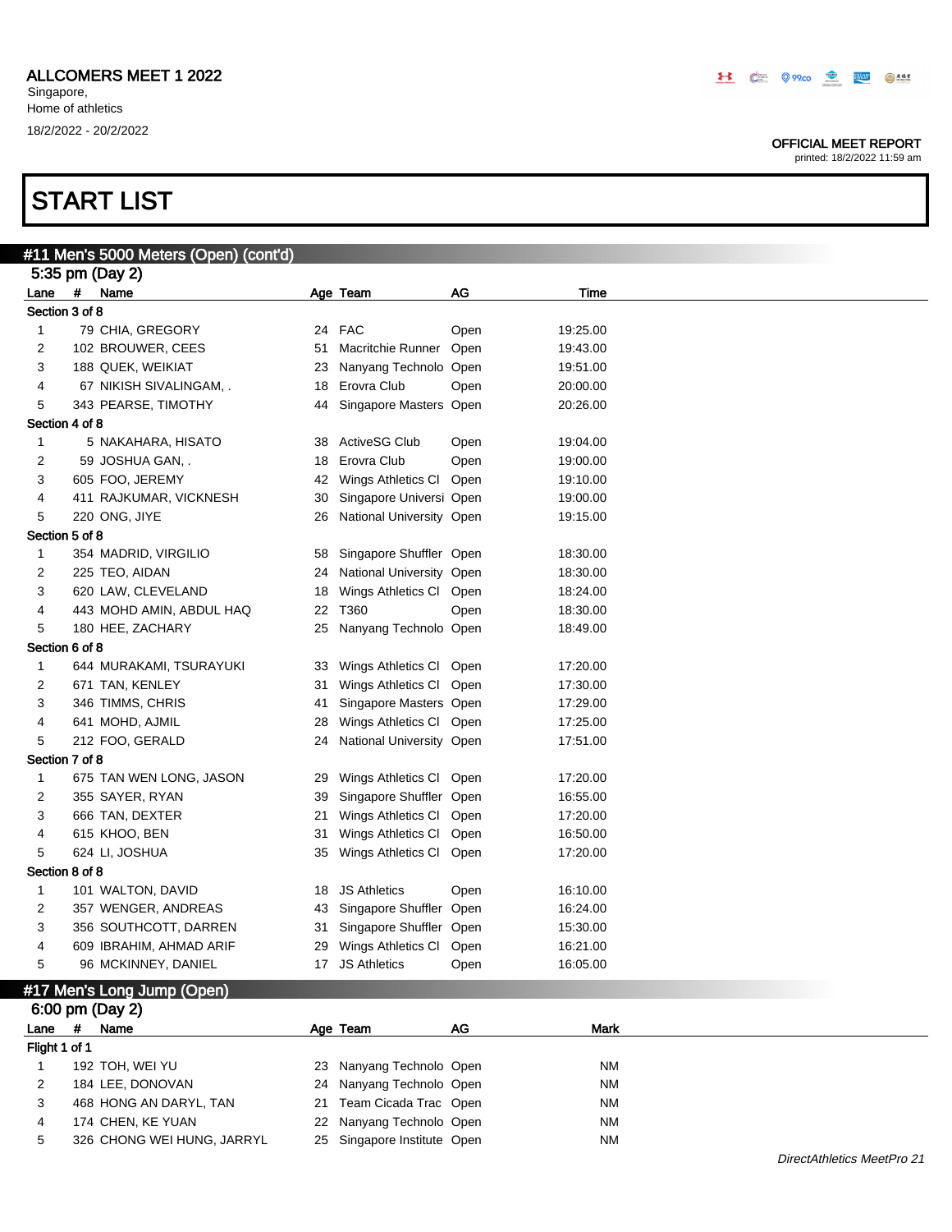# ALLCOMERS MEET 1 2022

Singapore,
Home of athletics
18/2/2022 - 20/2/2022

OFFICIAL MEET REPORT
printed: 18/2/2022 11:59 am

# START LIST

## #11 Men's 5000 Meters (Open) (cont'd)

5:35 pm (Day 2)

| Lane | # | Name | Age | Team | AG | Time |
|---|---|---|---|---|---|---|
| **Section 3 of 8** | | | | | | |
| 1 | 79 | CHIA, GREGORY | 24 | FAC | Open | 19:25.00 |
| 2 | 102 | BROUWER, CEES | 51 | Macritchie Runner | Open | 19:43.00 |
| 3 | 188 | QUEK, WEIKIAT | 23 | Nanyang Technolo | Open | 19:51.00 |
| 4 | 67 | NIKISH SIVALINGAM, . | 18 | Erovra Club | Open | 20:00.00 |
| 5 | 343 | PEARSE, TIMOTHY | 44 | Singapore Masters | Open | 20:26.00 |
| **Section 4 of 8** | | | | | | |
| 1 | 5 | NAKAHARA, HISATO | 38 | ActiveSG Club | Open | 19:04.00 |
| 2 | 59 | JOSHUA GAN, . | 18 | Erovra Club | Open | 19:00.00 |
| 3 | 605 | FOO, JEREMY | 42 | Wings Athletics Cl | Open | 19:10.00 |
| 4 | 411 | RAJKUMAR, VICKNESH | 30 | Singapore Universi | Open | 19:00.00 |
| 5 | 220 | ONG, JIYE | 26 | National University | Open | 19:15.00 |
| **Section 5 of 8** | | | | | | |
| 1 | 354 | MADRID, VIRGILIO | 58 | Singapore Shuffler | Open | 18:30.00 |
| 2 | 225 | TEO, AIDAN | 24 | National University | Open | 18:30.00 |
| 3 | 620 | LAW, CLEVELAND | 18 | Wings Athletics Cl | Open | 18:24.00 |
| 4 | 443 | MOHD AMIN, ABDUL HAQ | 22 | T360 | Open | 18:30.00 |
| 5 | 180 | HEE, ZACHARY | 25 | Nanyang Technolo | Open | 18:49.00 |
| **Section 6 of 8** | | | | | | |
| 1 | 644 | MURAKAMI, TSURAYUKI | 33 | Wings Athletics Cl | Open | 17:20.00 |
| 2 | 671 | TAN, KENLEY | 31 | Wings Athletics Cl | Open | 17:30.00 |
| 3 | 346 | TIMMS, CHRIS | 41 | Singapore Masters | Open | 17:29.00 |
| 4 | 641 | MOHD, AJMIL | 28 | Wings Athletics Cl | Open | 17:25.00 |
| 5 | 212 | FOO, GERALD | 24 | National University | Open | 17:51.00 |
| **Section 7 of 8** | | | | | | |
| 1 | 675 | TAN WEN LONG, JASON | 29 | Wings Athletics Cl | Open | 17:20.00 |
| 2 | 355 | SAYER, RYAN | 39 | Singapore Shuffler | Open | 16:55.00 |
| 3 | 666 | TAN, DEXTER | 21 | Wings Athletics Cl | Open | 17:20.00 |
| 4 | 615 | KHOO, BEN | 31 | Wings Athletics Cl | Open | 16:50.00 |
| 5 | 624 | LI, JOSHUA | 35 | Wings Athletics Cl | Open | 17:20.00 |
| **Section 8 of 8** | | | | | | |
| 1 | 101 | WALTON, DAVID | 18 | JS Athletics | Open | 16:10.00 |
| 2 | 357 | WENGER, ANDREAS | 43 | Singapore Shuffler | Open | 16:24.00 |
| 3 | 356 | SOUTHCOTT, DARREN | 31 | Singapore Shuffler | Open | 15:30.00 |
| 4 | 609 | IBRAHIM, AHMAD ARIF | 29 | Wings Athletics Cl | Open | 16:21.00 |
| 5 | 96 | MCKINNEY, DANIEL | 17 | JS Athletics | Open | 16:05.00 |

## #17 Men's Long Jump (Open)

6:00 pm (Day 2)

| Lane | # | Name | Age | Team | AG | Mark |
|---|---|---|---|---|---|---|
| **Flight 1 of 1** | | | | | | |
| 1 | 192 | TOH, WEI YU | 23 | Nanyang Technolo | Open | NM |
| 2 | 184 | LEE, DONOVAN | 24 | Nanyang Technolo | Open | NM |
| 3 | 468 | HONG AN DARYL, TAN | 21 | Team Cicada Trac | Open | NM |
| 4 | 174 | CHEN, KE YUAN | 22 | Nanyang Technolo | Open | NM |
| 5 | 326 | CHONG WEI HUNG, JARRYL | 25 | Singapore Institute | Open | NM |

*DirectAthletics MeetPro 21*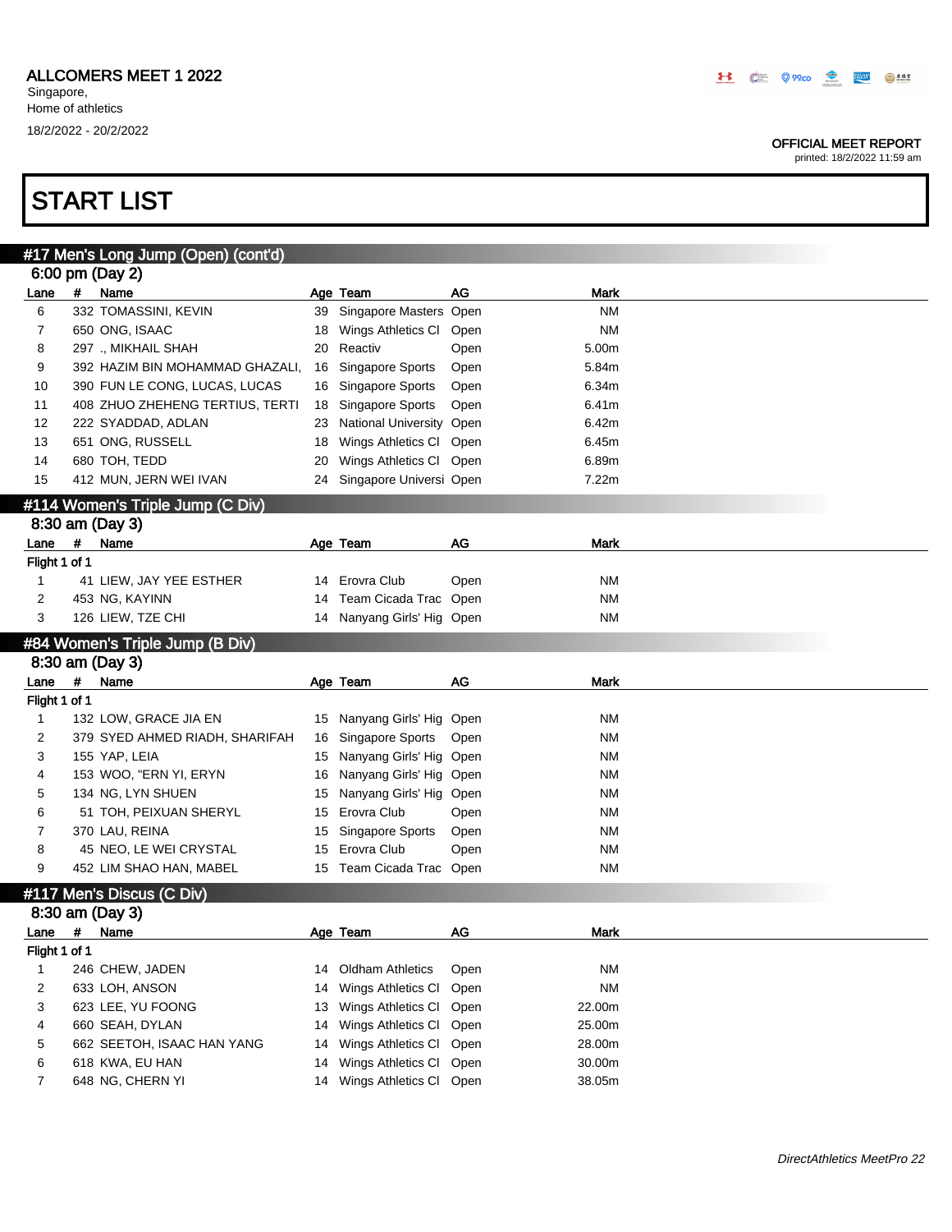ALLCOMERS MEET 1 2022
Singapore,
Home of athletics
18/2/2022 - 20/2/2022

OFFICIAL MEET REPORT
printed: 18/2/2022 11:59 am

# START LIST

## #17 Men's Long Jump (Open) (cont'd)

6:00 pm (Day 2)

| Lane | # | Name | Age | Team | AG | Mark |
|---|---|---|---|---|---|---|
| 6 | 332 | TOMASSINI, KEVIN | 39 | Singapore Masters | Open | NM |
| 7 | 650 | ONG, ISAAC | 18 | Wings Athletics Cl | Open | NM |
| 8 | 297 | ., MIKHAIL SHAH | 20 | Reactiv | Open | 5.00m |
| 9 | 392 | HAZIM BIN MOHAMMAD GHAZALI, | 16 | Singapore Sports | Open | 5.84m |
| 10 | 390 | FUN LE CONG, LUCAS, LUCAS | 16 | Singapore Sports | Open | 6.34m |
| 11 | 408 | ZHUO ZHEHENG TERTIUS, TERTI | 18 | Singapore Sports | Open | 6.41m |
| 12 | 222 | SYADDAD, ADLAN | 23 | National University | Open | 6.42m |
| 13 | 651 | ONG, RUSSELL | 18 | Wings Athletics Cl | Open | 6.45m |
| 14 | 680 | TOH, TEDD | 20 | Wings Athletics Cl | Open | 6.89m |
| 15 | 412 | MUN, JERN WEI IVAN | 24 | Singapore Universi | Open | 7.22m |

## #114 Women's Triple Jump (C Div)

8:30 am (Day 3)

| Lane | # | Name | Age | Team | AG | Mark |
|---|---|---|---|---|---|---|
| Flight 1 of 1 | | | | | | |
| 1 | 41 | LIEW, JAY YEE ESTHER | 14 | Erovra Club | Open | NM |
| 2 | 453 | NG, KAYINN | 14 | Team Cicada Trac | Open | NM |
| 3 | 126 | LIEW, TZE CHI | 14 | Nanyang Girls' Hig | Open | NM |

## #84 Women's Triple Jump (B Div)

8:30 am (Day 3)

| Lane | # | Name | Age | Team | AG | Mark |
|---|---|---|---|---|---|---|
| Flight 1 of 1 | | | | | | |
| 1 | 132 | LOW, GRACE JIA EN | 15 | Nanyang Girls' Hig | Open | NM |
| 2 | 379 | SYED AHMED RIADH, SHARIFAH | 16 | Singapore Sports | Open | NM |
| 3 | 155 | YAP, LEIA | 15 | Nanyang Girls' Hig | Open | NM |
| 4 | 153 | WOO, "ERN YI, ERYN | 16 | Nanyang Girls' Hig | Open | NM |
| 5 | 134 | NG, LYN SHUEN | 15 | Nanyang Girls' Hig | Open | NM |
| 6 | 51 | TOH, PEIXUAN SHERYL | 15 | Erovra Club | Open | NM |
| 7 | 370 | LAU, REINA | 15 | Singapore Sports | Open | NM |
| 8 | 45 | NEO, LE WEI CRYSTAL | 15 | Erovra Club | Open | NM |
| 9 | 452 | LIM SHAO HAN, MABEL | 15 | Team Cicada Trac | Open | NM |

## #117 Men's Discus (C Div)

8:30 am (Day 3)

| Lane | # | Name | Age | Team | AG | Mark |
|---|---|---|---|---|---|---|
| Flight 1 of 1 | | | | | | |
| 1 | 246 | CHEW, JADEN | 14 | Oldham Athletics | Open | NM |
| 2 | 633 | LOH, ANSON | 14 | Wings Athletics Cl | Open | NM |
| 3 | 623 | LEE, YU FOONG | 13 | Wings Athletics Cl | Open | 22.00m |
| 4 | 660 | SEAH, DYLAN | 14 | Wings Athletics Cl | Open | 25.00m |
| 5 | 662 | SEETOH, ISAAC HAN YANG | 14 | Wings Athletics Cl | Open | 28.00m |
| 6 | 618 | KWA, EU HAN | 14 | Wings Athletics Cl | Open | 30.00m |
| 7 | 648 | NG, CHERN YI | 14 | Wings Athletics Cl | Open | 38.05m |

*DirectAthletics MeetPro 22*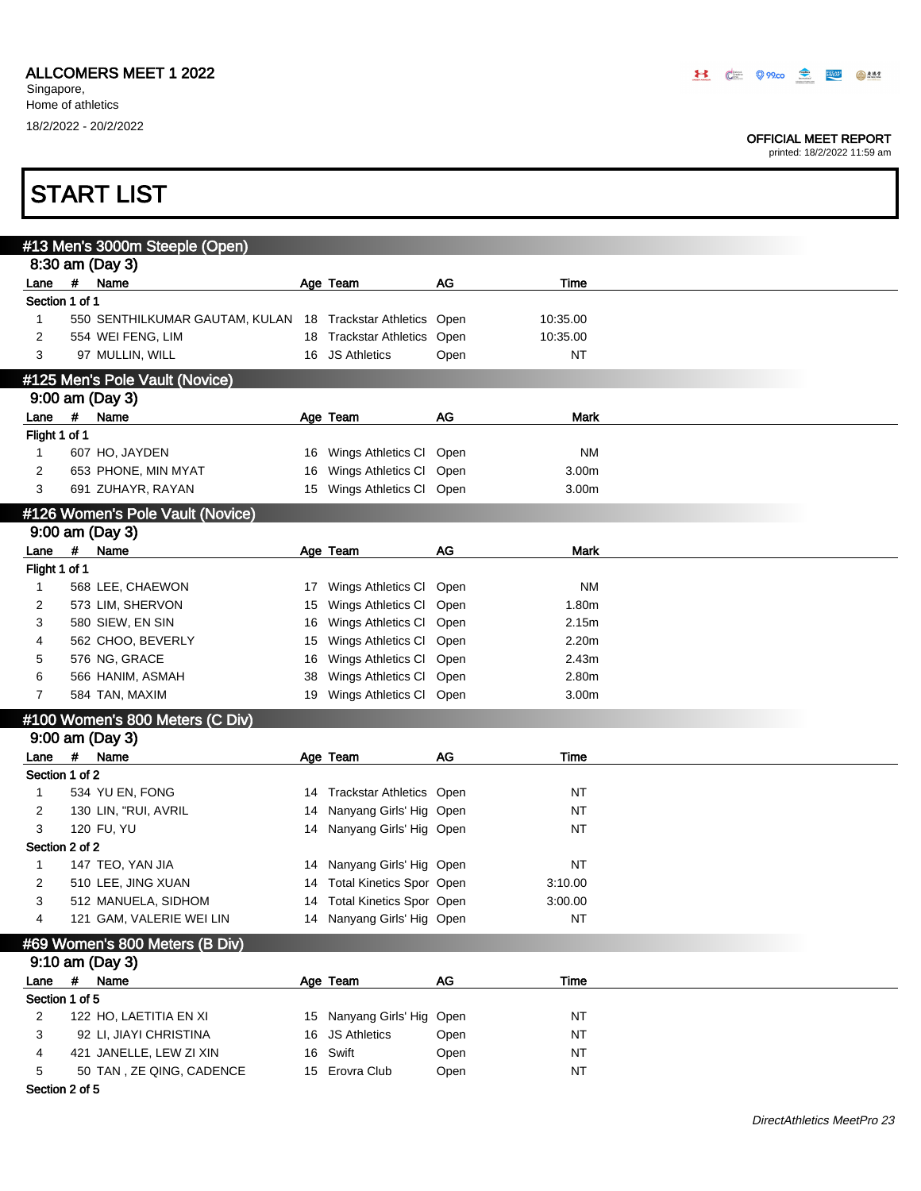ALLCOMERS MEET 1 2022
Singapore,
Home of athletics
18/2/2022 - 20/2/2022

OFFICIAL MEET REPORT
printed: 18/2/2022 11:59 am

# START LIST

## #13 Men's 3000m Steeple (Open)

8:30 am (Day 3)

| Lane | # | Name | Age | Team | AG | Time |
|---|---|---|---|---|---|---|
| Section 1 of 1 | | | | | | |
| 1 | 550 | SENTHILKUMAR GAUTAM, KULAN | 18 | Trackstar Athletics | Open | 10:35.00 |
| 2 | 554 | WEI FENG, LIM | 18 | Trackstar Athletics | Open | 10:35.00 |
| 3 | 97 | MULLIN, WILL | 16 | JS Athletics | Open | NT |

## #125 Men's Pole Vault (Novice)

9:00 am (Day 3)

| Lane | # | Name | Age | Team | AG | Mark |
|---|---|---|---|---|---|---|
| Flight 1 of 1 | | | | | | |
| 1 | 607 | HO, JAYDEN | 16 | Wings Athletics Cl | Open | NM |
| 2 | 653 | PHONE, MIN MYAT | 16 | Wings Athletics Cl | Open | 3.00m |
| 3 | 691 | ZUHAYR, RAYAN | 15 | Wings Athletics Cl | Open | 3.00m |

## #126 Women's Pole Vault (Novice)

9:00 am (Day 3)

| Lane | # | Name | Age | Team | AG | Mark |
|---|---|---|---|---|---|---|
| Flight 1 of 1 | | | | | | |
| 1 | 568 | LEE, CHAEWON | 17 | Wings Athletics Cl | Open | NM |
| 2 | 573 | LIM, SHERVON | 15 | Wings Athletics Cl | Open | 1.80m |
| 3 | 580 | SIEW, EN SIN | 16 | Wings Athletics Cl | Open | 2.15m |
| 4 | 562 | CHOO, BEVERLY | 15 | Wings Athletics Cl | Open | 2.20m |
| 5 | 576 | NG, GRACE | 16 | Wings Athletics Cl | Open | 2.43m |
| 6 | 566 | HANIM, ASMAH | 38 | Wings Athletics Cl | Open | 2.80m |
| 7 | 584 | TAN, MAXIM | 19 | Wings Athletics Cl | Open | 3.00m |

## #100 Women's 800 Meters (C Div)

9:00 am (Day 3)

| Lane | # | Name | Age | Team | AG | Time |
|---|---|---|---|---|---|---|
| Section 1 of 2 | | | | | | |
| 1 | 534 | YU EN, FONG | 14 | Trackstar Athletics | Open | NT |
| 2 | 130 | LIN, "RUI, AVRIL | 14 | Nanyang Girls' Hig | Open | NT |
| 3 | 120 | FU, YU | 14 | Nanyang Girls' Hig | Open | NT |
| Section 2 of 2 | | | | | | |
| 1 | 147 | TEO, YAN JIA | 14 | Nanyang Girls' Hig | Open | NT |
| 2 | 510 | LEE, JING XUAN | 14 | Total Kinetics Spor | Open | 3:10.00 |
| 3 | 512 | MANUELA, SIDHOM | 14 | Total Kinetics Spor | Open | 3:00.00 |
| 4 | 121 | GAM, VALERIE WEI LIN | 14 | Nanyang Girls' Hig | Open | NT |

## #69 Women's 800 Meters (B Div)

9:10 am (Day 3)

| Lane | # | Name | Age | Team | AG | Time |
|---|---|---|---|---|---|---|
| Section 1 of 5 | | | | | | |
| 2 | 122 | HO, LAETITIA EN XI | 15 | Nanyang Girls' Hig | Open | NT |
| 3 | 92 | LI, JIAYI CHRISTINA | 16 | JS Athletics | Open | NT |
| 4 | 421 | JANELLE, LEW ZI XIN | 16 | Swift | Open | NT |
| 5 | 50 | TAN , ZE QING, CADENCE | 15 | Erovra Club | Open | NT |
| Section 2 of 5 | | | | | | |

*DirectAthletics MeetPro 23*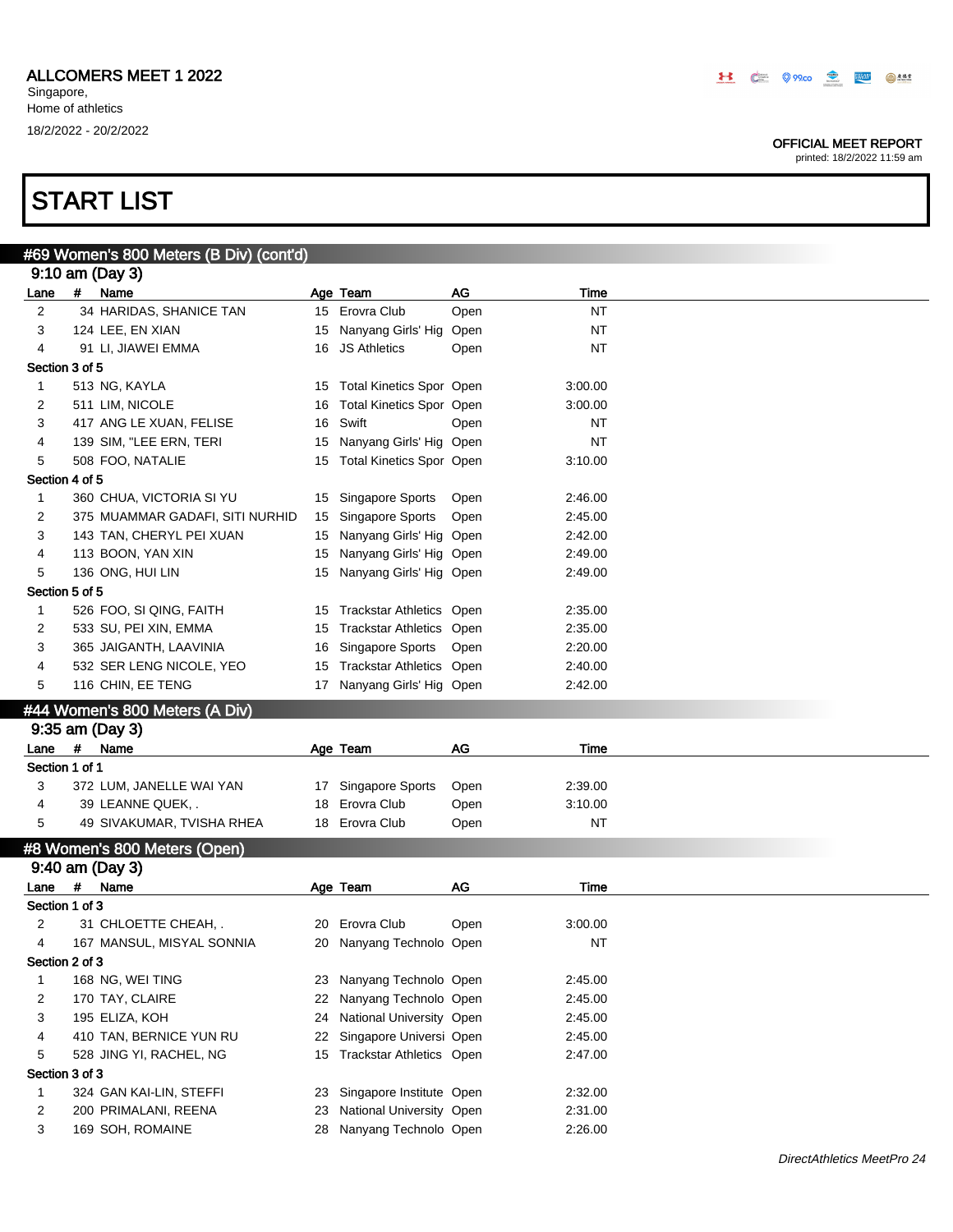ALLCOMERS MEET 1 2022
Singapore,
Home of athletics
18/2/2022 - 20/2/2022

OFFICIAL MEET REPORT
printed: 18/2/2022 11:59 am

# START LIST

## #69 Women's 800 Meters (B Div) (cont'd)

9:10 am (Day 3)

| Lane | # | Name | Age | Team | AG | Time |
|---|---|---|---|---|---|---|
| 2 | 34 | HARIDAS, SHANICE TAN | 15 | Erovra Club | Open | NT |
| 3 | 124 | LEE, EN XIAN | 15 | Nanyang Girls' Hig | Open | NT |
| 4 | 91 | LI, JIAWEI EMMA | 16 | JS Athletics | Open | NT |
| **Section 3 of 5** | | | | | | |
| 1 | 513 | NG, KAYLA | 15 | Total Kinetics Spor | Open | 3:00.00 |
| 2 | 511 | LIM, NICOLE | 16 | Total Kinetics Spor | Open | 3:00.00 |
| 3 | 417 | ANG LE XUAN, FELISE | 16 | Swift | Open | NT |
| 4 | 139 | SIM, "LEE ERN, TERI | 15 | Nanyang Girls' Hig | Open | NT |
| 5 | 508 | FOO, NATALIE | 15 | Total Kinetics Spor | Open | 3:10.00 |
| **Section 4 of 5** | | | | | | |
| 1 | 360 | CHUA, VICTORIA SI YU | 15 | Singapore Sports | Open | 2:46.00 |
| 2 | 375 | MUAMMAR GADAFI, SITI NURHID | 15 | Singapore Sports | Open | 2:45.00 |
| 3 | 143 | TAN, CHERYL PEI XUAN | 15 | Nanyang Girls' Hig | Open | 2:42.00 |
| 4 | 113 | BOON, YAN XIN | 15 | Nanyang Girls' Hig | Open | 2:49.00 |
| 5 | 136 | ONG, HUI LIN | 15 | Nanyang Girls' Hig | Open | 2:49.00 |
| **Section 5 of 5** | | | | | | |
| 1 | 526 | FOO, SI QING, FAITH | 15 | Trackstar Athletics | Open | 2:35.00 |
| 2 | 533 | SU, PEI XIN, EMMA | 15 | Trackstar Athletics | Open | 2:35.00 |
| 3 | 365 | JAIGANTH, LAAVINIA | 16 | Singapore Sports | Open | 2:20.00 |
| 4 | 532 | SER LENG NICOLE, YEO | 15 | Trackstar Athletics | Open | 2:40.00 |
| 5 | 116 | CHIN, EE TENG | 17 | Nanyang Girls' Hig | Open | 2:42.00 |

## #44 Women's 800 Meters (A Div)

9:35 am (Day 3)

| Lane | # | Name | Age | Team | AG | Time |
|---|---|---|---|---|---|---|
| **Section 1 of 1** | | | | | | |
| 3 | 372 | LUM, JANELLE WAI YAN | 17 | Singapore Sports | Open | 2:39.00 |
| 4 | 39 | LEANNE QUEK, . | 18 | Erovra Club | Open | 3:10.00 |
| 5 | 49 | SIVAKUMAR, TVISHA RHEA | 18 | Erovra Club | Open | NT |

## #8 Women's 800 Meters (Open)

9:40 am (Day 3)

| Lane | # | Name | Age | Team | AG | Time |
|---|---|---|---|---|---|---|
| **Section 1 of 3** | | | | | | |
| 2 | 31 | CHLOETTE CHEAH, . | 20 | Erovra Club | Open | 3:00.00 |
| 4 | 167 | MANSUL, MISYAL SONNIA | 20 | Nanyang Technolo | Open | NT |
| **Section 2 of 3** | | | | | | |
| 1 | 168 | NG, WEI TING | 23 | Nanyang Technolo | Open | 2:45.00 |
| 2 | 170 | TAY, CLAIRE | 22 | Nanyang Technolo | Open | 2:45.00 |
| 3 | 195 | ELIZA, KOH | 24 | National University | Open | 2:45.00 |
| 4 | 410 | TAN, BERNICE YUN RU | 22 | Singapore Universi | Open | 2:45.00 |
| 5 | 528 | JING YI, RACHEL, NG | 15 | Trackstar Athletics | Open | 2:47.00 |
| **Section 3 of 3** | | | | | | |
| 1 | 324 | GAN KAI-LIN, STEFFI | 23 | Singapore Institute | Open | 2:32.00 |
| 2 | 200 | PRIMALANI, REENA | 23 | National University | Open | 2:31.00 |
| 3 | 169 | SOH, ROMAINE | 28 | Nanyang Technolo | Open | 2:26.00 |

*DirectAthletics MeetPro 24*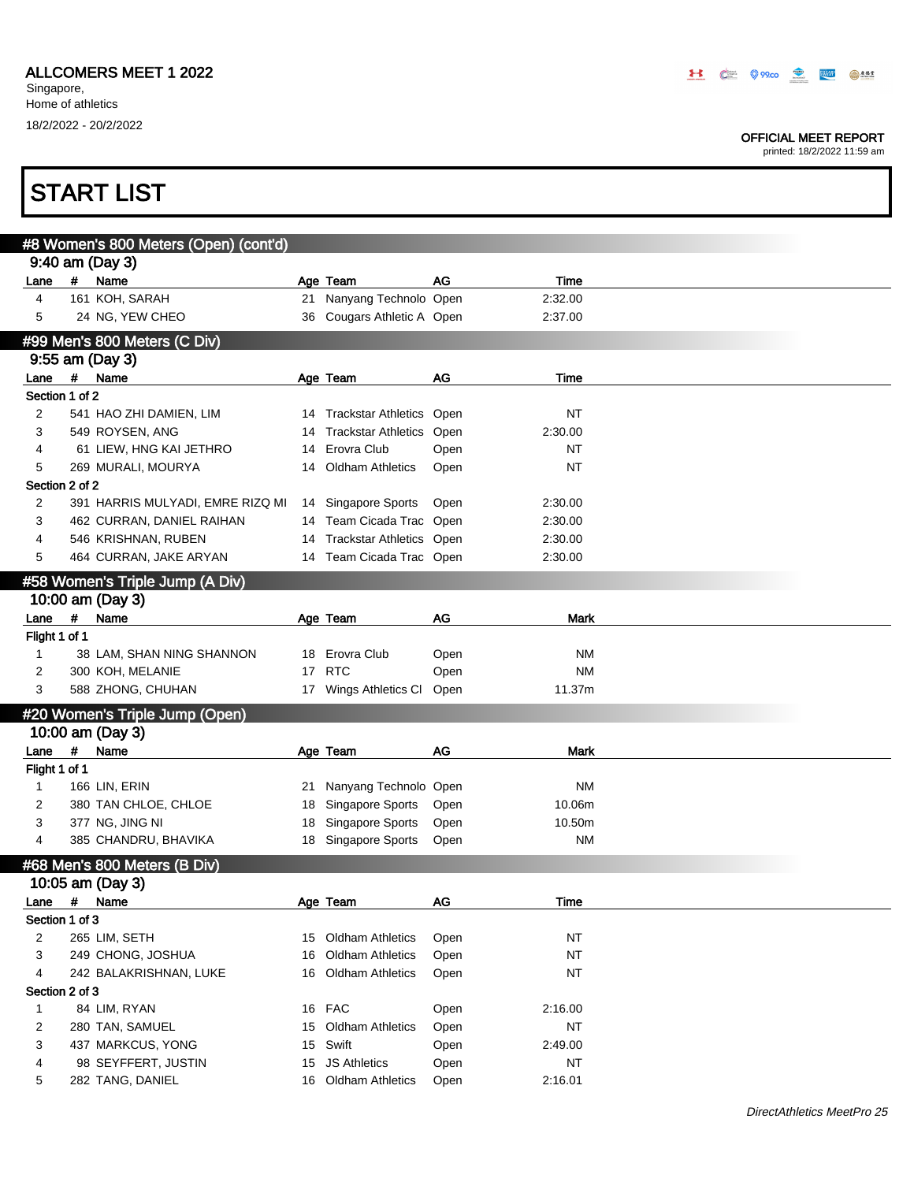ALLCOMERS MEET 1 2022
Singapore,
Home of athletics
18/2/2022 - 20/2/2022

OFFICIAL MEET REPORT
printed: 18/2/2022 11:59 am

# START LIST

## #8 Women's 800 Meters (Open) (cont'd)

9:40 am (Day 3)

| Lane | # | Name | Age | Team | AG | Time |
|---|---|---|---|---|---|---|
| 4 | 161 | KOH, SARAH | 21 | Nanyang Technolo | Open | 2:32.00 |
| 5 | 24 | NG, YEW CHEO | 36 | Cougars Athletic A | Open | 2:37.00 |

## #99 Men's 800 Meters (C Div)

9:55 am (Day 3)

| Lane | # | Name | Age | Team | AG | Time |
|---|---|---|---|---|---|---|
| Section 1 of 2 | | | | | | |
| 2 | 541 | HAO ZHI DAMIEN, LIM | 14 | Trackstar Athletics | Open | NT |
| 3 | 549 | ROYSEN, ANG | 14 | Trackstar Athletics | Open | 2:30.00 |
| 4 | 61 | LIEW, HNG KAI JETHRO | 14 | Erovra Club | Open | NT |
| 5 | 269 | MURALI, MOURYA | 14 | Oldham Athletics | Open | NT |
| Section 2 of 2 | | | | | | |
| 2 | 391 | HARRIS MULYADI, EMRE RIZQ MI | 14 | Singapore Sports | Open | 2:30.00 |
| 3 | 462 | CURRAN, DANIEL RAIHAN | 14 | Team Cicada Trac | Open | 2:30.00 |
| 4 | 546 | KRISHNAN, RUBEN | 14 | Trackstar Athletics | Open | 2:30.00 |
| 5 | 464 | CURRAN, JAKE ARYAN | 14 | Team Cicada Trac | Open | 2:30.00 |

## #58 Women's Triple Jump (A Div)

10:00 am (Day 3)

| Lane | # | Name | Age | Team | AG | Mark |
|---|---|---|---|---|---|---|
| Flight 1 of 1 | | | | | | |
| 1 | 38 | LAM, SHAN NING SHANNON | 18 | Erovra Club | Open | NM |
| 2 | 300 | KOH, MELANIE | 17 | RTC | Open | NM |
| 3 | 588 | ZHONG, CHUHAN | 17 | Wings Athletics Cl | Open | 11.37m |

## #20 Women's Triple Jump (Open)

10:00 am (Day 3)

| Lane | # | Name | Age | Team | AG | Mark |
|---|---|---|---|---|---|---|
| Flight 1 of 1 | | | | | | |
| 1 | 166 | LIN, ERIN | 21 | Nanyang Technolo | Open | NM |
| 2 | 380 | TAN CHLOE, CHLOE | 18 | Singapore Sports | Open | 10.06m |
| 3 | 377 | NG, JING NI | 18 | Singapore Sports | Open | 10.50m |
| 4 | 385 | CHANDRU, BHAVIKA | 18 | Singapore Sports | Open | NM |

## #68 Men's 800 Meters (B Div)

10:05 am (Day 3)

| Lane | # | Name | Age | Team | AG | Time |
|---|---|---|---|---|---|---|
| Section 1 of 3 | | | | | | |
| 2 | 265 | LIM, SETH | 15 | Oldham Athletics | Open | NT |
| 3 | 249 | CHONG, JOSHUA | 16 | Oldham Athletics | Open | NT |
| 4 | 242 | BALAKRISHNAN, LUKE | 16 | Oldham Athletics | Open | NT |
| Section 2 of 3 | | | | | | |
| 1 | 84 | LIM, RYAN | 16 | FAC | Open | 2:16.00 |
| 2 | 280 | TAN, SAMUEL | 15 | Oldham Athletics | Open | NT |
| 3 | 437 | MARKCUS, YONG | 15 | Swift | Open | 2:49.00 |
| 4 | 98 | SEYFFERT, JUSTIN | 15 | JS Athletics | Open | NT |
| 5 | 282 | TANG, DANIEL | 16 | Oldham Athletics | Open | 2:16.01 |

*DirectAthletics MeetPro 25*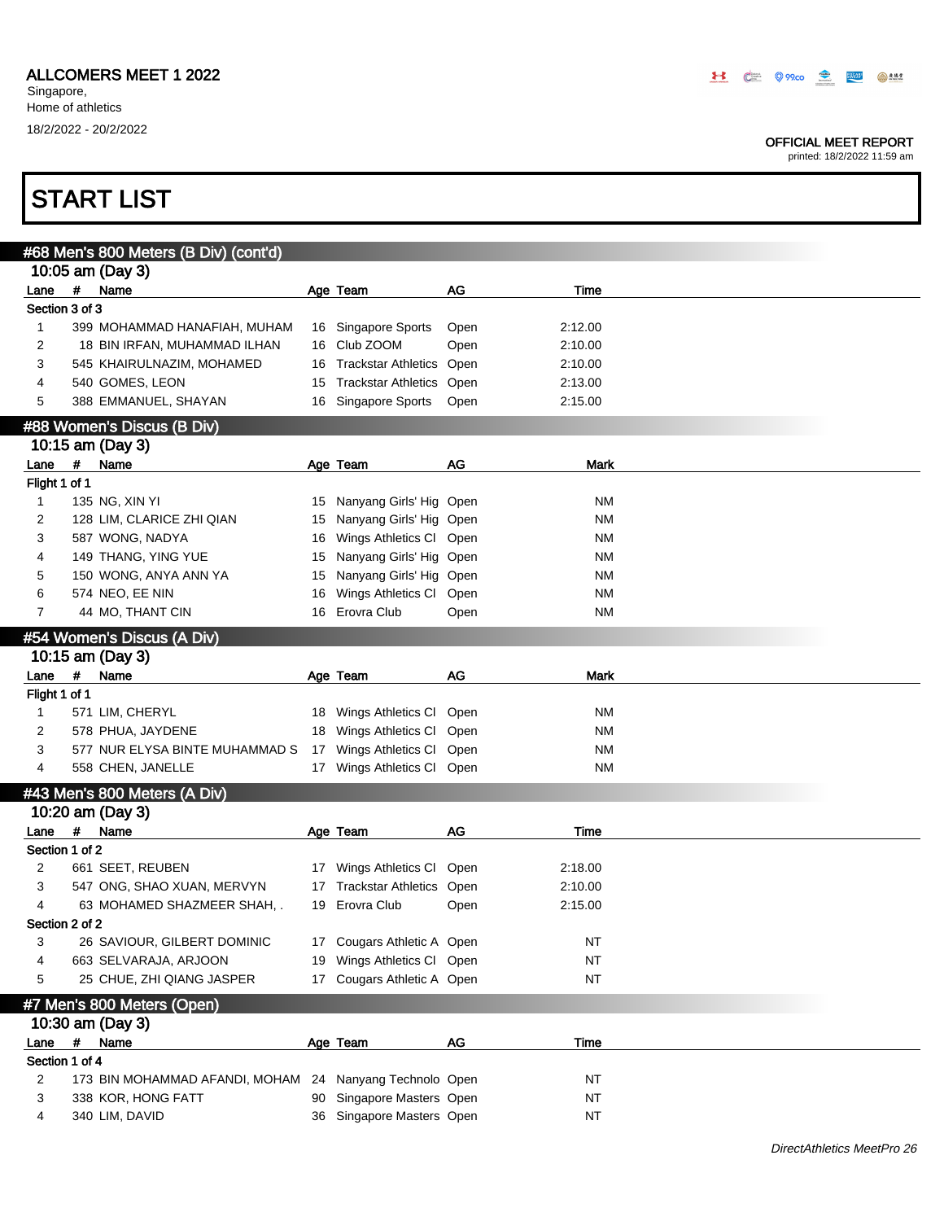## START LIST

### #68 Men's 800 Meters (B Div) (cont'd)

10:05 am (Day 3)

| Lane | # | Name | Age | Team | AG | Time |
|---|---|---|---|---|---|---|
| **Section 3 of 3** | | | | | | |
| 1 | 399 | MOHAMMAD HANAFIAH, MUHAM | 16 | Singapore Sports | Open | 2:12.00 |
| 2 | 18 | BIN IRFAN, MUHAMMAD ILHAN | 16 | Club ZOOM | Open | 2:10.00 |
| 3 | 545 | KHAIRULNAZIM, MOHAMED | 16 | Trackstar Athletics | Open | 2:10.00 |
| 4 | 540 | GOMES, LEON | 15 | Trackstar Athletics | Open | 2:13.00 |
| 5 | 388 | EMMANUEL, SHAYAN | 16 | Singapore Sports | Open | 2:15.00 |

### #88 Women's Discus (B Div)

10:15 am (Day 3)

| Lane | # | Name | Age | Team | AG | Mark |
|---|---|---|---|---|---|---|
| **Flight 1 of 1** | | | | | | |
| 1 | 135 | NG, XIN YI | 15 | Nanyang Girls' Hig | Open | NM |
| 2 | 128 | LIM, CLARICE ZHI QIAN | 15 | Nanyang Girls' Hig | Open | NM |
| 3 | 587 | WONG, NADYA | 16 | Wings Athletics Cl | Open | NM |
| 4 | 149 | THANG, YING YUE | 15 | Nanyang Girls' Hig | Open | NM |
| 5 | 150 | WONG, ANYA ANN YA | 15 | Nanyang Girls' Hig | Open | NM |
| 6 | 574 | NEO, EE NIN | 16 | Wings Athletics Cl | Open | NM |
| 7 | 44 | MO, THANT CIN | 16 | Erovra Club | Open | NM |

### #54 Women's Discus (A Div)

10:15 am (Day 3)

| Lane | # | Name | Age | Team | AG | Mark |
|---|---|---|---|---|---|---|
| **Flight 1 of 1** | | | | | | |
| 1 | 571 | LIM, CHERYL | 18 | Wings Athletics Cl | Open | NM |
| 2 | 578 | PHUA, JAYDENE | 18 | Wings Athletics Cl | Open | NM |
| 3 | 577 | NUR ELYSA BINTE MUHAMMAD S | 17 | Wings Athletics Cl | Open | NM |
| 4 | 558 | CHEN, JANELLE | 17 | Wings Athletics Cl | Open | NM |

### #43 Men's 800 Meters (A Div)

10:20 am (Day 3)

| Lane | # | Name | Age | Team | AG | Time |
|---|---|---|---|---|---|---|
| **Section 1 of 2** | | | | | | |
| 2 | 661 | SEET, REUBEN | 17 | Wings Athletics Cl | Open | 2:18.00 |
| 3 | 547 | ONG, SHAO XUAN, MERVYN | 17 | Trackstar Athletics | Open | 2:10.00 |
| 4 | 63 | MOHAMED SHAZMEER SHAH, . | 19 | Erovra Club | Open | 2:15.00 |
| **Section 2 of 2** | | | | | | |
| 3 | 26 | SAVIOUR, GILBERT DOMINIC | 17 | Cougars Athletic A | Open | NT |
| 4 | 663 | SELVARAJA, ARJOON | 19 | Wings Athletics Cl | Open | NT |
| 5 | 25 | CHUE, ZHI QIANG JASPER | 17 | Cougars Athletic A | Open | NT |

### #7 Men's 800 Meters (Open)

10:30 am (Day 3)

| Lane | # | Name | Age | Team | AG | Time |
|---|---|---|---|---|---|---|
| **Section 1 of 4** | | | | | | |
| 2 | 173 | BIN MOHAMMAD AFANDI, MOHAM | 24 | Nanyang Technolo | Open | NT |
| 3 | 338 | KOR, HONG FATT | 90 | Singapore Masters | Open | NT |
| 4 | 340 | LIM, DAVID | 36 | Singapore Masters | Open | NT |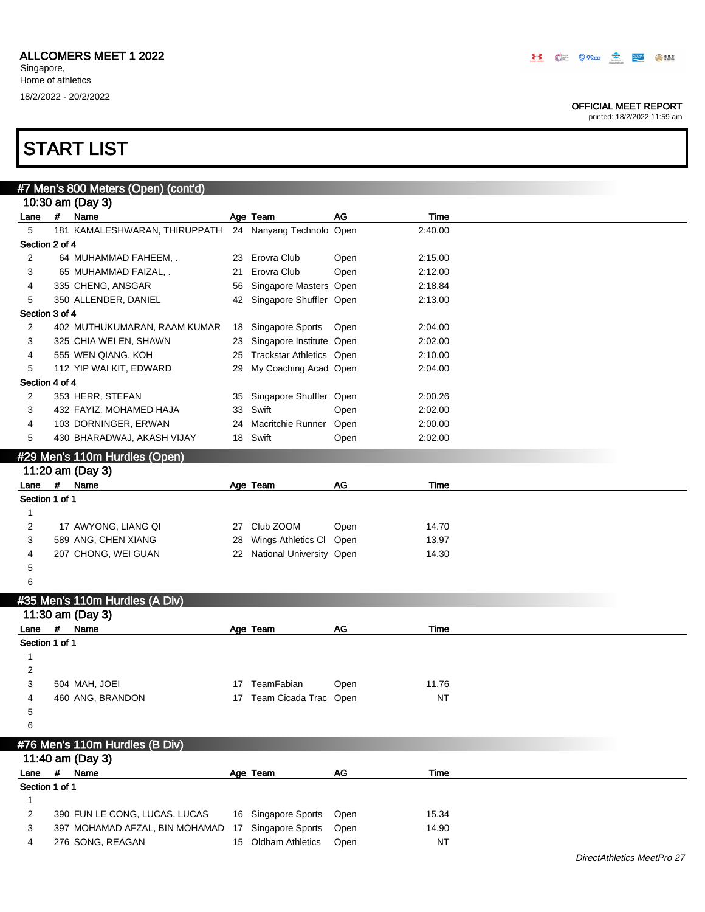ALLCOMERS MEET 1 2022
Singapore,
Home of athletics
18/2/2022 - 20/2/2022

OFFICIAL MEET REPORT
printed: 18/2/2022 11:59 am

# START LIST

## #7 Men's 800 Meters (Open) (cont'd)

10:30 am (Day 3)

| Lane | # | Name | Age | Team | AG | Time |
|---|---|---|---|---|---|---|
| 5 | 181 | KAMALESHWARAN, THIRUPPATH | 24 | Nanyang Technolo | Open | 2:40.00 |
| **Section 2 of 4** | | | | | | |
| 2 | 64 | MUHAMMAD FAHEEM, . | 23 | Erovra Club | Open | 2:15.00 |
| 3 | 65 | MUHAMMAD FAIZAL, . | 21 | Erovra Club | Open | 2:12.00 |
| 4 | 335 | CHENG, ANSGAR | 56 | Singapore Masters | Open | 2:18.84 |
| 5 | 350 | ALLENDER, DANIEL | 42 | Singapore Shuffler | Open | 2:13.00 |
| **Section 3 of 4** | | | | | | |
| 2 | 402 | MUTHUKUMARAN, RAAM KUMAR | 18 | Singapore Sports | Open | 2:04.00 |
| 3 | 325 | CHIA WEI EN, SHAWN | 23 | Singapore Institute | Open | 2:02.00 |
| 4 | 555 | WEN QIANG, KOH | 25 | Trackstar Athletics | Open | 2:10.00 |
| 5 | 112 | YIP WAI KIT, EDWARD | 29 | My Coaching Acad | Open | 2:04.00 |
| **Section 4 of 4** | | | | | | |
| 2 | 353 | HERR, STEFAN | 35 | Singapore Shuffler | Open | 2:00.26 |
| 3 | 432 | FAYIZ, MOHAMED HAJA | 33 | Swift | Open | 2:02.00 |
| 4 | 103 | DORNINGER, ERWAN | 24 | Macritchie Runner | Open | 2:00.00 |
| 5 | 430 | BHARADWAJ, AKASH VIJAY | 18 | Swift | Open | 2:02.00 |

## #29 Men's 110m Hurdles (Open)

11:20 am (Day 3)

| Lane | # | Name | Age | Team | AG | Time |
|---|---|---|---|---|---|---|
| **Section 1 of 1** | | | | | | |
| 1 | | | | | | |
| 2 | 17 | AWYONG, LIANG QI | 27 | Club ZOOM | Open | 14.70 |
| 3 | 589 | ANG, CHEN XIANG | 28 | Wings Athletics Cl | Open | 13.97 |
| 4 | 207 | CHONG, WEI GUAN | 22 | National University | Open | 14.30 |
| 5 | | | | | | |
| 6 | | | | | | |

## #35 Men's 110m Hurdles (A Div)

11:30 am (Day 3)

| Lane | # | Name | Age | Team | AG | Time |
|---|---|---|---|---|---|---|
| **Section 1 of 1** | | | | | | |
| 1 | | | | | | |
| 2 | | | | | | |
| 3 | 504 | MAH, JOEI | 17 | TeamFabian | Open | 11.76 |
| 4 | 460 | ANG, BRANDON | 17 | Team Cicada Trac | Open | NT |
| 5 | | | | | | |
| 6 | | | | | | |

## #76 Men's 110m Hurdles (B Div)

11:40 am (Day 3)

| Lane | # | Name | Age | Team | AG | Time |
|---|---|---|---|---|---|---|
| **Section 1 of 1** | | | | | | |
| 1 | | | | | | |
| 2 | 390 | FUN LE CONG, LUCAS, LUCAS | 16 | Singapore Sports | Open | 15.34 |
| 3 | 397 | MOHAMAD AFZAL, BIN MOHAMAD | 17 | Singapore Sports | Open | 14.90 |
| 4 | 276 | SONG, REAGAN | 15 | Oldham Athletics | Open | NT |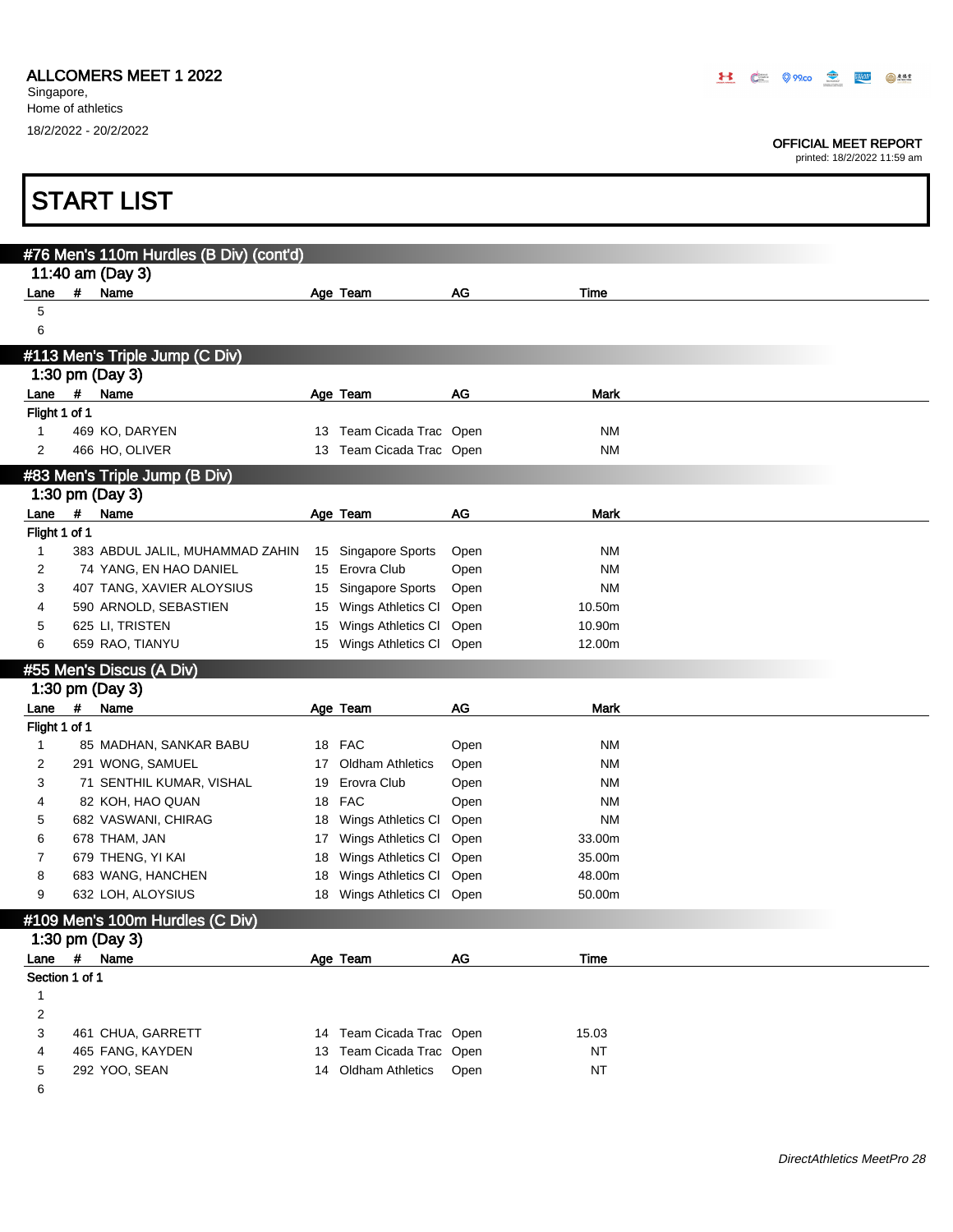ALLCOMERS MEET 1 2022
Singapore,
Home of athletics
18/2/2022 - 20/2/2022

OFFICIAL MEET REPORT
printed: 18/2/2022 11:59 am

# START LIST

## #76 Men's 110m Hurdles (B Div) (cont'd)

### 11:40 am (Day 3)

| Lane | # | Name | Age | Team | AG | Time |
|---|---|---|---|---|---|---|
| 5 | | | | | | |
| 6 | | | | | | |

## #113 Men's Triple Jump (C Div)

### 1:30 pm (Day 3)

Flight 1 of 1

| Lane | # | Name | Age | Team | AG | Mark |
|---|---|---|---|---|---|---|
| 1 | 469 | KO, DARYEN | 13 | Team Cicada Trac | Open | NM |
| 2 | 466 | HO, OLIVER | 13 | Team Cicada Trac | Open | NM |

## #83 Men's Triple Jump (B Div)

### 1:30 pm (Day 3)

Flight 1 of 1

| Lane | # | Name | Age | Team | AG | Mark |
|---|---|---|---|---|---|---|
| 1 | 383 | ABDUL JALIL, MUHAMMAD ZAHIN | 15 | Singapore Sports | Open | NM |
| 2 | 74 | YANG, EN HAO DANIEL | 15 | Erovra Club | Open | NM |
| 3 | 407 | TANG, XAVIER ALOYSIUS | 15 | Singapore Sports | Open | NM |
| 4 | 590 | ARNOLD, SEBASTIEN | 15 | Wings Athletics Cl | Open | 10.50m |
| 5 | 625 | LI, TRISTEN | 15 | Wings Athletics Cl | Open | 10.90m |
| 6 | 659 | RAO, TIANYU | 15 | Wings Athletics Cl | Open | 12.00m |

## #55 Men's Discus (A Div)

### 1:30 pm (Day 3)

Flight 1 of 1

| Lane | # | Name | Age | Team | AG | Mark |
|---|---|---|---|---|---|---|
| 1 | 85 | MADHAN, SANKAR BABU | 18 | FAC | Open | NM |
| 2 | 291 | WONG, SAMUEL | 17 | Oldham Athletics | Open | NM |
| 3 | 71 | SENTHIL KUMAR, VISHAL | 19 | Erovra Club | Open | NM |
| 4 | 82 | KOH, HAO QUAN | 18 | FAC | Open | NM |
| 5 | 682 | VASWANI, CHIRAG | 18 | Wings Athletics Cl | Open | NM |
| 6 | 678 | THAM, JAN | 17 | Wings Athletics Cl | Open | 33.00m |
| 7 | 679 | THENG, YI KAI | 18 | Wings Athletics Cl | Open | 35.00m |
| 8 | 683 | WANG, HANCHEN | 18 | Wings Athletics Cl | Open | 48.00m |
| 9 | 632 | LOH, ALOYSIUS | 18 | Wings Athletics Cl | Open | 50.00m |

## #109 Men's 100m Hurdles (C Div)

### 1:30 pm (Day 3)

Section 1 of 1

| Lane | # | Name | Age | Team | AG | Time |
|---|---|---|---|---|---|---|
| 1 | | | | | | |
| 2 | | | | | | |
| 3 | 461 | CHUA, GARRETT | 14 | Team Cicada Trac | Open | 15.03 |
| 4 | 465 | FANG, KAYDEN | 13 | Team Cicada Trac | Open | NT |
| 5 | 292 | YOO, SEAN | 14 | Oldham Athletics | Open | NT |
| 6 | | | | | | |

*DirectAthletics MeetPro 28*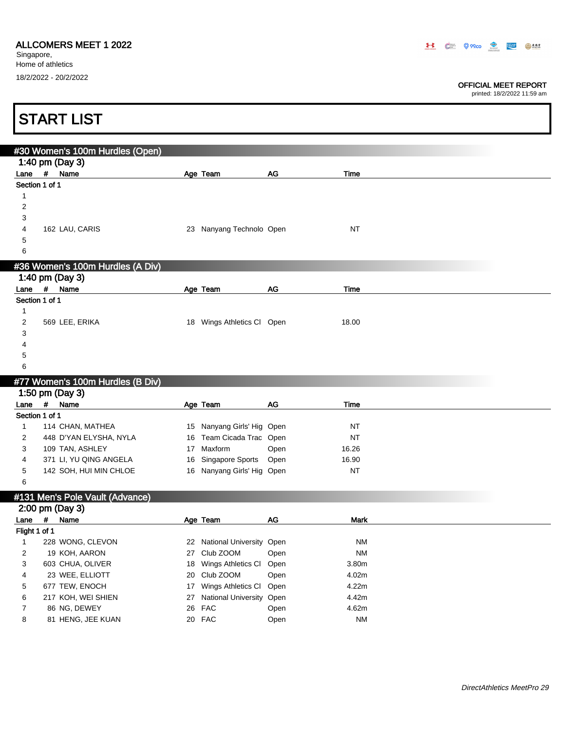ALLCOMERS MEET 1 2022

Singapore,
Home of athletics

18/2/2022 - 20/2/2022

OFFICIAL MEET REPORT
printed: 18/2/2022 11:59 am

# START LIST

## #30 Women's 100m Hurdles (Open)

1:40 pm (Day 3)

Section 1 of 1

| Lane | # | Name | Age | Team | AG | Time |
|---|---|---|---|---|---|---|
| 1 | | | | | | |
| 2 | | | | | | |
| 3 | | | | | | |
| 4 | 162 | LAU, CARIS | 23 | Nanyang Technolo | Open | NT |
| 5 | | | | | | |
| 6 | | | | | | |

## #36 Women's 100m Hurdles (A Div)

1:40 pm (Day 3)

Section 1 of 1

| Lane | # | Name | Age | Team | AG | Time |
|---|---|---|---|---|---|---|
| 1 | | | | | | |
| 2 | 569 | LEE, ERIKA | 18 | Wings Athletics Cl | Open | 18.00 |
| 3 | | | | | | |
| 4 | | | | | | |
| 5 | | | | | | |
| 6 | | | | | | |

## #77 Women's 100m Hurdles (B Div)

1:50 pm (Day 3)

Section 1 of 1

| Lane | # | Name | Age | Team | AG | Time |
|---|---|---|---|---|---|---|
| 1 | 114 | CHAN, MATHEA | 15 | Nanyang Girls' Hig | Open | NT |
| 2 | 448 | D'YAN ELYSHA, NYLA | 16 | Team Cicada Trac | Open | NT |
| 3 | 109 | TAN, ASHLEY | 17 | Maxform | Open | 16.26 |
| 4 | 371 | LI, YU QING ANGELA | 16 | Singapore Sports | Open | 16.90 |
| 5 | 142 | SOH, HUI MIN CHLOE | 16 | Nanyang Girls' Hig | Open | NT |
| 6 | | | | | | |

## #131 Men's Pole Vault (Advance)

2:00 pm (Day 3)

Flight 1 of 1

| Lane | # | Name | Age | Team | AG | Mark |
|---|---|---|---|---|---|---|
| 1 | 228 | WONG, CLEVON | 22 | National University | Open | NM |
| 2 | 19 | KOH, AARON | 27 | Club ZOOM | Open | NM |
| 3 | 603 | CHUA, OLIVER | 18 | Wings Athletics Cl | Open | 3.80m |
| 4 | 23 | WEE, ELLIOTT | 20 | Club ZOOM | Open | 4.02m |
| 5 | 677 | TEW, ENOCH | 17 | Wings Athletics Cl | Open | 4.22m |
| 6 | 217 | KOH, WEI SHIEN | 27 | National University | Open | 4.42m |
| 7 | 86 | NG, DEWEY | 26 | FAC | Open | 4.62m |
| 8 | 81 | HENG, JEE KUAN | 20 | FAC | Open | NM |

*DirectAthletics MeetPro 29*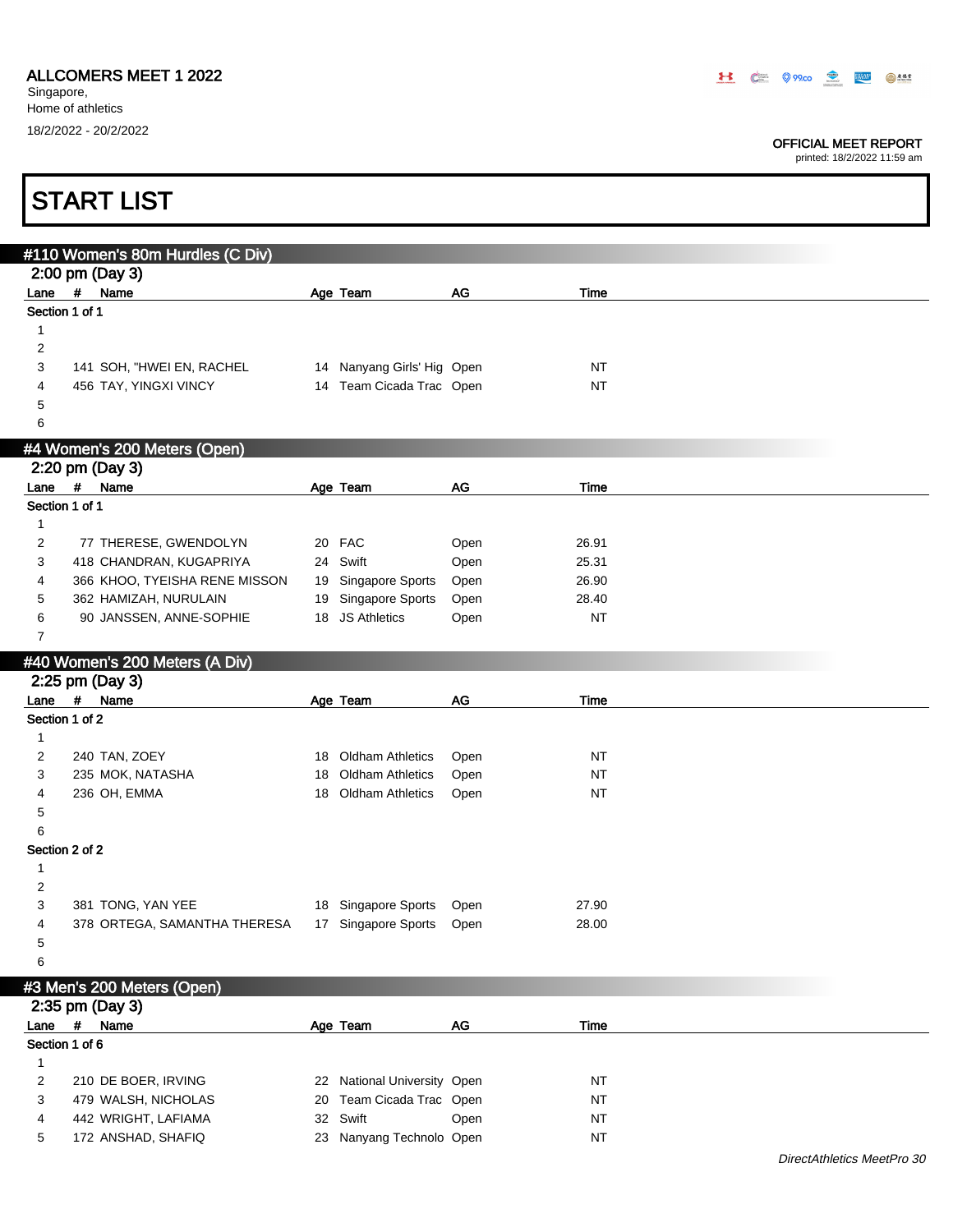# ALLCOMERS MEET 1 2022

Singapore,
Home of athletics

18/2/2022 - 20/2/2022

OFFICIAL MEET REPORT
printed: 18/2/2022 11:59 am

# START LIST

## #110 Women's 80m Hurdles (C Div)

2:00 pm (Day 3)

| Lane | # | Name | Age | Team | AG | Time |
|---|---|---|---|---|---|---|
| **Section 1 of 1** | | | | | | |
| 1 | | | | | | |
| 2 | | | | | | |
| 3 | 141 | SOH, "HWEI EN, RACHEL | 14 | Nanyang Girls' Hig | Open | NT |
| 4 | 456 | TAY, YINGXI VINCY | 14 | Team Cicada Trac | Open | NT |
| 5 | | | | | | |
| 6 | | | | | | |

## #4 Women's 200 Meters (Open)

2:20 pm (Day 3)

| Lane | # | Name | Age | Team | AG | Time |
|---|---|---|---|---|---|---|
| **Section 1 of 1** | | | | | | |
| 1 | | | | | | |
| 2 | 77 | THERESE, GWENDOLYN | 20 | FAC | Open | 26.91 |
| 3 | 418 | CHANDRAN, KUGAPRIYA | 24 | Swift | Open | 25.31 |
| 4 | 366 | KHOO, TYEISHA RENE MISSON | 19 | Singapore Sports | Open | 26.90 |
| 5 | 362 | HAMIZAH, NURULAIN | 19 | Singapore Sports | Open | 28.40 |
| 6 | 90 | JANSSEN, ANNE-SOPHIE | 18 | JS Athletics | Open | NT |
| 7 | | | | | | |

## #40 Women's 200 Meters (A Div)

2:25 pm (Day 3)

| Lane | # | Name | Age | Team | AG | Time |
|---|---|---|---|---|---|---|
| **Section 1 of 2** | | | | | | |
| 1 | | | | | | |
| 2 | 240 | TAN, ZOEY | 18 | Oldham Athletics | Open | NT |
| 3 | 235 | MOK, NATASHA | 18 | Oldham Athletics | Open | NT |
| 4 | 236 | OH, EMMA | 18 | Oldham Athletics | Open | NT |
| 5 | | | | | | |
| 6 | | | | | | |
| **Section 2 of 2** | | | | | | |
| 1 | | | | | | |
| 2 | | | | | | |
| 3 | 381 | TONG, YAN YEE | 18 | Singapore Sports | Open | 27.90 |
| 4 | 378 | ORTEGA, SAMANTHA THERESA | 17 | Singapore Sports | Open | 28.00 |
| 5 | | | | | | |
| 6 | | | | | | |

## #3 Men's 200 Meters (Open)

2:35 pm (Day 3)

| Lane | # | Name | Age | Team | AG | Time |
|---|---|---|---|---|---|---|
| **Section 1 of 6** | | | | | | |
| 1 | | | | | | |
| 2 | 210 | DE BOER, IRVING | 22 | National University | Open | NT |
| 3 | 479 | WALSH, NICHOLAS | 20 | Team Cicada Trac | Open | NT |
| 4 | 442 | WRIGHT, LAFIAMA | 32 | Swift | Open | NT |
| 5 | 172 | ANSHAD, SHAFIQ | 23 | Nanyang Technolo | Open | NT |

*DirectAthletics MeetPro 30*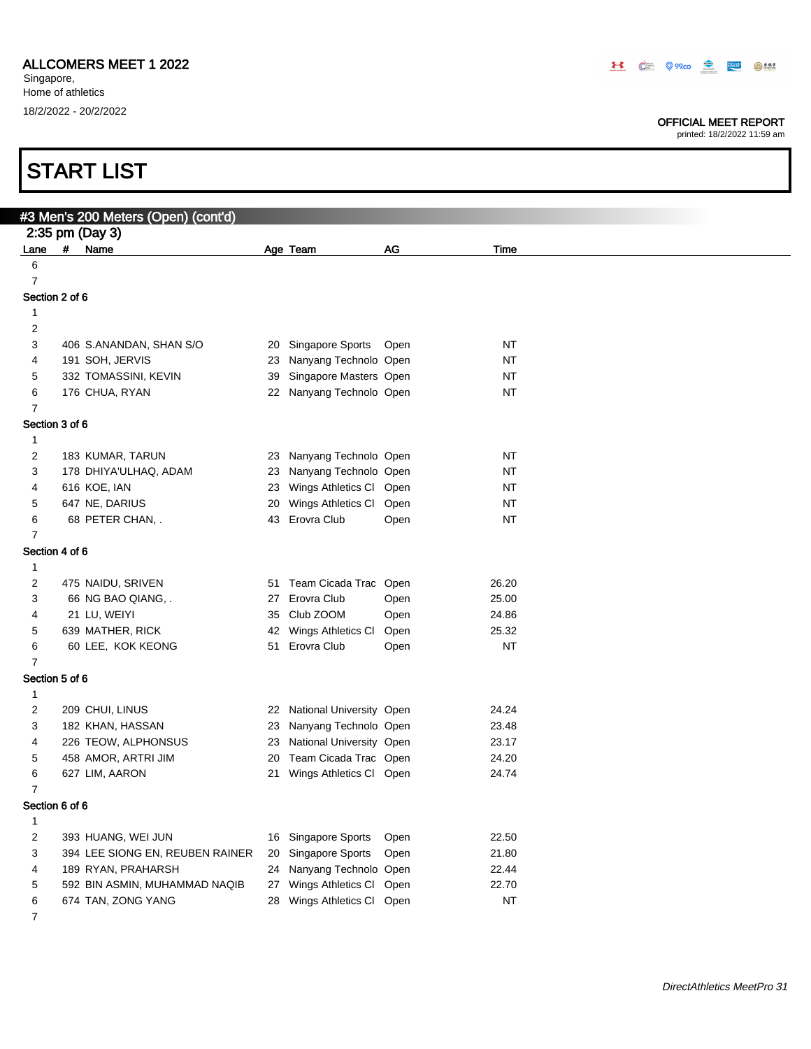ALLCOMERS MEET 1 2022
Singapore,
Home of athletics
18/2/2022 - 20/2/2022

OFFICIAL MEET REPORT
printed: 18/2/2022 11:59 am

# START LIST

## #3 Men's 200 Meters (Open) (cont'd)

2:35 pm (Day 3)

| Lane | # | Name | Age | Team | AG | Time |
|---|---|---|---|---|---|---|
| 6 | | | | | | |
| 7 | | | | | | |
| **Section 2 of 6** | | | | | | |
| 1 | | | | | | |
| 2 | | | | | | |
| 3 | 406 | S.ANANDAN, SHAN S/O | 20 | Singapore Sports | Open | NT |
| 4 | 191 | SOH, JERVIS | 23 | Nanyang Technolo | Open | NT |
| 5 | 332 | TOMASSINI, KEVIN | 39 | Singapore Masters | Open | NT |
| 6 | 176 | CHUA, RYAN | 22 | Nanyang Technolo | Open | NT |
| 7 | | | | | | |
| **Section 3 of 6** | | | | | | |
| 1 | | | | | | |
| 2 | 183 | KUMAR, TARUN | 23 | Nanyang Technolo | Open | NT |
| 3 | 178 | DHIYA'ULHAQ, ADAM | 23 | Nanyang Technolo | Open | NT |
| 4 | 616 | KOE, IAN | 23 | Wings Athletics Cl | Open | NT |
| 5 | 647 | NE, DARIUS | 20 | Wings Athletics Cl | Open | NT |
| 6 | 68 | PETER CHAN, . | 43 | Erovra Club | Open | NT |
| 7 | | | | | | |
| **Section 4 of 6** | | | | | | |
| 1 | | | | | | |
| 2 | 475 | NAIDU, SRIVEN | 51 | Team Cicada Trac | Open | 26.20 |
| 3 | 66 | NG BAO QIANG, . | 27 | Erovra Club | Open | 25.00 |
| 4 | 21 | LU, WEIYI | 35 | Club ZOOM | Open | 24.86 |
| 5 | 639 | MATHER, RICK | 42 | Wings Athletics Cl | Open | 25.32 |
| 6 | 60 | LEE, KOK KEONG | 51 | Erovra Club | Open | NT |
| 7 | | | | | | |
| **Section 5 of 6** | | | | | | |
| 1 | | | | | | |
| 2 | 209 | CHUI, LINUS | 22 | National University | Open | 24.24 |
| 3 | 182 | KHAN, HASSAN | 23 | Nanyang Technolo | Open | 23.48 |
| 4 | 226 | TEOW, ALPHONSUS | 23 | National University | Open | 23.17 |
| 5 | 458 | AMOR, ARTRI JIM | 20 | Team Cicada Trac | Open | 24.20 |
| 6 | 627 | LIM, AARON | 21 | Wings Athletics Cl | Open | 24.74 |
| 7 | | | | | | |
| **Section 6 of 6** | | | | | | |
| 1 | | | | | | |
| 2 | 393 | HUANG, WEI JUN | 16 | Singapore Sports | Open | 22.50 |
| 3 | 394 | LEE SIONG EN, REUBEN RAINER | 20 | Singapore Sports | Open | 21.80 |
| 4 | 189 | RYAN, PRAHARSH | 24 | Nanyang Technolo | Open | 22.44 |
| 5 | 592 | BIN ASMIN, MUHAMMAD NAQIB | 27 | Wings Athletics Cl | Open | 22.70 |
| 6 | 674 | TAN, ZONG YANG | 28 | Wings Athletics Cl | Open | NT |
| 7 | | | | | | |

*DirectAthletics MeetPro 31*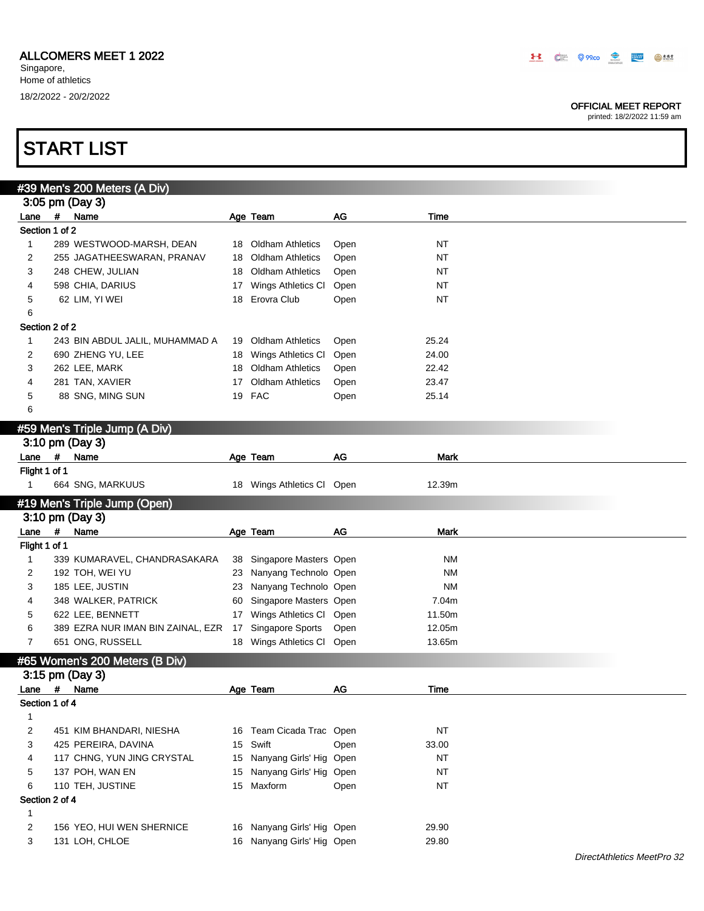ALLCOMERS MEET 1 2022
Singapore,
Home of athletics
18/2/2022 - 20/2/2022

OFFICIAL MEET REPORT
printed: 18/2/2022 11:59 am

# START LIST

## #39 Men's 200 Meters (A Div)

### 3:05 pm (Day 3)

| Lane | # | Name | Age | Team | AG | Time |
|---|---|---|---|---|---|---|
| **Section 1 of 2** | | | | | | |
| 1 | 289 | WESTWOOD-MARSH, DEAN | 18 | Oldham Athletics | Open | NT |
| 2 | 255 | JAGATHEESWARAN, PRANAV | 18 | Oldham Athletics | Open | NT |
| 3 | 248 | CHEW, JULIAN | 18 | Oldham Athletics | Open | NT |
| 4 | 598 | CHIA, DARIUS | 17 | Wings Athletics Cl | Open | NT |
| 5 | 62 | LIM, YI WEI | 18 | Erovra Club | Open | NT |
| 6 | | | | | | |
| **Section 2 of 2** | | | | | | |
| 1 | 243 | BIN ABDUL JALIL, MUHAMMAD A | 19 | Oldham Athletics | Open | 25.24 |
| 2 | 690 | ZHENG YU, LEE | 18 | Wings Athletics Cl | Open | 24.00 |
| 3 | 262 | LEE, MARK | 18 | Oldham Athletics | Open | 22.42 |
| 4 | 281 | TAN, XAVIER | 17 | Oldham Athletics | Open | 23.47 |
| 5 | 88 | SNG, MING SUN | 19 | FAC | Open | 25.14 |
| 6 | | | | | | |

## #59 Men's Triple Jump (A Div)

### 3:10 pm (Day 3)

| Lane | # | Name | Age | Team | AG | Mark |
|---|---|---|---|---|---|---|
| **Flight 1 of 1** | | | | | | |
| 1 | 664 | SNG, MARKUUS | 18 | Wings Athletics Cl | Open | 12.39m |

## #19 Men's Triple Jump (Open)

### 3:10 pm (Day 3)

| Lane | # | Name | Age | Team | AG | Mark |
|---|---|---|---|---|---|---|
| **Flight 1 of 1** | | | | | | |
| 1 | 339 | KUMARAVEL, CHANDRASAKARA | 38 | Singapore Masters | Open | NM |
| 2 | 192 | TOH, WEI YU | 23 | Nanyang Technolo | Open | NM |
| 3 | 185 | LEE, JUSTIN | 23 | Nanyang Technolo | Open | NM |
| 4 | 348 | WALKER, PATRICK | 60 | Singapore Masters | Open | 7.04m |
| 5 | 622 | LEE, BENNETT | 17 | Wings Athletics Cl | Open | 11.50m |
| 6 | 389 | EZRA NUR IMAN BIN ZAINAL, EZR | 17 | Singapore Sports | Open | 12.05m |
| 7 | 651 | ONG, RUSSELL | 18 | Wings Athletics Cl | Open | 13.65m |

## #65 Women's 200 Meters (B Div)

### 3:15 pm (Day 3)

| Lane | # | Name | Age | Team | AG | Time |
|---|---|---|---|---|---|---|
| **Section 1 of 4** | | | | | | |
| 1 | | | | | | |
| 2 | 451 | KIM BHANDARI, NIESHA | 16 | Team Cicada Trac | Open | NT |
| 3 | 425 | PEREIRA, DAVINA | 15 | Swift | Open | 33.00 |
| 4 | 117 | CHNG, YUN JING CRYSTAL | 15 | Nanyang Girls' Hig | Open | NT |
| 5 | 137 | POH, WAN EN | 15 | Nanyang Girls' Hig | Open | NT |
| 6 | 110 | TEH, JUSTINE | 15 | Maxform | Open | NT |
| **Section 2 of 4** | | | | | | |
| 1 | | | | | | |
| 2 | 156 | YEO, HUI WEN SHERNICE | 16 | Nanyang Girls' Hig | Open | 29.90 |
| 3 | 131 | LOH, CHLOE | 16 | Nanyang Girls' Hig | Open | 29.80 |

*DirectAthletics MeetPro 32*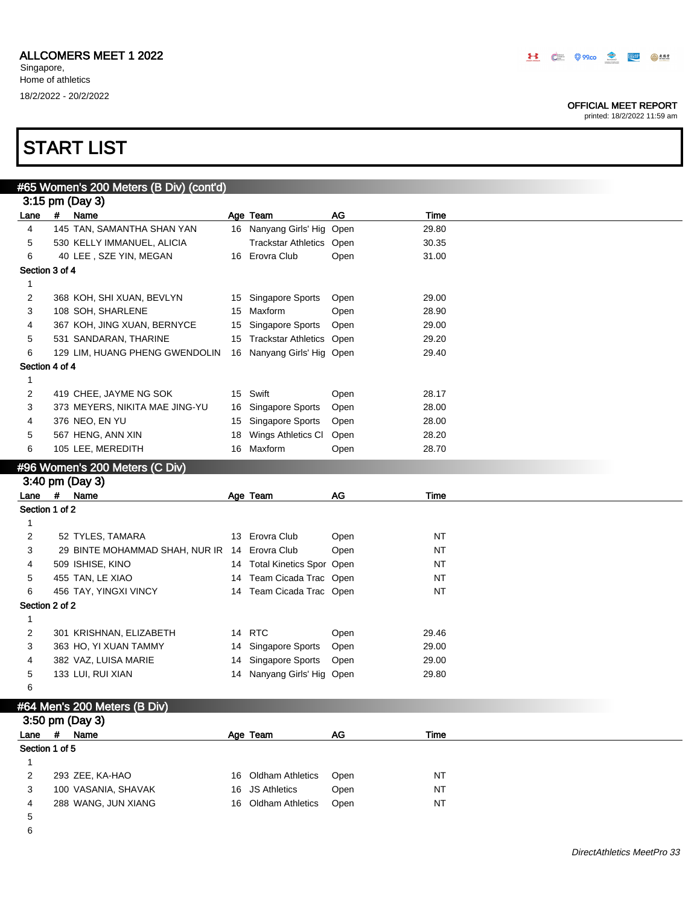ALLCOMERS MEET 1 2022
Singapore,
Home of athletics
18/2/2022 - 20/2/2022

OFFICIAL MEET REPORT
printed: 18/2/2022 11:59 am

# START LIST

## #65 Women's 200 Meters (B Div) (cont'd)

3:15 pm (Day 3)

| Lane | # | Name | Age | Team | AG | Time |
|---|---|---|---|---|---|---|
| 4 | 145 | TAN, SAMANTHA SHAN YAN | 16 | Nanyang Girls' Hig | Open | 29.80 |
| 5 | 530 | KELLY IMMANUEL, ALICIA | | Trackstar Athletics | Open | 30.35 |
| 6 | 40 | LEE , SZE YIN, MEGAN | 16 | Erovra Club | Open | 31.00 |
| **Section 3 of 4** | | | | | | |
| 1 | | | | | | |
| 2 | 368 | KOH, SHI XUAN, BEVLYN | 15 | Singapore Sports | Open | 29.00 |
| 3 | 108 | SOH, SHARLENE | 15 | Maxform | Open | 28.90 |
| 4 | 367 | KOH, JING XUAN, BERNYCE | 15 | Singapore Sports | Open | 29.00 |
| 5 | 531 | SANDARAN, THARINE | 15 | Trackstar Athletics | Open | 29.20 |
| 6 | 129 | LIM, HUANG PHENG GWENDOLIN | 16 | Nanyang Girls' Hig | Open | 29.40 |
| **Section 4 of 4** | | | | | | |
| 1 | | | | | | |
| 2 | 419 | CHEE, JAYME NG SOK | 15 | Swift | Open | 28.17 |
| 3 | 373 | MEYERS, NIKITA MAE JING-YU | 16 | Singapore Sports | Open | 28.00 |
| 4 | 376 | NEO, EN YU | 15 | Singapore Sports | Open | 28.00 |
| 5 | 567 | HENG, ANN XIN | 18 | Wings Athletics Cl | Open | 28.20 |
| 6 | 105 | LEE, MEREDITH | 16 | Maxform | Open | 28.70 |

## #96 Women's 200 Meters (C Div)

3:40 pm (Day 3)

| Lane | # | Name | Age | Team | AG | Time |
|---|---|---|---|---|---|---|
| **Section 1 of 2** | | | | | | |
| 1 | | | | | | |
| 2 | 52 | TYLES, TAMARA | 13 | Erovra Club | Open | NT |
| 3 | 29 | BINTE MOHAMMAD SHAH, NUR IR | 14 | Erovra Club | Open | NT |
| 4 | 509 | ISHISE, KINO | 14 | Total Kinetics Spor | Open | NT |
| 5 | 455 | TAN, LE XIAO | 14 | Team Cicada Trac | Open | NT |
| 6 | 456 | TAY, YINGXI VINCY | 14 | Team Cicada Trac | Open | NT |
| **Section 2 of 2** | | | | | | |
| 1 | | | | | | |
| 2 | 301 | KRISHNAN, ELIZABETH | 14 | RTC | Open | 29.46 |
| 3 | 363 | HO, YI XUAN TAMMY | 14 | Singapore Sports | Open | 29.00 |
| 4 | 382 | VAZ, LUISA MARIE | 14 | Singapore Sports | Open | 29.00 |
| 5 | 133 | LUI, RUI XIAN | 14 | Nanyang Girls' Hig | Open | 29.80 |
| 6 | | | | | | |

## #64 Men's 200 Meters (B Div)

3:50 pm (Day 3)

| Lane | # | Name | Age | Team | AG | Time |
|---|---|---|---|---|---|---|
| **Section 1 of 5** | | | | | | |
| 1 | | | | | | |
| 2 | 293 | ZEE, KA-HAO | 16 | Oldham Athletics | Open | NT |
| 3 | 100 | VASANIA, SHAVAK | 16 | JS Athletics | Open | NT |
| 4 | 288 | WANG, JUN XIANG | 16 | Oldham Athletics | Open | NT |
| 5 | | | | | | |
| 6 | | | | | | |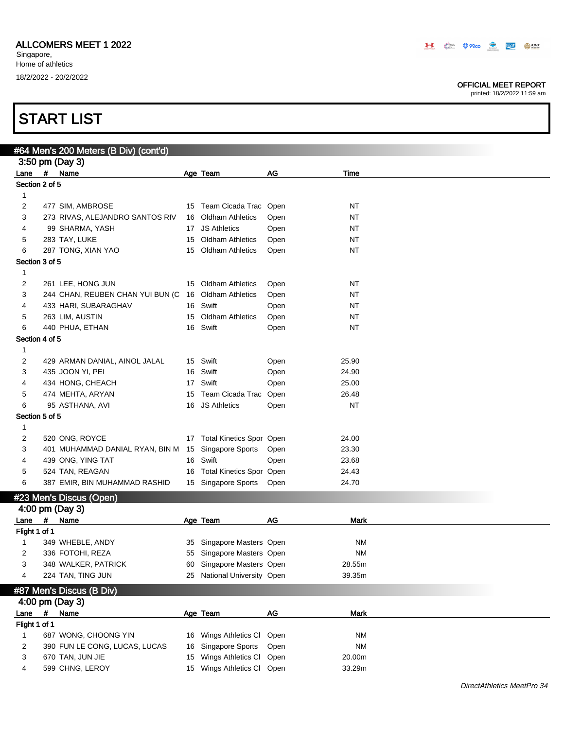ALLCOMERS MEET 1 2022
Singapore,
Home of athletics
18/2/2022 - 20/2/2022

OFFICIAL MEET REPORT
printed: 18/2/2022 11:59 am

# START LIST

## #64 Men's 200 Meters (B Div) (cont'd)

### 3:50 pm (Day 3)

| Lane | # | Name | Age | Team | AG | Time |
|---|---|---|---|---|---|---|
| **Section 2 of 5** | | | | | | |
| 1 | | | | | | |
| 2 | 477 | SIM, AMBROSE | 15 | Team Cicada Trac | Open | NT |
| 3 | 273 | RIVAS, ALEJANDRO SANTOS RIV | 16 | Oldham Athletics | Open | NT |
| 4 | 99 | SHARMA, YASH | 17 | JS Athletics | Open | NT |
| 5 | 283 | TAY, LUKE | 15 | Oldham Athletics | Open | NT |
| 6 | 287 | TONG, XIAN YAO | 15 | Oldham Athletics | Open | NT |
| **Section 3 of 5** | | | | | | |
| 1 | | | | | | |
| 2 | 261 | LEE, HONG JUN | 15 | Oldham Athletics | Open | NT |
| 3 | 244 | CHAN, REUBEN CHAN YUI BUN (C | 16 | Oldham Athletics | Open | NT |
| 4 | 433 | HARI, SUBARAGHAV | 16 | Swift | Open | NT |
| 5 | 263 | LIM, AUSTIN | 15 | Oldham Athletics | Open | NT |
| 6 | 440 | PHUA, ETHAN | 16 | Swift | Open | NT |
| **Section 4 of 5** | | | | | | |
| 1 | | | | | | |
| 2 | 429 | ARMAN DANIAL, AINOL JALAL | 15 | Swift | Open | 25.90 |
| 3 | 435 | JOON YI, PEI | 16 | Swift | Open | 24.90 |
| 4 | 434 | HONG, CHEACH | 17 | Swift | Open | 25.00 |
| 5 | 474 | MEHTA, ARYAN | 15 | Team Cicada Trac | Open | 26.48 |
| 6 | 95 | ASTHANA, AVI | 16 | JS Athletics | Open | NT |
| **Section 5 of 5** | | | | | | |
| 1 | | | | | | |
| 2 | 520 | ONG, ROYCE | 17 | Total Kinetics Spor | Open | 24.00 |
| 3 | 401 | MUHAMMAD DANIAL RYAN, BIN M | 15 | Singapore Sports | Open | 23.30 |
| 4 | 439 | ONG, YING TAT | 16 | Swift | Open | 23.68 |
| 5 | 524 | TAN, REAGAN | 16 | Total Kinetics Spor | Open | 24.43 |
| 6 | 387 | EMIR, BIN MUHAMMAD RASHID | 15 | Singapore Sports | Open | 24.70 |

## #23 Men's Discus (Open)

### 4:00 pm (Day 3)

| Lane | # | Name | Age | Team | AG | Mark |
|---|---|---|---|---|---|---|
| **Flight 1 of 1** | | | | | | |
| 1 | 349 | WHEBLE, ANDY | 35 | Singapore Masters | Open | NM |
| 2 | 336 | FOTOHI, REZA | 55 | Singapore Masters | Open | NM |
| 3 | 348 | WALKER, PATRICK | 60 | Singapore Masters | Open | 28.55m |
| 4 | 224 | TAN, TING JUN | 25 | National University | Open | 39.35m |

## #87 Men's Discus (B Div)

### 4:00 pm (Day 3)

| Lane | # | Name | Age | Team | AG | Mark |
|---|---|---|---|---|---|---|
| **Flight 1 of 1** | | | | | | |
| 1 | 687 | WONG, CHOONG YIN | 16 | Wings Athletics Cl | Open | NM |
| 2 | 390 | FUN LE CONG, LUCAS, LUCAS | 16 | Singapore Sports | Open | NM |
| 3 | 670 | TAN, JUN JIE | 15 | Wings Athletics Cl | Open | 20.00m |
| 4 | 599 | CHNG, LEROY | 15 | Wings Athletics Cl | Open | 33.29m |

*DirectAthletics MeetPro 34*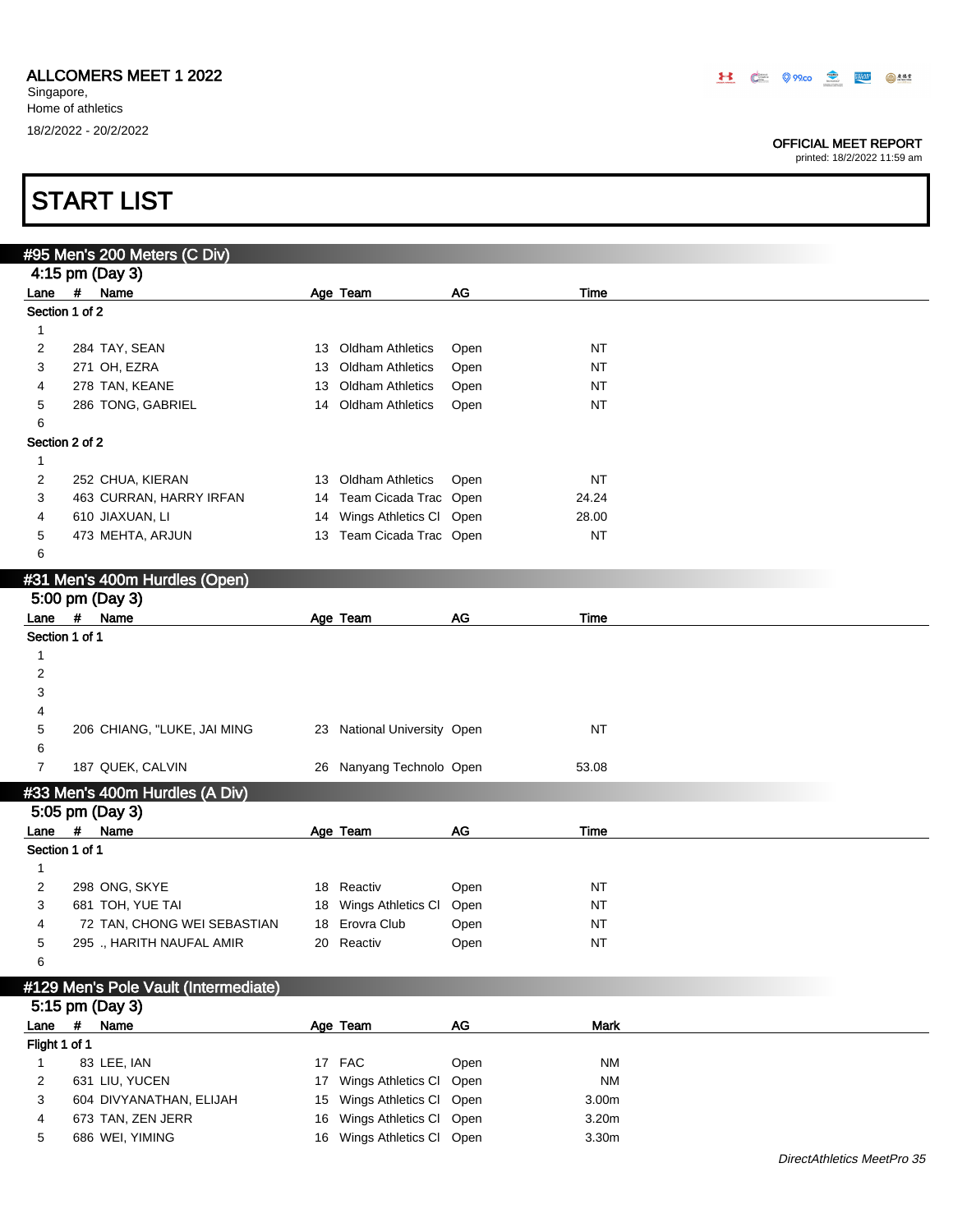ALLCOMERS MEET 1 2022
Singapore,
Home of athletics
18/2/2022 - 20/2/2022

OFFICIAL MEET REPORT
printed: 18/2/2022 11:59 am

# START LIST

## #95 Men's 200 Meters (C Div)

4:15 pm (Day 3)

| Lane | # | Name | Age | Team | AG | Time |
|---|---|---|---|---|---|---|
| **Section 1 of 2** | | | | | | |
| 1 | | | | | | |
| 2 | 284 | TAY, SEAN | 13 | Oldham Athletics | Open | NT |
| 3 | 271 | OH, EZRA | 13 | Oldham Athletics | Open | NT |
| 4 | 278 | TAN, KEANE | 13 | Oldham Athletics | Open | NT |
| 5 | 286 | TONG, GABRIEL | 14 | Oldham Athletics | Open | NT |
| 6 | | | | | | |
| **Section 2 of 2** | | | | | | |
| 1 | | | | | | |
| 2 | 252 | CHUA, KIERAN | 13 | Oldham Athletics | Open | NT |
| 3 | 463 | CURRAN, HARRY IRFAN | 14 | Team Cicada Trac | Open | 24.24 |
| 4 | 610 | JIAXUAN, LI | 14 | Wings Athletics Cl | Open | 28.00 |
| 5 | 473 | MEHTA, ARJUN | 13 | Team Cicada Trac | Open | NT |
| 6 | | | | | | |

## #31 Men's 400m Hurdles (Open)

5:00 pm (Day 3)

| Lane | # | Name | Age | Team | AG | Time |
|---|---|---|---|---|---|---|
| **Section 1 of 1** | | | | | | |
| 1 | | | | | | |
| 2 | | | | | | |
| 3 | | | | | | |
| 4 | | | | | | |
| 5 | 206 | CHIANG, "LUKE, JAI MING | 23 | National University | Open | NT |
| 6 | | | | | | |
| 7 | 187 | QUEK, CALVIN | 26 | Nanyang Technolo | Open | 53.08 |

## #33 Men's 400m Hurdles (A Div)

5:05 pm (Day 3)

| Lane | # | Name | Age | Team | AG | Time |
|---|---|---|---|---|---|---|
| **Section 1 of 1** | | | | | | |
| 1 | | | | | | |
| 2 | 298 | ONG, SKYE | 18 | Reactiv | Open | NT |
| 3 | 681 | TOH, YUE TAI | 18 | Wings Athletics Cl | Open | NT |
| 4 | 72 | TAN, CHONG WEI SEBASTIAN | 18 | Erovra Club | Open | NT |
| 5 | 295 | ., HARITH NAUFAL AMIR | 20 | Reactiv | Open | NT |
| 6 | | | | | | |

## #129 Men's Pole Vault (Intermediate)

5:15 pm (Day 3)

| Lane | # | Name | Age | Team | AG | Mark |
|---|---|---|---|---|---|---|
| **Flight 1 of 1** | | | | | | |
| 1 | 83 | LEE, IAN | 17 | FAC | Open | NM |
| 2 | 631 | LIU, YUCEN | 17 | Wings Athletics Cl | Open | NM |
| 3 | 604 | DIVYANATHAN, ELIJAH | 15 | Wings Athletics Cl | Open | 3.00m |
| 4 | 673 | TAN, ZEN JERR | 16 | Wings Athletics Cl | Open | 3.20m |
| 5 | 686 | WEI, YIMING | 16 | Wings Athletics Cl | Open | 3.30m |

*DirectAthletics MeetPro 35*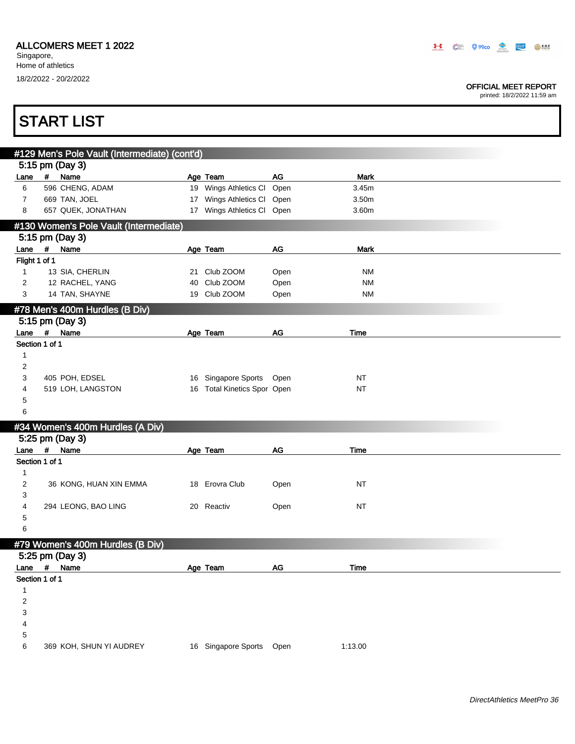ALLCOMERS MEET 1 2022

Singapore,
Home of athletics

18/2/2022 - 20/2/2022

OFFICIAL MEET REPORT
printed: 18/2/2022 11:59 am

# START LIST

## #129 Men's Pole Vault (Intermediate) (cont'd)

5:15 pm (Day 3)

| Lane | # | Name | Age | Team | AG | Mark |
|---|---|---|---|---|---|---|
| 6 | 596 | CHENG, ADAM | 19 | Wings Athletics Cl | Open | 3.45m |
| 7 | 669 | TAN, JOEL | 17 | Wings Athletics Cl | Open | 3.50m |
| 8 | 657 | QUEK, JONATHAN | 17 | Wings Athletics Cl | Open | 3.60m |

## #130 Women's Pole Vault (Intermediate)

5:15 pm (Day 3)

| Lane | # | Name | Age | Team | AG | Mark |
|---|---|---|---|---|---|---|
| **Flight 1 of 1** | | | | | | |
| 1 | 13 | SIA, CHERLIN | 21 | Club ZOOM | Open | NM |
| 2 | 12 | RACHEL, YANG | 40 | Club ZOOM | Open | NM |
| 3 | 14 | TAN, SHAYNE | 19 | Club ZOOM | Open | NM |

## #78 Men's 400m Hurdles (B Div)

5:15 pm (Day 3)

| Lane | # | Name | Age | Team | AG | Time |
|---|---|---|---|---|---|---|
| **Section 1 of 1** | | | | | | |
| 1 | | | | | | |
| 2 | | | | | | |
| 3 | 405 | POH, EDSEL | 16 | Singapore Sports | Open | NT |
| 4 | 519 | LOH, LANGSTON | 16 | Total Kinetics Spor | Open | NT |
| 5 | | | | | | |
| 6 | | | | | | |

## #34 Women's 400m Hurdles (A Div)

5:25 pm (Day 3)

| Lane | # | Name | Age | Team | AG | Time |
|---|---|---|---|---|---|---|
| **Section 1 of 1** | | | | | | |
| 1 | | | | | | |
| 2 | 36 | KONG, HUAN XIN EMMA | 18 | Erovra Club | Open | NT |
| 3 | | | | | | |
| 4 | 294 | LEONG, BAO LING | 20 | Reactiv | Open | NT |
| 5 | | | | | | |
| 6 | | | | | | |

## #79 Women's 400m Hurdles (B Div)

5:25 pm (Day 3)

| Lane | # | Name | Age | Team | AG | Time |
|---|---|---|---|---|---|---|
| **Section 1 of 1** | | | | | | |
| 1 | | | | | | |
| 2 | | | | | | |
| 3 | | | | | | |
| 4 | | | | | | |
| 5 | | | | | | |
| 6 | 369 | KOH, SHUN YI AUDREY | 16 | Singapore Sports | Open | 1:13.00 |

*DirectAthletics MeetPro 36*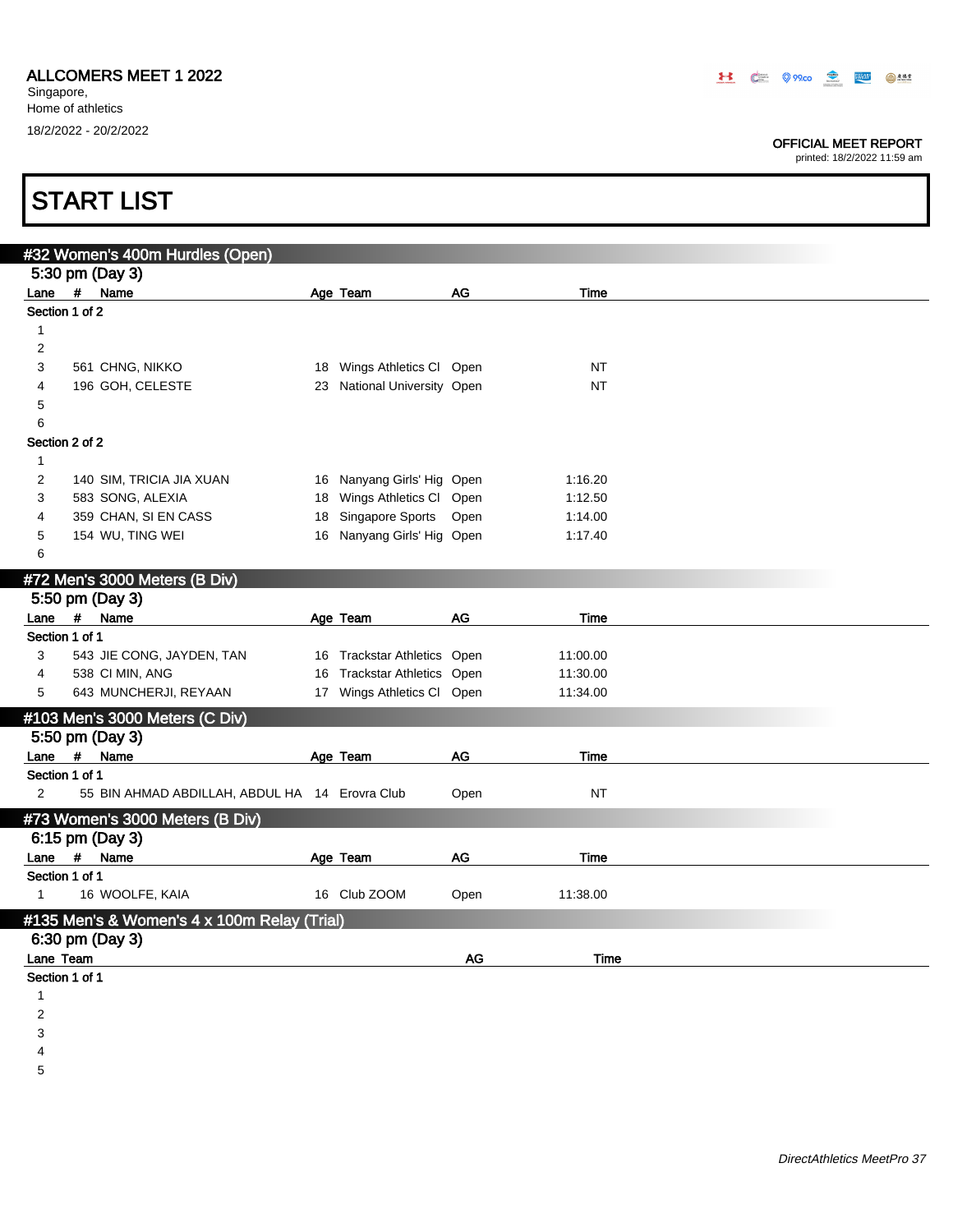ALLCOMERS MEET 1 2022
Singapore,
Home of athletics
18/2/2022 - 20/2/2022

OFFICIAL MEET REPORT
printed: 18/2/2022 11:59 am

# START LIST

## #32 Women's 400m Hurdles (Open)

### 5:30 pm (Day 3)

| Lane | # | Name | Age | Team | AG | Time |
|---|---|---|---|---|---|---|
| **Section 1 of 2** | | | | | | |
| 1 | | | | | | |
| 2 | | | | | | |
| 3 | 561 | CHNG, NIKKO | 18 | Wings Athletics Cl | Open | NT |
| 4 | 196 | GOH, CELESTE | 23 | National University | Open | NT |
| 5 | | | | | | |
| 6 | | | | | | |
| **Section 2 of 2** | | | | | | |
| 1 | | | | | | |
| 2 | 140 | SIM, TRICIA JIA XUAN | 16 | Nanyang Girls' Hig | Open | 1:16.20 |
| 3 | 583 | SONG, ALEXIA | 18 | Wings Athletics Cl | Open | 1:12.50 |
| 4 | 359 | CHAN, SI EN CASS | 18 | Singapore Sports | Open | 1:14.00 |
| 5 | 154 | WU, TING WEI | 16 | Nanyang Girls' Hig | Open | 1:17.40 |
| 6 | | | | | | |

## #72 Men's 3000 Meters (B Div)

### 5:50 pm (Day 3)

| Lane | # | Name | Age | Team | AG | Time |
|---|---|---|---|---|---|---|
| **Section 1 of 1** | | | | | | |
| 3 | 543 | JIE CONG, JAYDEN, TAN | 16 | Trackstar Athletics | Open | 11:00.00 |
| 4 | 538 | CI MIN, ANG | 16 | Trackstar Athletics | Open | 11:30.00 |
| 5 | 643 | MUNCHERJI, REYAAN | 17 | Wings Athletics Cl | Open | 11:34.00 |

## #103 Men's 3000 Meters (C Div)

### 5:50 pm (Day 3)

| Lane | # | Name | Age | Team | AG | Time |
|---|---|---|---|---|---|---|
| **Section 1 of 1** | | | | | | |
| 2 | 55 | BIN AHMAD ABDILLAH, ABDUL HA | 14 | Erovra Club | Open | NT |

## #73 Women's 3000 Meters (B Div)

### 6:15 pm (Day 3)

| Lane | # | Name | Age | Team | AG | Time |
|---|---|---|---|---|---|---|
| **Section 1 of 1** | | | | | | |
| 1 | 16 | WOOLFE, KAIA | 16 | Club ZOOM | Open | 11:38.00 |

## #135 Men's & Women's 4 x 100m Relay (Trial)

### 6:30 pm (Day 3)

| Lane | Team | AG | Time |
|---|---|---|---|
| **Section 1 of 1** | | | |
| 1 | | | |
| 2 | | | |
| 3 | | | |
| 4 | | | |
| 5 | | | |

*DirectAthletics MeetPro 37*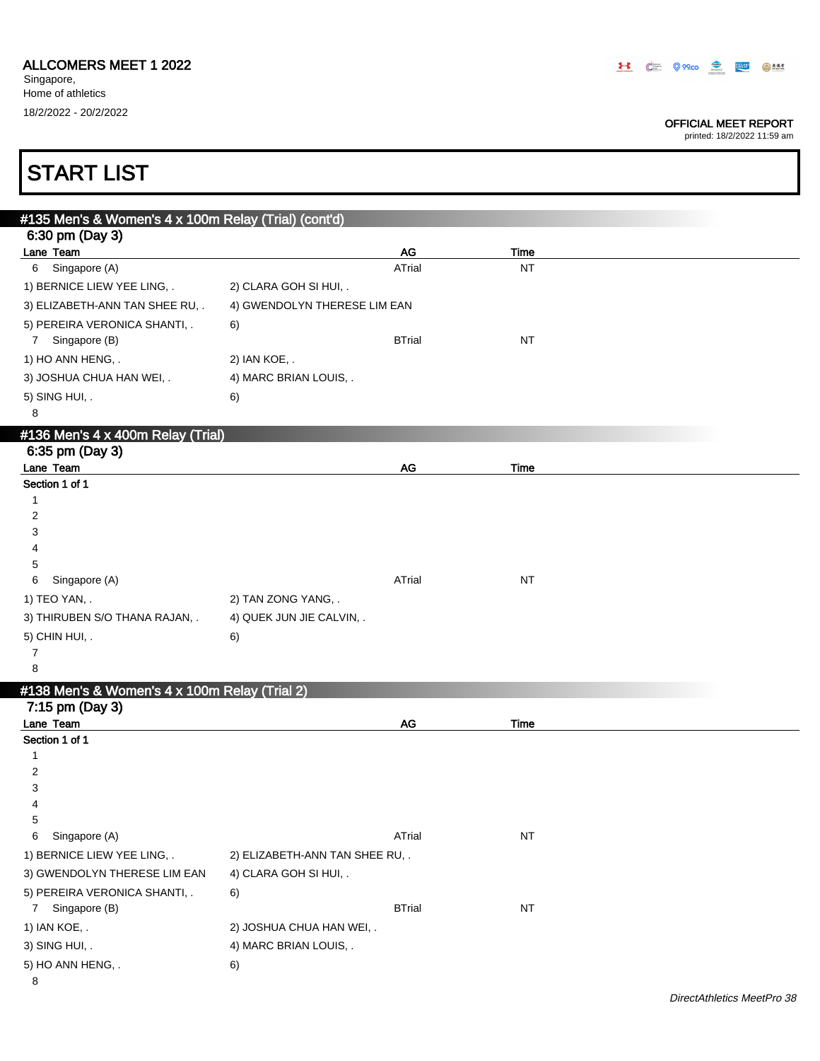ALLCOMERS MEET 1 2022
Singapore,
Home of athletics
18/2/2022 - 20/2/2022

OFFICIAL MEET REPORT
printed: 18/2/2022 11:59 am

# START LIST

## #135 Men's & Women's 4 x 100m Relay (Trial) (cont'd)

### 6:30 pm (Day 3)

| Lane | Team | AG | Time |
|---|---|---|---|
| 6 | Singapore (A) | ATrial | NT |

1) BERNICE LIEW YEE LING, . 2) CLARA GOH SI HUI, .
3) ELIZABETH-ANN TAN SHEE RU, . 4) GWENDOLYN THERESE LIM EAN
5) PEREIRA VERONICA SHANTI, . 6)

| Lane | Team | AG | Time |
|---|---|---|---|
| 7 | Singapore (B) | BTrial | NT |

1) HO ANN HENG, . 2) IAN KOE, .
3) JOSHUA CHUA HAN WEI, . 4) MARC BRIAN LOUIS, .
5) SING HUI, . 6)

8

## #136 Men's 4 x 400m Relay (Trial)

### 6:35 pm (Day 3)

Section 1 of 1

| Lane | Team | AG | Time |
|---|---|---|---|
| 1 | | | |
| 2 | | | |
| 3 | | | |
| 4 | | | |
| 5 | | | |
| 6 | Singapore (A) | ATrial | NT |

1) TEO YAN, . 2) TAN ZONG YANG, .
3) THIRUBEN S/O THANA RAJAN, . 4) QUEK JUN JIE CALVIN, .
5) CHIN HUI, . 6)

7
8

## #138 Men's & Women's 4 x 100m Relay (Trial 2)

### 7:15 pm (Day 3)

Section 1 of 1

| Lane | Team | AG | Time |
|---|---|---|---|
| 1 | | | |
| 2 | | | |
| 3 | | | |
| 4 | | | |
| 5 | | | |
| 6 | Singapore (A) | ATrial | NT |

1) BERNICE LIEW YEE LING, . 2) ELIZABETH-ANN TAN SHEE RU, .
3) GWENDOLYN THERESE LIM EAN 4) CLARA GOH SI HUI, .
5) PEREIRA VERONICA SHANTI, . 6)

| Lane | Team | AG | Time |
|---|---|---|---|
| 7 | Singapore (B) | BTrial | NT |

1) IAN KOE, . 2) JOSHUA CHUA HAN WEI, .
3) SING HUI, . 4) MARC BRIAN LOUIS, .
5) HO ANN HENG, . 6)

8

*DirectAthletics MeetPro 38*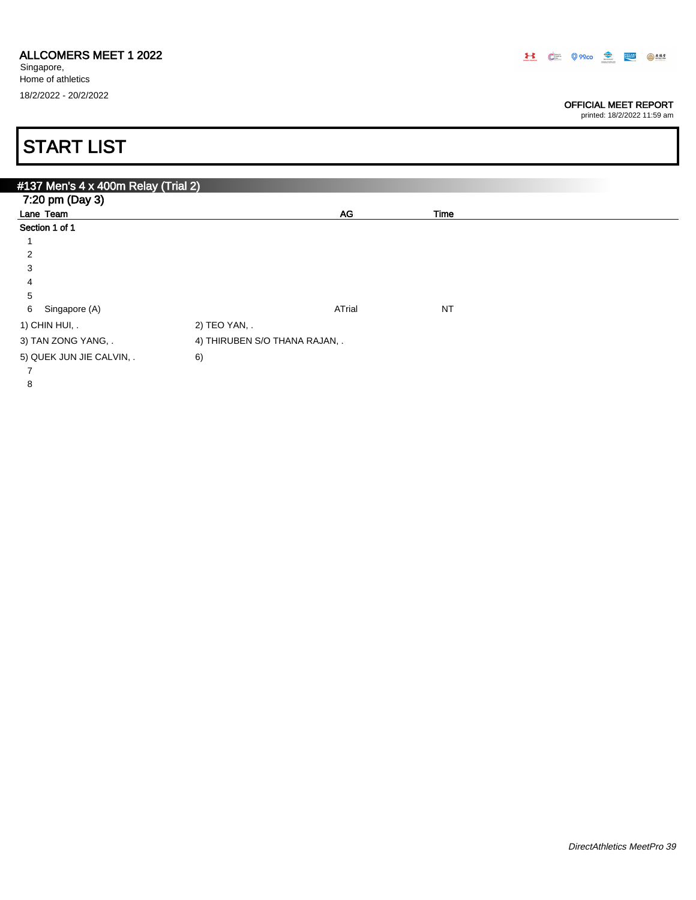ALLCOMERS MEET 1 2022
Singapore,
Home of athletics
18/2/2022 - 20/2/2022

OFFICIAL MEET REPORT
printed: 18/2/2022 11:59 am

# START LIST

## #137 Men's 4 x 400m Relay (Trial 2)

7:20 pm (Day 3)

| Lane | Team | AG | Time |
|---|---|---|---|
| **Section 1 of 1** | | | |
| 1 | | | |
| 2 | | | |
| 3 | | | |
| 4 | | | |
| 5 | | | |
| 6 | Singapore (A) | ATrial | NT |
| 7 | | | |
| 8 | | | |

Singapore (A), Lane 6:

1) CHIN HUI, . 2) TEO YAN, .
3) TAN ZONG YANG, . 4) THIRUBEN S/O THANA RAJAN, .
5) QUEK JUN JIE CALVIN, . 6)